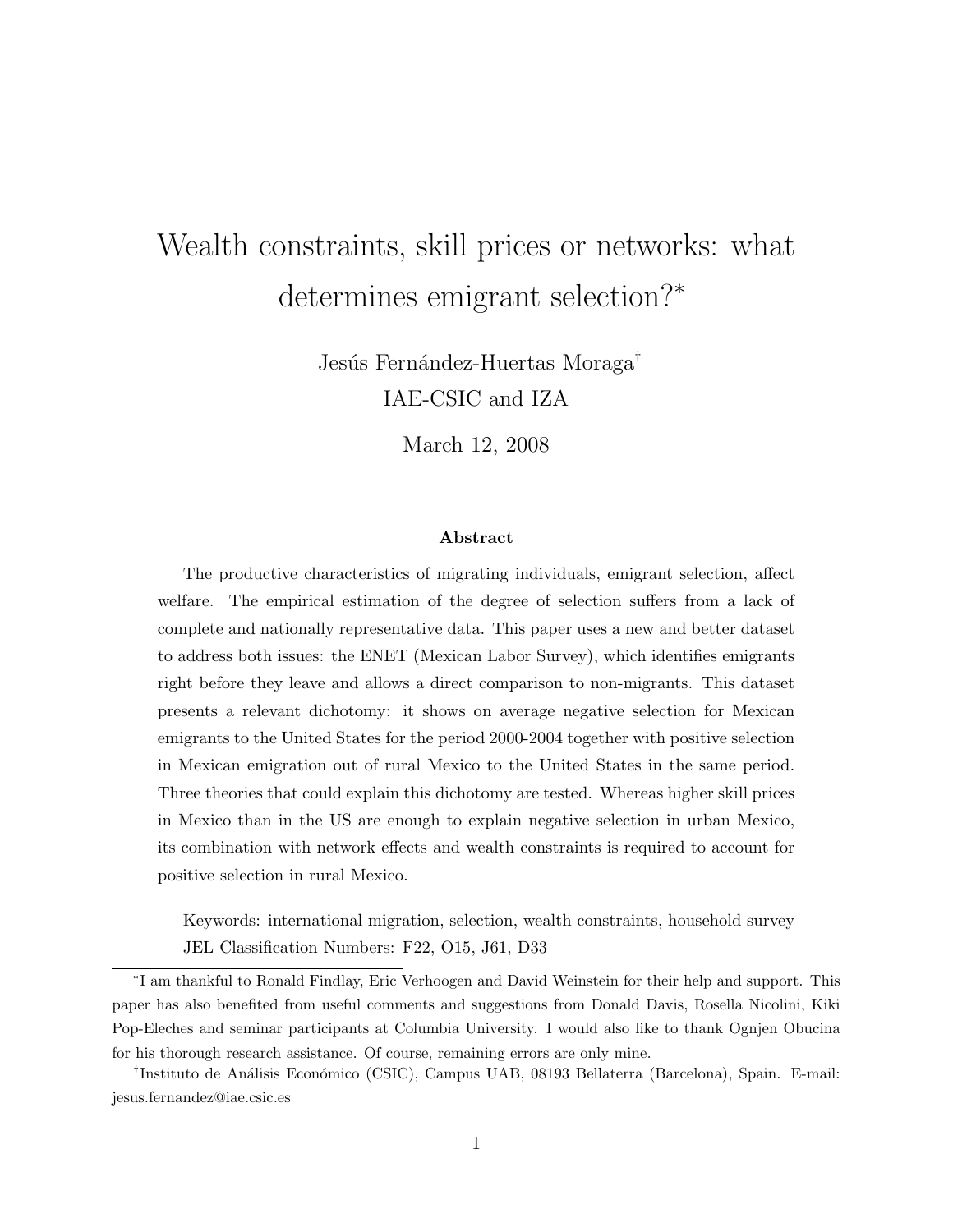# Wealth constraints, skill prices or networks: what determines emigrant selection?*

Jesús Fernández-Huertas Moraga[†]

IAE-CSIC and IZA

March 12, 2008

### Abstract

The productive characteristics of migrating individuals, emigrant selection, affect welfare. The empirical estimation of the degree of selection suffers from a lack of complete and nationally representative data. This paper uses a new and better dataset to address both issues: the ENET (Mexican Labor Survey), which identifies emigrants right before they leave and allows a direct comparison to non-migrants. This dataset presents a relevant dichotomy: it shows on average negative selection for Mexican emigrants to the United States for the period 2000-2004 together with positive selection in Mexican emigration out of rural Mexico to the United States in the same period. Three theories that could explain this dichotomy are tested. Whereas higher skill prices in Mexico than in the US are enough to explain negative selection in urban Mexico, its combination with network effects and wealth constraints is required to account for positive selection in rural Mexico.

Keywords: international migration, selection, wealth constraints, household survey
JEL Classification Numbers: F22, O15, J61, D33

---

*I am thankful to Ronald Findlay, Eric Verhoogen and David Weinstein for their help and support. This paper has also benefited from useful comments and suggestions from Donald Davis, Rosella Nicolini, Kiki Pop-Eleches and seminar participants at Columbia University. I would also like to thank Ognjen Obucina for his thorough research assistance. Of course, remaining errors are only mine.

[†]Instituto de Análisis Económico (CSIC), Campus UAB, 08193 Bellaterra (Barcelona), Spain. E-mail: jesus.fernandez@iae.csic.es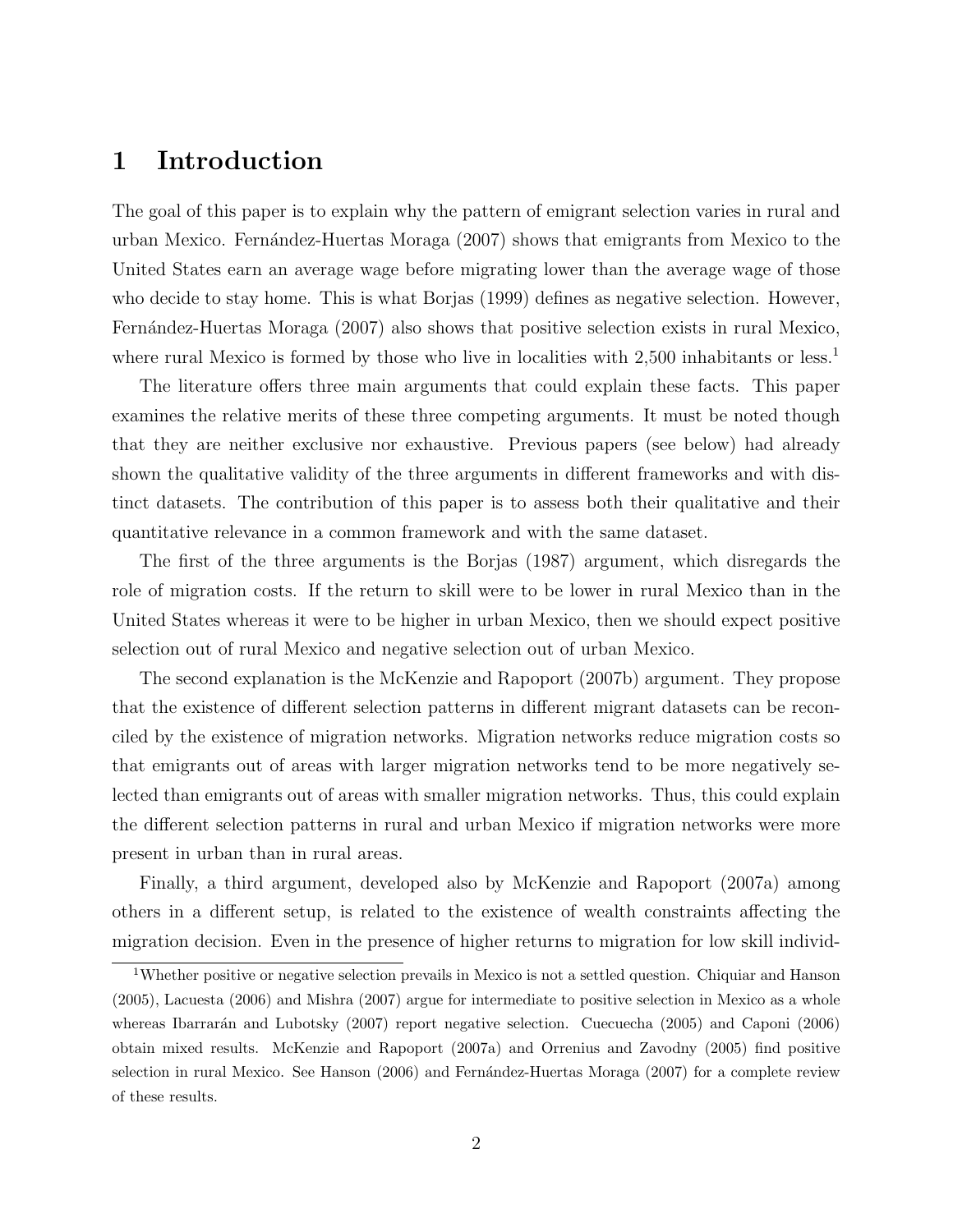# 1 Introduction

The goal of this paper is to explain why the pattern of emigrant selection varies in rural and urban Mexico. Fernández-Huertas Moraga (2007) shows that emigrants from Mexico to the United States earn an average wage before migrating lower than the average wage of those who decide to stay home. This is what Borjas (1999) defines as negative selection. However, Fernández-Huertas Moraga (2007) also shows that positive selection exists in rural Mexico, where rural Mexico is formed by those who live in localities with 2,500 inhabitants or less.[1]

The literature offers three main arguments that could explain these facts. This paper examines the relative merits of these three competing arguments. It must be noted though that they are neither exclusive nor exhaustive. Previous papers (see below) had already shown the qualitative validity of the three arguments in different frameworks and with distinct datasets. The contribution of this paper is to assess both their qualitative and their quantitative relevance in a common framework and with the same dataset.

The first of the three arguments is the Borjas (1987) argument, which disregards the role of migration costs. If the return to skill were to be lower in rural Mexico than in the United States whereas it were to be higher in urban Mexico, then we should expect positive selection out of rural Mexico and negative selection out of urban Mexico.

The second explanation is the McKenzie and Rapoport (2007b) argument. They propose that the existence of different selection patterns in different migrant datasets can be reconciled by the existence of migration networks. Migration networks reduce migration costs so that emigrants out of areas with larger migration networks tend to be more negatively selected than emigrants out of areas with smaller migration networks. Thus, this could explain the different selection patterns in rural and urban Mexico if migration networks were more present in urban than in rural areas.

Finally, a third argument, developed also by McKenzie and Rapoport (2007a) among others in a different setup, is related to the existence of wealth constraints affecting the migration decision. Even in the presence of higher returns to migration for low skill individ-

[1] Whether positive or negative selection prevails in Mexico is not a settled question. Chiquiar and Hanson (2005), Lacuesta (2006) and Mishra (2007) argue for intermediate to positive selection in Mexico as a whole whereas Ibarrarán and Lubotsky (2007) report negative selection. Cuecuecha (2005) and Caponi (2006) obtain mixed results. McKenzie and Rapoport (2007a) and Orrenius and Zavodny (2005) find positive selection in rural Mexico. See Hanson (2006) and Fernández-Huertas Moraga (2007) for a complete review of these results.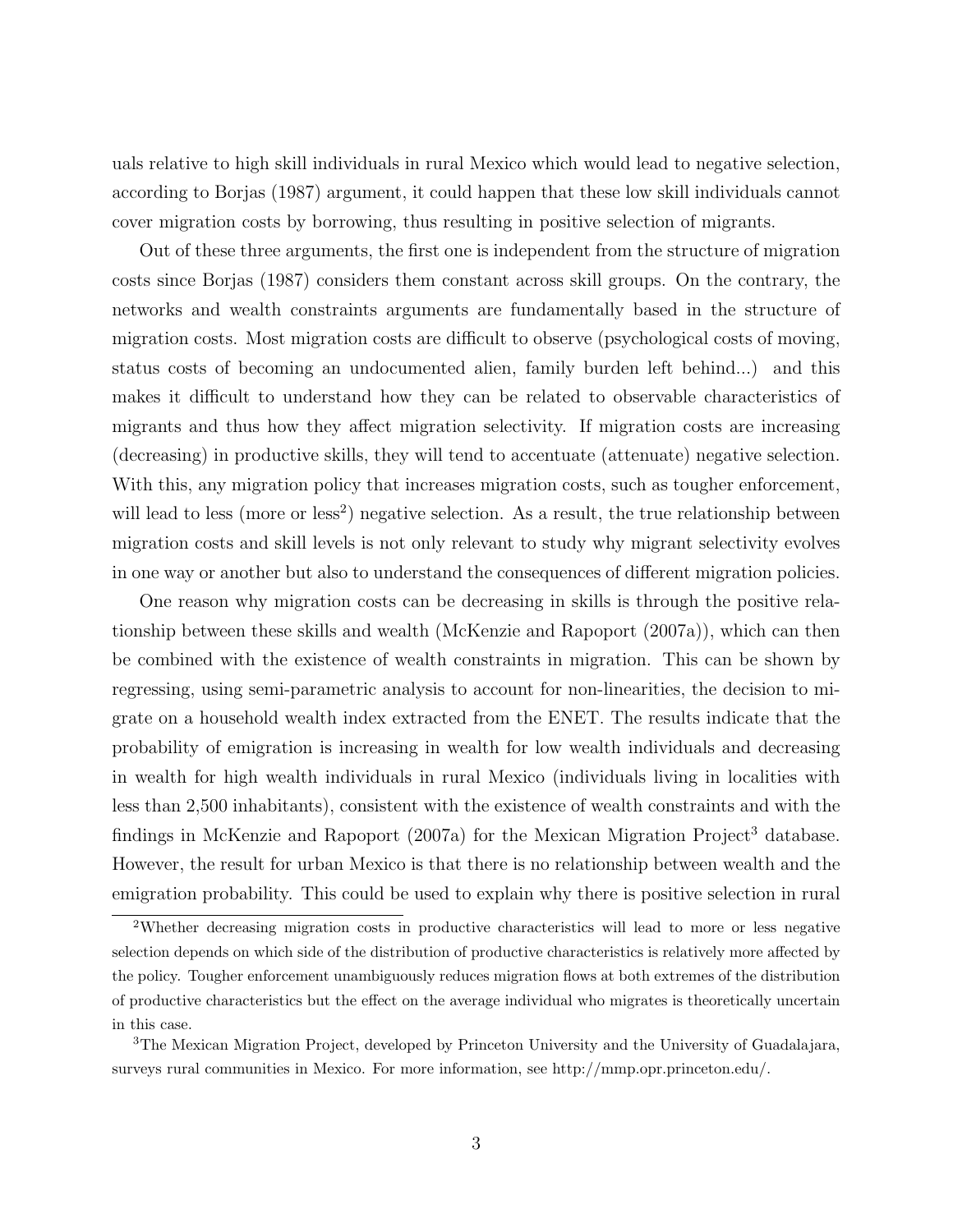uals relative to high skill individuals in rural Mexico which would lead to negative selection, according to Borjas (1987) argument, it could happen that these low skill individuals cannot cover migration costs by borrowing, thus resulting in positive selection of migrants.

Out of these three arguments, the first one is independent from the structure of migration costs since Borjas (1987) considers them constant across skill groups. On the contrary, the networks and wealth constraints arguments are fundamentally based in the structure of migration costs. Most migration costs are difficult to observe (psychological costs of moving, status costs of becoming an undocumented alien, family burden left behind...) and this makes it difficult to understand how they can be related to observable characteristics of migrants and thus how they affect migration selectivity. If migration costs are increasing (decreasing) in productive skills, they will tend to accentuate (attenuate) negative selection. With this, any migration policy that increases migration costs, such as tougher enforcement, will lead to less (more or less[2]) negative selection. As a result, the true relationship between migration costs and skill levels is not only relevant to study why migrant selectivity evolves in one way or another but also to understand the consequences of different migration policies.

One reason why migration costs can be decreasing in skills is through the positive relationship between these skills and wealth (McKenzie and Rapoport (2007a)), which can then be combined with the existence of wealth constraints in migration. This can be shown by regressing, using semi-parametric analysis to account for non-linearities, the decision to migrate on a household wealth index extracted from the ENET. The results indicate that the probability of emigration is increasing in wealth for low wealth individuals and decreasing in wealth for high wealth individuals in rural Mexico (individuals living in localities with less than 2,500 inhabitants), consistent with the existence of wealth constraints and with the findings in McKenzie and Rapoport (2007a) for the Mexican Migration Project[3] database. However, the result for urban Mexico is that there is no relationship between wealth and the emigration probability. This could be used to explain why there is positive selection in rural

[2]Whether decreasing migration costs in productive characteristics will lead to more or less negative selection depends on which side of the distribution of productive characteristics is relatively more affected by the policy. Tougher enforcement unambiguously reduces migration flows at both extremes of the distribution of productive characteristics but the effect on the average individual who migrates is theoretically uncertain in this case.

[3]The Mexican Migration Project, developed by Princeton University and the University of Guadalajara, surveys rural communities in Mexico. For more information, see http://mmp.opr.princeton.edu/.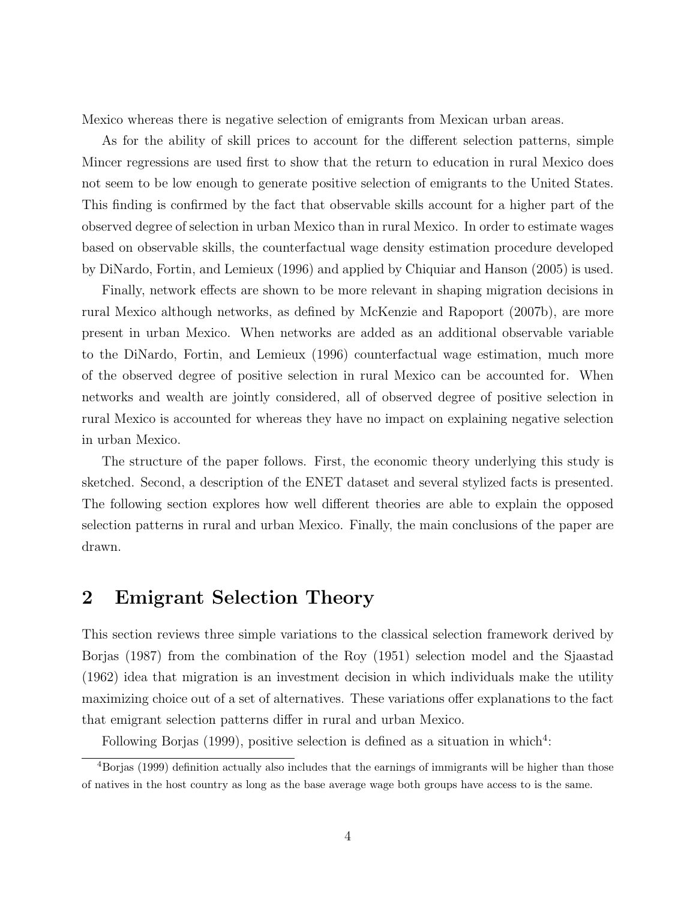Mexico whereas there is negative selection of emigrants from Mexican urban areas.

As for the ability of skill prices to account for the different selection patterns, simple Mincer regressions are used first to show that the return to education in rural Mexico does not seem to be low enough to generate positive selection of emigrants to the United States. This finding is confirmed by the fact that observable skills account for a higher part of the observed degree of selection in urban Mexico than in rural Mexico. In order to estimate wages based on observable skills, the counterfactual wage density estimation procedure developed by DiNardo, Fortin, and Lemieux (1996) and applied by Chiquiar and Hanson (2005) is used.

Finally, network effects are shown to be more relevant in shaping migration decisions in rural Mexico although networks, as defined by McKenzie and Rapoport (2007b), are more present in urban Mexico. When networks are added as an additional observable variable to the DiNardo, Fortin, and Lemieux (1996) counterfactual wage estimation, much more of the observed degree of positive selection in rural Mexico can be accounted for. When networks and wealth are jointly considered, all of observed degree of positive selection in rural Mexico is accounted for whereas they have no impact on explaining negative selection in urban Mexico.

The structure of the paper follows. First, the economic theory underlying this study is sketched. Second, a description of the ENET dataset and several stylized facts is presented. The following section explores how well different theories are able to explain the opposed selection patterns in rural and urban Mexico. Finally, the main conclusions of the paper are drawn.

## 2 Emigrant Selection Theory

This section reviews three simple variations to the classical selection framework derived by Borjas (1987) from the combination of the Roy (1951) selection model and the Sjaastad (1962) idea that migration is an investment decision in which individuals make the utility maximizing choice out of a set of alternatives. These variations offer explanations to the fact that emigrant selection patterns differ in rural and urban Mexico.

Following Borjas (1999), positive selection is defined as a situation in which[4]:

[4] Borjas (1999) definition actually also includes that the earnings of immigrants will be higher than those of natives in the host country as long as the base average wage both groups have access to is the same.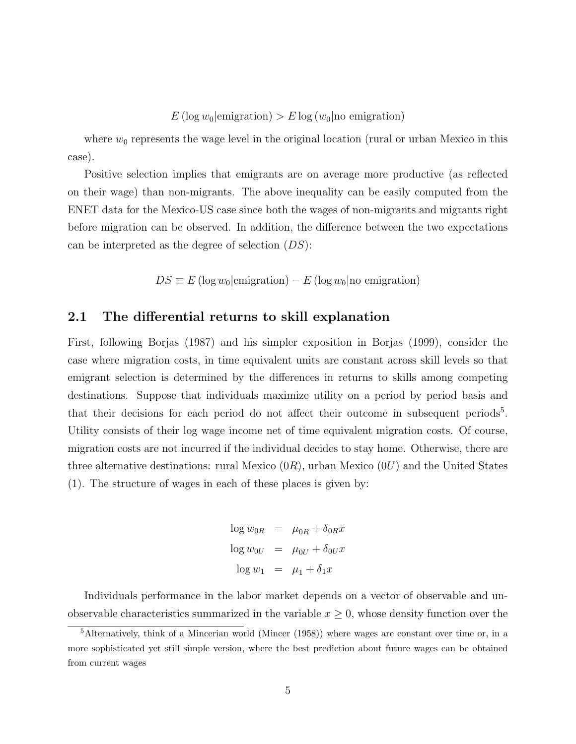$$E(\log w_0|\text{emigration}) > E\log(w_0|\text{no emigration})$$

where $w_0$ represents the wage level in the original location (rural or urban Mexico in this case).

Positive selection implies that emigrants are on average more productive (as reflected on their wage) than non-migrants. The above inequality can be easily computed from the ENET data for the Mexico-US case since both the wages of non-migrants and migrants right before migration can be observed. In addition, the difference between the two expectations can be interpreted as the degree of selection ($DS$):

$$DS \equiv E(\log w_0|\text{emigration}) - E(\log w_0|\text{no emigration})$$

## 2.1 The differential returns to skill explanation

First, following Borjas (1987) and his simpler exposition in Borjas (1999), consider the case where migration costs, in time equivalent units are constant across skill levels so that emigrant selection is determined by the differences in returns to skills among competing destinations. Suppose that individuals maximize utility on a period by period basis and that their decisions for each period do not affect their outcome in subsequent periods[5]. Utility consists of their log wage income net of time equivalent migration costs. Of course, migration costs are not incurred if the individual decides to stay home. Otherwise, there are three alternative destinations: rural Mexico ($0R$), urban Mexico ($0U$) and the United States (1). The structure of wages in each of these places is given by:

$$\begin{aligned}
\log w_{0R} &= \mu_{0R} + \delta_{0R}x \\
\log w_{0U} &= \mu_{0U} + \delta_{0U}x \\
\log w_1 &= \mu_1 + \delta_1 x
\end{aligned}$$

Individuals performance in the labor market depends on a vector of observable and unobservable characteristics summarized in the variable $x \geq 0$, whose density function over the

[5] Alternatively, think of a Mincerian world (Mincer (1958)) where wages are constant over time or, in a more sophisticated yet still simple version, where the best prediction about future wages can be obtained from current wages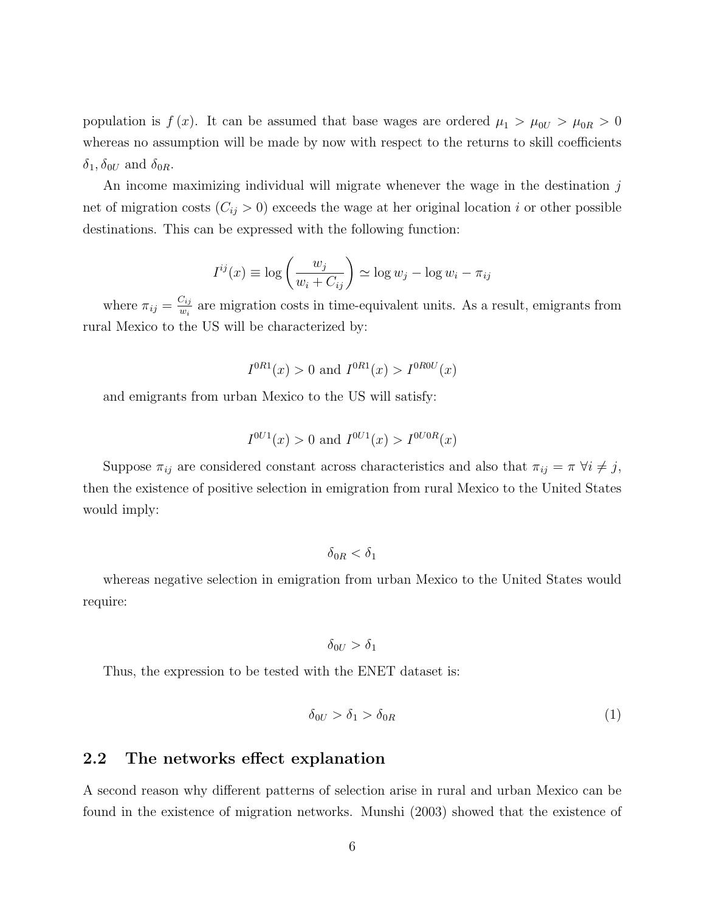population is $f(x)$. It can be assumed that base wages are ordered $\mu_1 > \mu_{0U} > \mu_{0R} > 0$ whereas no assumption will be made by now with respect to the returns to skill coefficients $\delta_1, \delta_{0U}$ and $\delta_{0R}$.

An income maximizing individual will migrate whenever the wage in the destination $j$ net of migration costs ($C_{ij} > 0$) exceeds the wage at her original location $i$ or other possible destinations. This can be expressed with the following function:

$$I^{ij}(x) \equiv \log\left(\frac{w_j}{w_i + C_{ij}}\right) \simeq \log w_j - \log w_i - \pi_{ij}$$

where $\pi_{ij} = \frac{C_{ij}}{w_i}$ are migration costs in time-equivalent units. As a result, emigrants from rural Mexico to the US will be characterized by:

$$I^{0R1}(x) > 0 \text{ and } I^{0R1}(x) > I^{0R0U}(x)$$

and emigrants from urban Mexico to the US will satisfy:

$$I^{0U1}(x) > 0 \text{ and } I^{0U1}(x) > I^{0U0R}(x)$$

Suppose $\pi_{ij}$ are considered constant across characteristics and also that $\pi_{ij} = \pi \ \forall i \neq j$, then the existence of positive selection in emigration from rural Mexico to the United States would imply:

$$\delta_{0R} < \delta_1$$

whereas negative selection in emigration from urban Mexico to the United States would require:

$$\delta_{0U} > \delta_1$$

Thus, the expression to be tested with the ENET dataset is:

$$\delta_{0U} > \delta_1 > \delta_{0R} \tag{1}$$

## 2.2 The networks effect explanation

A second reason why different patterns of selection arise in rural and urban Mexico can be found in the existence of migration networks. Munshi (2003) showed that the existence of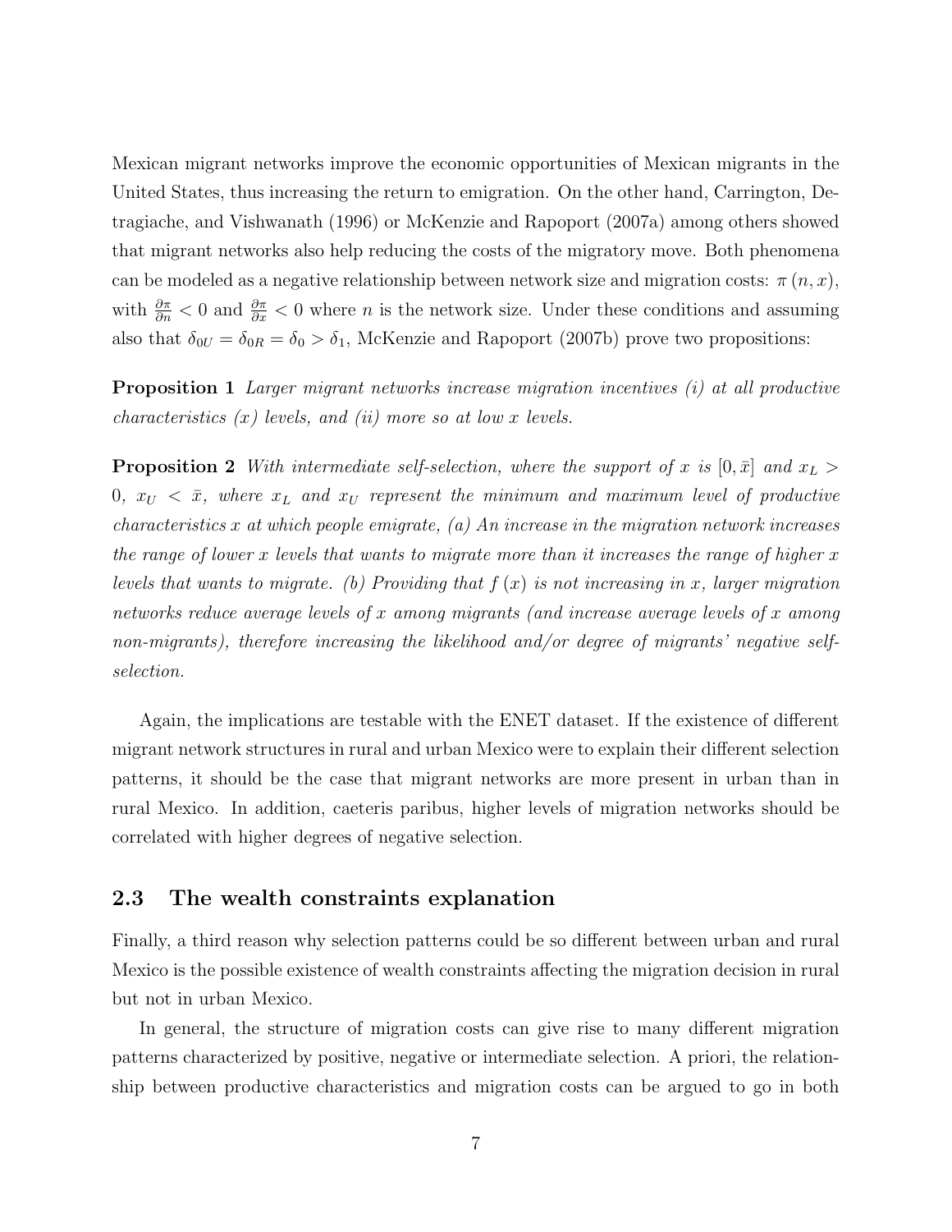Mexican migrant networks improve the economic opportunities of Mexican migrants in the United States, thus increasing the return to emigration. On the other hand, Carrington, Detragiache, and Vishwanath (1996) or McKenzie and Rapoport (2007a) among others showed that migrant networks also help reducing the costs of the migratory move. Both phenomena can be modeled as a negative relationship between network size and migration costs: $\pi(n, x)$, with $\frac{\partial \pi}{\partial n} < 0$ and $\frac{\partial \pi}{\partial x} < 0$ where $n$ is the network size. Under these conditions and assuming also that $\delta_{0U} = \delta_{0R} = \delta_0 > \delta_1$, McKenzie and Rapoport (2007b) prove two propositions:

**Proposition 1** *Larger migrant networks increase migration incentives (i) at all productive characteristics ($x$) levels, and (ii) more so at low $x$ levels.*

**Proposition 2** *With intermediate self-selection, where the support of $x$ is $[0, \bar{x}]$ and $x_L > 0$, $x_U < \bar{x}$, where $x_L$ and $x_U$ represent the minimum and maximum level of productive characteristics $x$ at which people emigrate, (a) An increase in the migration network increases the range of lower $x$ levels that wants to migrate more than it increases the range of higher $x$ levels that wants to migrate. (b) Providing that $f(x)$ is not increasing in $x$, larger migration networks reduce average levels of $x$ among migrants (and increase average levels of $x$ among non-migrants), therefore increasing the likelihood and/or degree of migrants' negative self-selection.*

Again, the implications are testable with the ENET dataset. If the existence of different migrant network structures in rural and urban Mexico were to explain their different selection patterns, it should be the case that migrant networks are more present in urban than in rural Mexico. In addition, caeteris paribus, higher levels of migration networks should be correlated with higher degrees of negative selection.

## 2.3 The wealth constraints explanation

Finally, a third reason why selection patterns could be so different between urban and rural Mexico is the possible existence of wealth constraints affecting the migration decision in rural but not in urban Mexico.

In general, the structure of migration costs can give rise to many different migration patterns characterized by positive, negative or intermediate selection. A priori, the relationship between productive characteristics and migration costs can be argued to go in both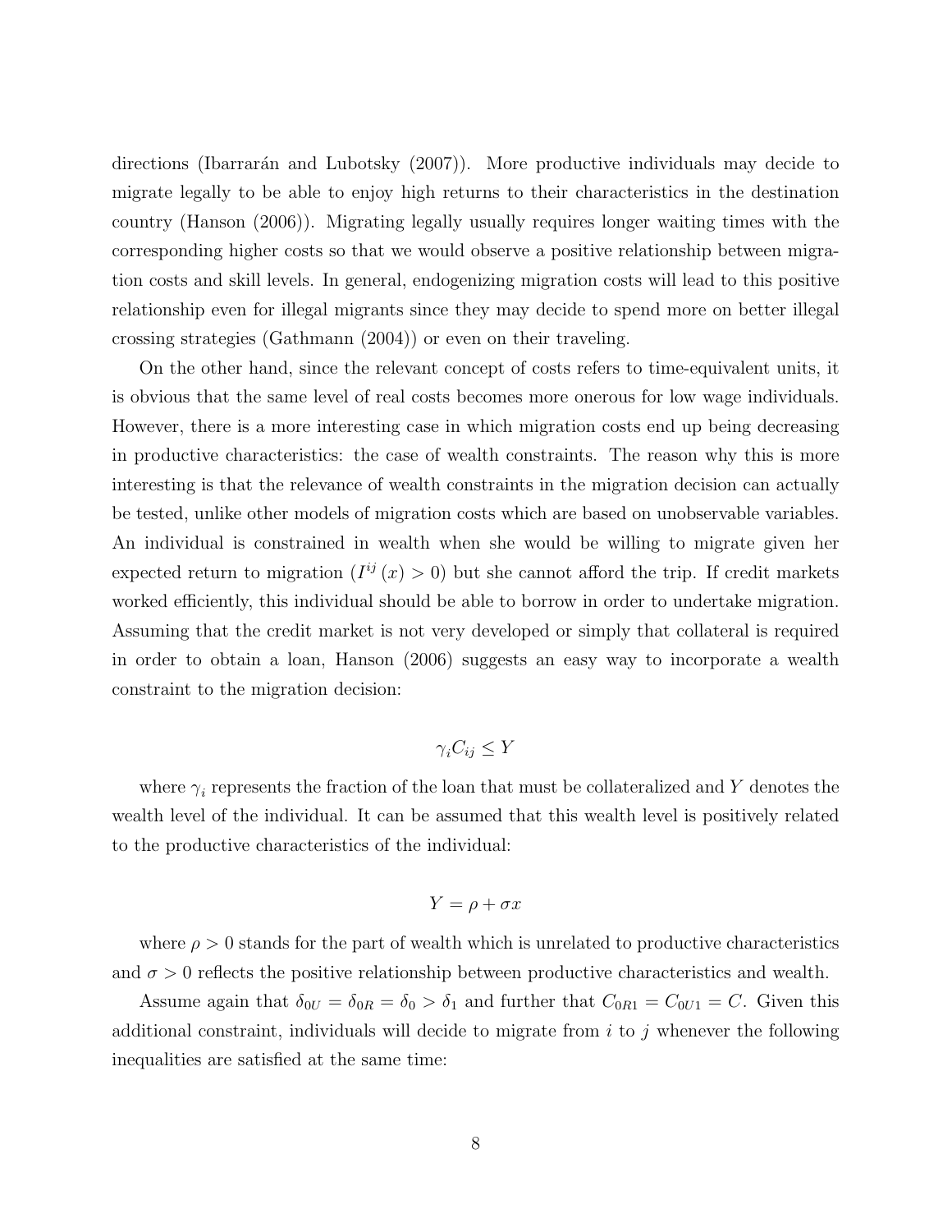directions (Ibarrarán and Lubotsky (2007)). More productive individuals may decide to migrate legally to be able to enjoy high returns to their characteristics in the destination country (Hanson (2006)). Migrating legally usually requires longer waiting times with the corresponding higher costs so that we would observe a positive relationship between migration costs and skill levels. In general, endogenizing migration costs will lead to this positive relationship even for illegal migrants since they may decide to spend more on better illegal crossing strategies (Gathmann (2004)) or even on their traveling.

On the other hand, since the relevant concept of costs refers to time-equivalent units, it is obvious that the same level of real costs becomes more onerous for low wage individuals. However, there is a more interesting case in which migration costs end up being decreasing in productive characteristics: the case of wealth constraints. The reason why this is more interesting is that the relevance of wealth constraints in the migration decision can actually be tested, unlike other models of migration costs which are based on unobservable variables. An individual is constrained in wealth when she would be willing to migrate given her expected return to migration ($I^{ij}(x) > 0$) but she cannot afford the trip. If credit markets worked efficiently, this individual should be able to borrow in order to undertake migration. Assuming that the credit market is not very developed or simply that collateral is required in order to obtain a loan, Hanson (2006) suggests an easy way to incorporate a wealth constraint to the migration decision:

$$\gamma_i C_{ij} \leq Y$$

where $\gamma_i$ represents the fraction of the loan that must be collateralized and $Y$ denotes the wealth level of the individual. It can be assumed that this wealth level is positively related to the productive characteristics of the individual:

$$Y = \rho + \sigma x$$

where $\rho > 0$ stands for the part of wealth which is unrelated to productive characteristics and $\sigma > 0$ reflects the positive relationship between productive characteristics and wealth.

Assume again that $\delta_{0U} = \delta_{0R} = \delta_0 > \delta_1$ and further that $C_{0R1} = C_{0U1} = C$. Given this additional constraint, individuals will decide to migrate from $i$ to $j$ whenever the following inequalities are satisfied at the same time: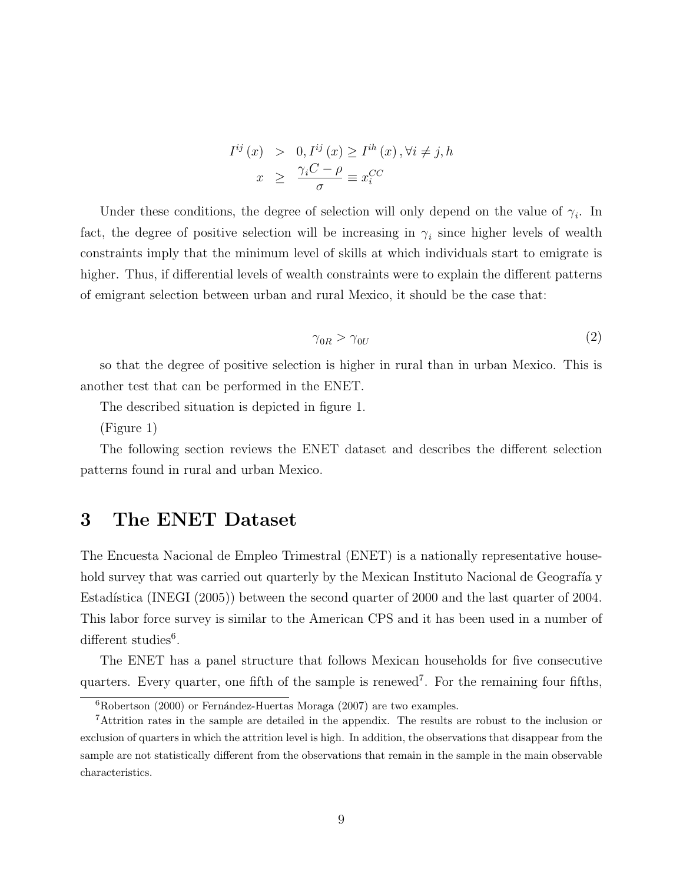$$
\begin{aligned}
I^{ij}(x) &> 0, I^{ij}(x) \geq I^{ih}(x), \forall i \neq j, h \\
x &\geq \frac{\gamma_i C - \rho}{\sigma} \equiv x_i^{CC}
\end{aligned}
$$

Under these conditions, the degree of selection will only depend on the value of $\gamma_i$. In fact, the degree of positive selection will be increasing in $\gamma_i$ since higher levels of wealth constraints imply that the minimum level of skills at which individuals start to emigrate is higher. Thus, if differential levels of wealth constraints were to explain the different patterns of emigrant selection between urban and rural Mexico, it should be the case that:

$$
\gamma_{0R} > \gamma_{0U} \tag{2}
$$

so that the degree of positive selection is higher in rural than in urban Mexico. This is another test that can be performed in the ENET.

The described situation is depicted in figure 1.

(Figure 1)

The following section reviews the ENET dataset and describes the different selection patterns found in rural and urban Mexico.

# 3 The ENET Dataset

The Encuesta Nacional de Empleo Trimestral (ENET) is a nationally representative household survey that was carried out quarterly by the Mexican Instituto Nacional de Geografía y Estadística (INEGI (2005)) between the second quarter of 2000 and the last quarter of 2004. This labor force survey is similar to the American CPS and it has been used in a number of different studies[6].

The ENET has a panel structure that follows Mexican households for five consecutive quarters. Every quarter, one fifth of the sample is renewed[7]. For the remaining four fifths,

[6] Robertson (2000) or Fernández-Huertas Moraga (2007) are two examples.

[7] Attrition rates in the sample are detailed in the appendix. The results are robust to the inclusion or exclusion of quarters in which the attrition level is high. In addition, the observations that disappear from the sample are not statistically different from the observations that remain in the sample in the main observable characteristics.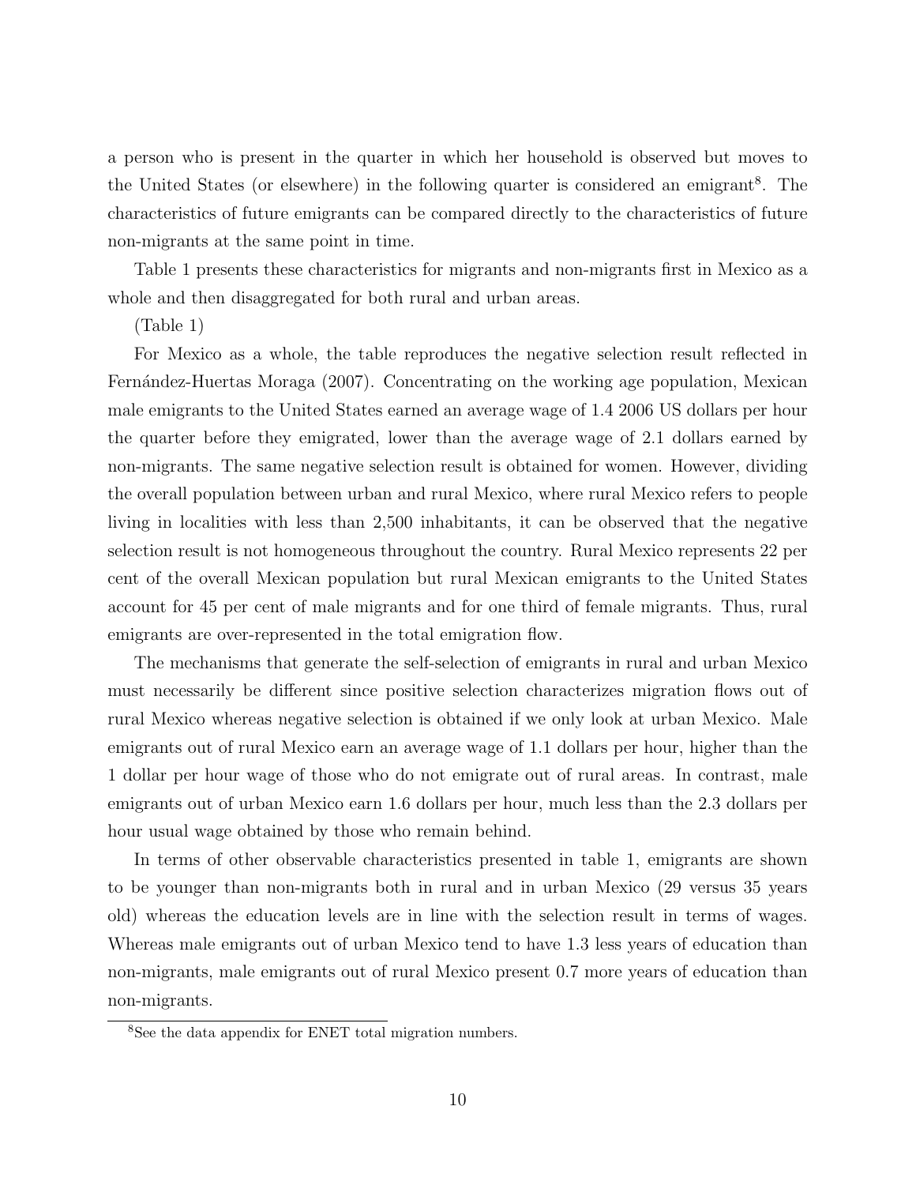a person who is present in the quarter in which her household is observed but moves to the United States (or elsewhere) in the following quarter is considered an emigrant[8]. The characteristics of future emigrants can be compared directly to the characteristics of future non-migrants at the same point in time.

Table 1 presents these characteristics for migrants and non-migrants first in Mexico as a whole and then disaggregated for both rural and urban areas.

(Table 1)

For Mexico as a whole, the table reproduces the negative selection result reflected in Fernández-Huertas Moraga (2007). Concentrating on the working age population, Mexican male emigrants to the United States earned an average wage of 1.4 2006 US dollars per hour the quarter before they emigrated, lower than the average wage of 2.1 dollars earned by non-migrants. The same negative selection result is obtained for women. However, dividing the overall population between urban and rural Mexico, where rural Mexico refers to people living in localities with less than 2,500 inhabitants, it can be observed that the negative selection result is not homogeneous throughout the country. Rural Mexico represents 22 per cent of the overall Mexican population but rural Mexican emigrants to the United States account for 45 per cent of male migrants and for one third of female migrants. Thus, rural emigrants are over-represented in the total emigration flow.

The mechanisms that generate the self-selection of emigrants in rural and urban Mexico must necessarily be different since positive selection characterizes migration flows out of rural Mexico whereas negative selection is obtained if we only look at urban Mexico. Male emigrants out of rural Mexico earn an average wage of 1.1 dollars per hour, higher than the 1 dollar per hour wage of those who do not emigrate out of rural areas. In contrast, male emigrants out of urban Mexico earn 1.6 dollars per hour, much less than the 2.3 dollars per hour usual wage obtained by those who remain behind.

In terms of other observable characteristics presented in table 1, emigrants are shown to be younger than non-migrants both in rural and in urban Mexico (29 versus 35 years old) whereas the education levels are in line with the selection result in terms of wages. Whereas male emigrants out of urban Mexico tend to have 1.3 less years of education than non-migrants, male emigrants out of rural Mexico present 0.7 more years of education than non-migrants.

[8] See the data appendix for ENET total migration numbers.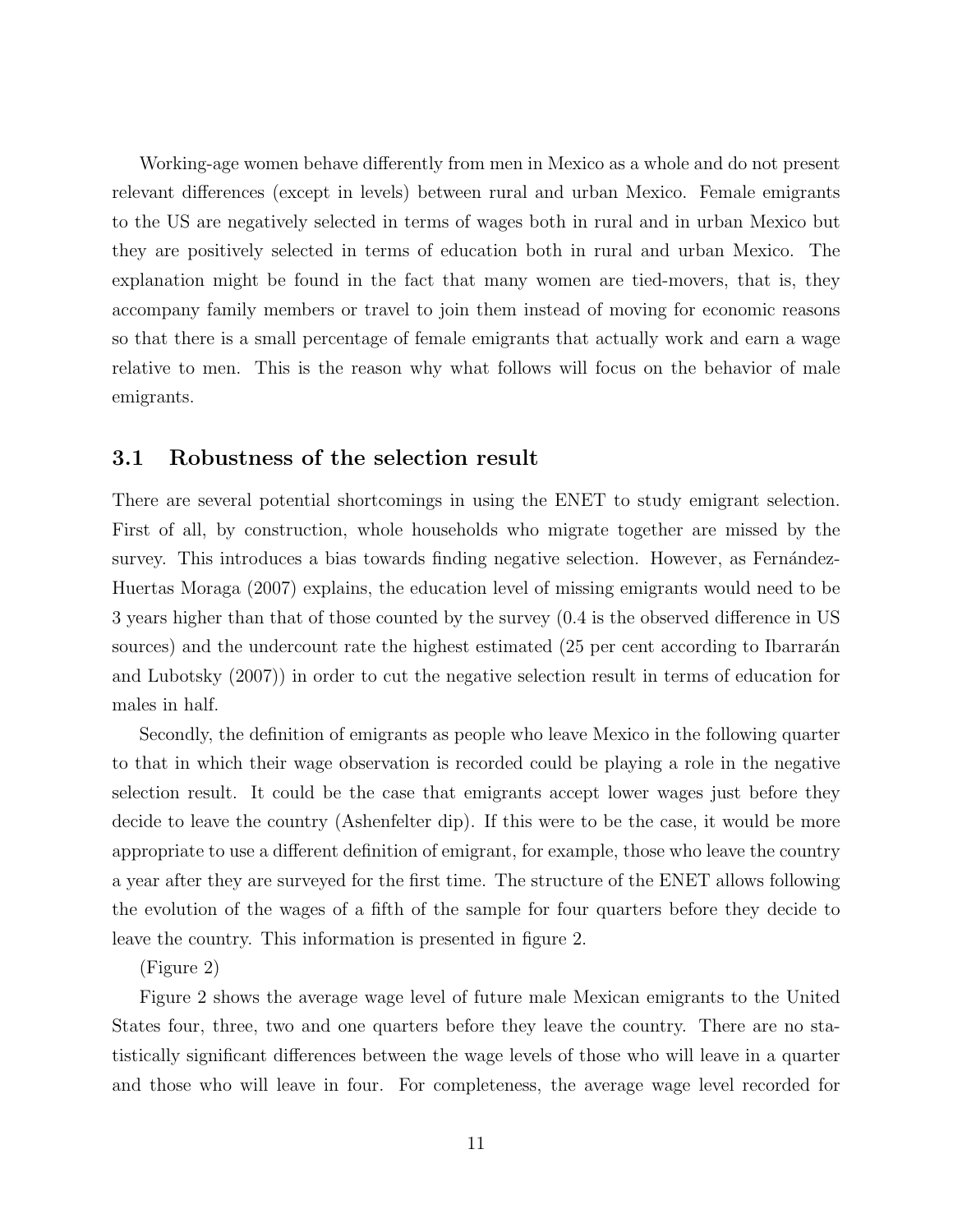Working-age women behave differently from men in Mexico as a whole and do not present relevant differences (except in levels) between rural and urban Mexico. Female emigrants to the US are negatively selected in terms of wages both in rural and in urban Mexico but they are positively selected in terms of education both in rural and urban Mexico. The explanation might be found in the fact that many women are tied-movers, that is, they accompany family members or travel to join them instead of moving for economic reasons so that there is a small percentage of female emigrants that actually work and earn a wage relative to men. This is the reason why what follows will focus on the behavior of male emigrants.

## 3.1 Robustness of the selection result

There are several potential shortcomings in using the ENET to study emigrant selection. First of all, by construction, whole households who migrate together are missed by the survey. This introduces a bias towards finding negative selection. However, as Fernández-Huertas Moraga (2007) explains, the education level of missing emigrants would need to be 3 years higher than that of those counted by the survey (0.4 is the observed difference in US sources) and the undercount rate the highest estimated (25 per cent according to Ibarrarán and Lubotsky (2007)) in order to cut the negative selection result in terms of education for males in half.

Secondly, the definition of emigrants as people who leave Mexico in the following quarter to that in which their wage observation is recorded could be playing a role in the negative selection result. It could be the case that emigrants accept lower wages just before they decide to leave the country (Ashenfelter dip). If this were to be the case, it would be more appropriate to use a different definition of emigrant, for example, those who leave the country a year after they are surveyed for the first time. The structure of the ENET allows following the evolution of the wages of a fifth of the sample for four quarters before they decide to leave the country. This information is presented in figure 2.

(Figure 2)

Figure 2 shows the average wage level of future male Mexican emigrants to the United States four, three, two and one quarters before they leave the country. There are no statistically significant differences between the wage levels of those who will leave in a quarter and those who will leave in four. For completeness, the average wage level recorded for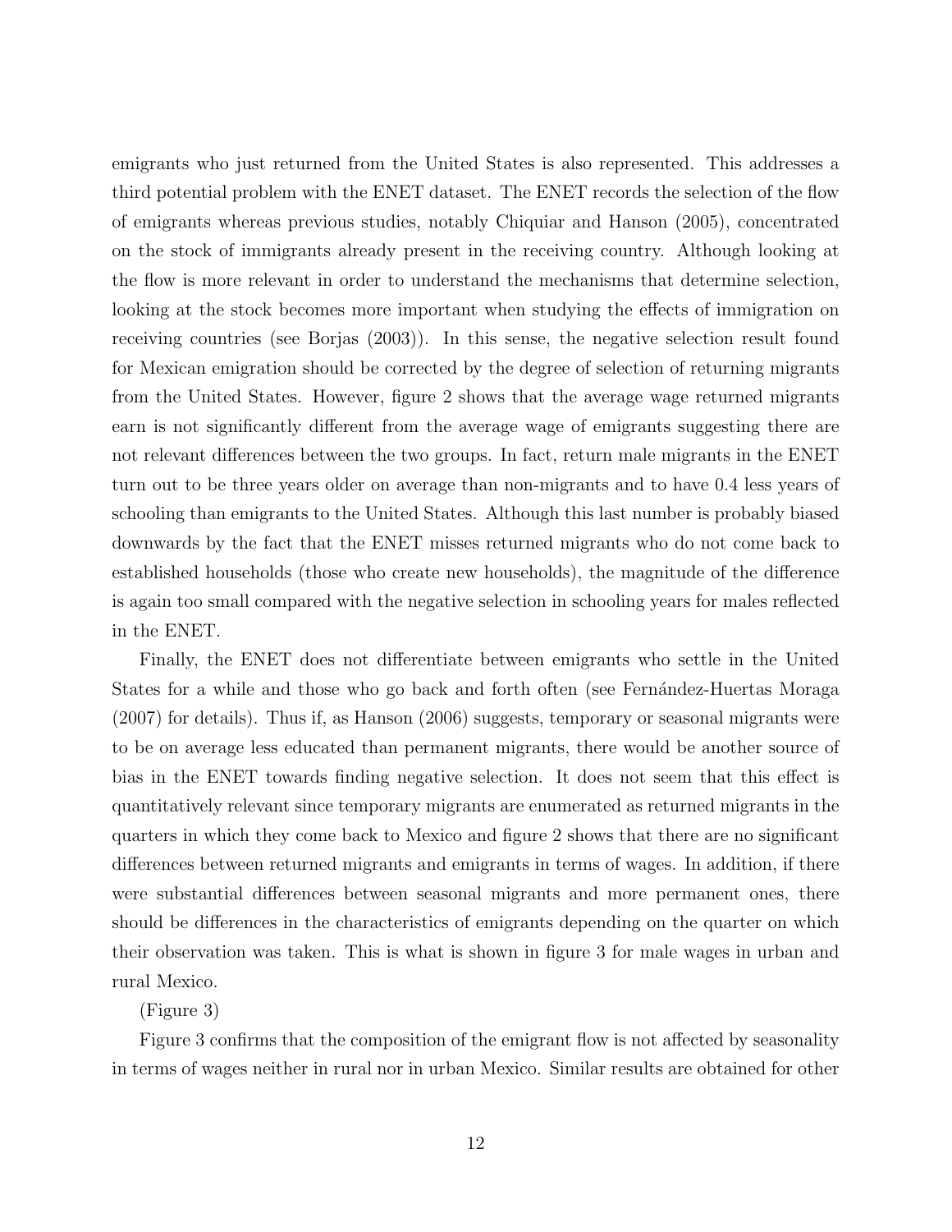emigrants who just returned from the United States is also represented. This addresses a third potential problem with the ENET dataset. The ENET records the selection of the flow of emigrants whereas previous studies, notably Chiquiar and Hanson (2005), concentrated on the stock of immigrants already present in the receiving country. Although looking at the flow is more relevant in order to understand the mechanisms that determine selection, looking at the stock becomes more important when studying the effects of immigration on receiving countries (see Borjas (2003)). In this sense, the negative selection result found for Mexican emigration should be corrected by the degree of selection of returning migrants from the United States. However, figure 2 shows that the average wage returned migrants earn is not significantly different from the average wage of emigrants suggesting there are not relevant differences between the two groups. In fact, return male migrants in the ENET turn out to be three years older on average than non-migrants and to have 0.4 less years of schooling than emigrants to the United States. Although this last number is probably biased downwards by the fact that the ENET misses returned migrants who do not come back to established households (those who create new households), the magnitude of the difference is again too small compared with the negative selection in schooling years for males reflected in the ENET.

Finally, the ENET does not differentiate between emigrants who settle in the United States for a while and those who go back and forth often (see Fernández-Huertas Moraga (2007) for details). Thus if, as Hanson (2006) suggests, temporary or seasonal migrants were to be on average less educated than permanent migrants, there would be another source of bias in the ENET towards finding negative selection. It does not seem that this effect is quantitatively relevant since temporary migrants are enumerated as returned migrants in the quarters in which they come back to Mexico and figure 2 shows that there are no significant differences between returned migrants and emigrants in terms of wages. In addition, if there were substantial differences between seasonal migrants and more permanent ones, there should be differences in the characteristics of emigrants depending on the quarter on which their observation was taken. This is what is shown in figure 3 for male wages in urban and rural Mexico.

(Figure 3)

Figure 3 confirms that the composition of the emigrant flow is not affected by seasonality in terms of wages neither in rural nor in urban Mexico. Similar results are obtained for other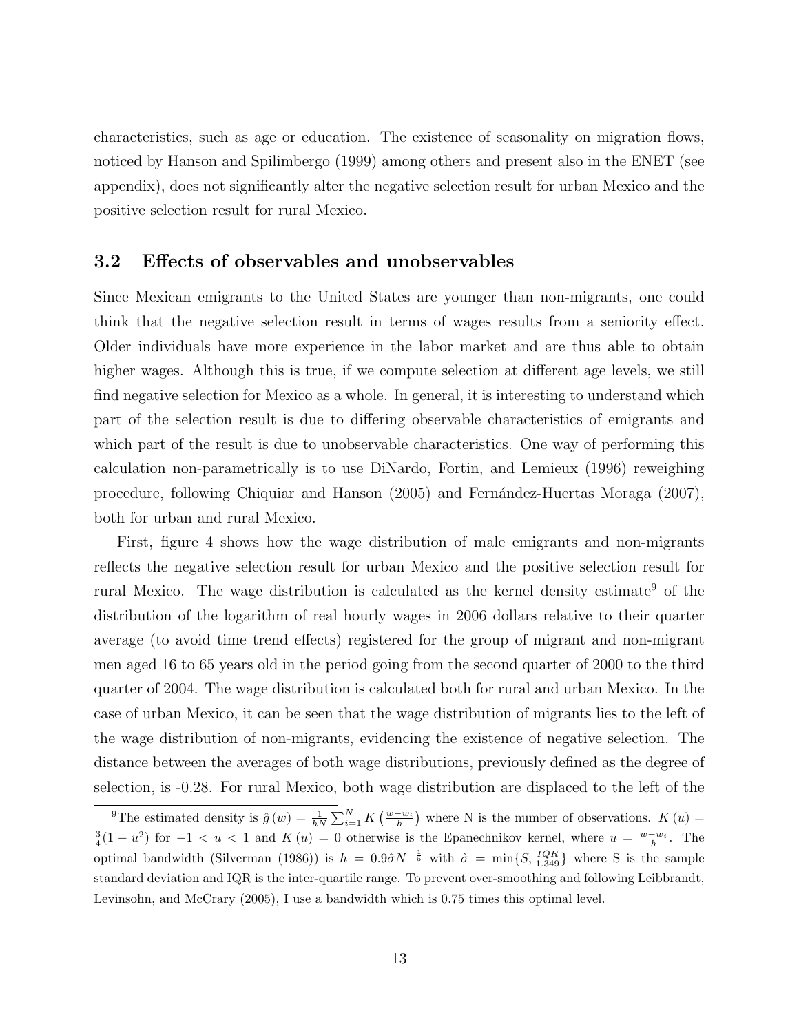characteristics, such as age or education. The existence of seasonality on migration flows, noticed by Hanson and Spilimbergo (1999) among others and present also in the ENET (see appendix), does not significantly alter the negative selection result for urban Mexico and the positive selection result for rural Mexico.

## 3.2 Effects of observables and unobservables

Since Mexican emigrants to the United States are younger than non-migrants, one could think that the negative selection result in terms of wages results from a seniority effect. Older individuals have more experience in the labor market and are thus able to obtain higher wages. Although this is true, if we compute selection at different age levels, we still find negative selection for Mexico as a whole. In general, it is interesting to understand which part of the selection result is due to differing observable characteristics of emigrants and which part of the result is due to unobservable characteristics. One way of performing this calculation non-parametrically is to use DiNardo, Fortin, and Lemieux (1996) reweighing procedure, following Chiquiar and Hanson (2005) and Fernández-Huertas Moraga (2007), both for urban and rural Mexico.

First, figure 4 shows how the wage distribution of male emigrants and non-migrants reflects the negative selection result for urban Mexico and the positive selection result for rural Mexico. The wage distribution is calculated as the kernel density estimate[9] of the distribution of the logarithm of real hourly wages in 2006 dollars relative to their quarter average (to avoid time trend effects) registered for the group of migrant and non-migrant men aged 16 to 65 years old in the period going from the second quarter of 2000 to the third quarter of 2004. The wage distribution is calculated both for rural and urban Mexico. In the case of urban Mexico, it can be seen that the wage distribution of migrants lies to the left of the wage distribution of non-migrants, evidencing the existence of negative selection. The distance between the averages of both wage distributions, previously defined as the degree of selection, is -0.28. For rural Mexico, both wage distribution are displaced to the left of the

[9]The estimated density is $\hat{g}(w) = \frac{1}{hN}\sum_{i=1}^{N} K\left(\frac{w-w_i}{h}\right)$ where N is the number of observations. $K(u) = \frac{3}{4}(1-u^2)$ for $-1 < u < 1$ and $K(u) = 0$ otherwise is the Epanechnikov kernel, where $u = \frac{w-w_i}{h}$. The optimal bandwidth (Silverman (1986)) is $h = 0.9\hat{\sigma}N^{-\frac{1}{5}}$ with $\hat{\sigma} = \min\{S, \frac{IQR}{1.349}\}$ where S is the sample standard deviation and IQR is the inter-quartile range. To prevent over-smoothing and following Leibbrandt, Levinsohn, and McCrary (2005), I use a bandwidth which is 0.75 times this optimal level.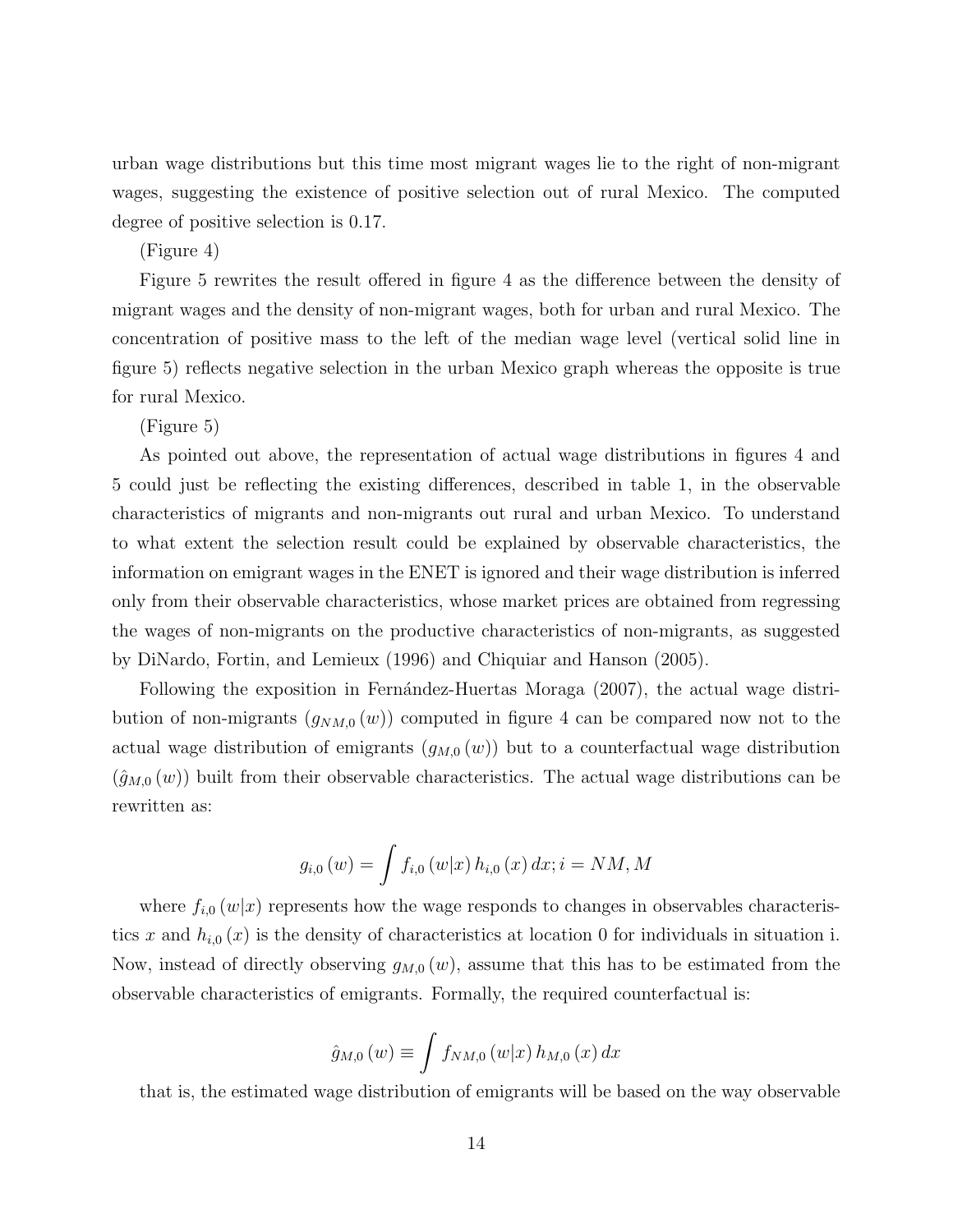urban wage distributions but this time most migrant wages lie to the right of non-migrant wages, suggesting the existence of positive selection out of rural Mexico. The computed degree of positive selection is 0.17.

(Figure 4)

Figure 5 rewrites the result offered in figure 4 as the difference between the density of migrant wages and the density of non-migrant wages, both for urban and rural Mexico. The concentration of positive mass to the left of the median wage level (vertical solid line in figure 5) reflects negative selection in the urban Mexico graph whereas the opposite is true for rural Mexico.

(Figure 5)

As pointed out above, the representation of actual wage distributions in figures 4 and 5 could just be reflecting the existing differences, described in table 1, in the observable characteristics of migrants and non-migrants out rural and urban Mexico. To understand to what extent the selection result could be explained by observable characteristics, the information on emigrant wages in the ENET is ignored and their wage distribution is inferred only from their observable characteristics, whose market prices are obtained from regressing the wages of non-migrants on the productive characteristics of non-migrants, as suggested by DiNardo, Fortin, and Lemieux (1996) and Chiquiar and Hanson (2005).

Following the exposition in Fernández-Huertas Moraga (2007), the actual wage distribution of non-migrants ($g_{NM,0}(w)$) computed in figure 4 can be compared now not to the actual wage distribution of emigrants ($g_{M,0}(w)$) but to a counterfactual wage distribution ($\hat{g}_{M,0}(w)$) built from their observable characteristics. The actual wage distributions can be rewritten as:

$$g_{i,0}(w) = \int f_{i,0}(w|x)\, h_{i,0}(x)\, dx; i = NM, M$$

where $f_{i,0}(w|x)$ represents how the wage responds to changes in observables characteristics $x$ and $h_{i,0}(x)$ is the density of characteristics at location 0 for individuals in situation i. Now, instead of directly observing $g_{M,0}(w)$, assume that this has to be estimated from the observable characteristics of emigrants. Formally, the required counterfactual is:

$$\hat{g}_{M,0}(w) \equiv \int f_{NM,0}(w|x)\, h_{M,0}(x)\, dx$$

that is, the estimated wage distribution of emigrants will be based on the way observable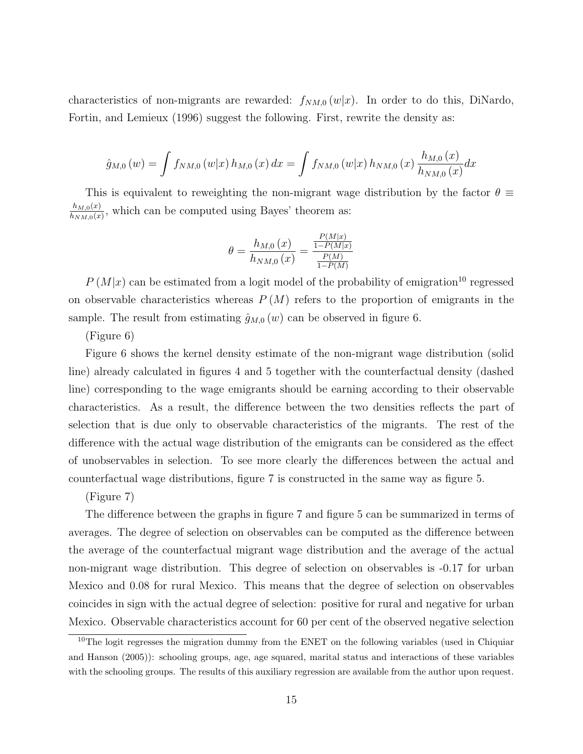characteristics of non-migrants are rewarded: $f_{NM,0}(w|x)$. In order to do this, DiNardo, Fortin, and Lemieux (1996) suggest the following. First, rewrite the density as:

$$\hat{g}_{M,0}(w) = \int f_{NM,0}(w|x)\, h_{M,0}(x)\, dx = \int f_{NM,0}(w|x)\, h_{NM,0}(x)\, \frac{h_{M,0}(x)}{h_{NM,0}(x)} dx$$

This is equivalent to reweighting the non-migrant wage distribution by the factor $\theta \equiv \frac{h_{M,0}(x)}{h_{NM,0}(x)}$, which can be computed using Bayes' theorem as:

$$\theta = \frac{h_{M,0}(x)}{h_{NM,0}(x)} = \frac{\frac{P(M|x)}{1-P(M|x)}}{\frac{P(M)}{1-P(M)}}$$

$P(M|x)$ can be estimated from a logit model of the probability of emigration[10] regressed on observable characteristics whereas $P(M)$ refers to the proportion of emigrants in the sample. The result from estimating $\hat{g}_{M,0}(w)$ can be observed in figure 6.

(Figure 6)

Figure 6 shows the kernel density estimate of the non-migrant wage distribution (solid line) already calculated in figures 4 and 5 together with the counterfactual density (dashed line) corresponding to the wage emigrants should be earning according to their observable characteristics. As a result, the difference between the two densities reflects the part of selection that is due only to observable characteristics of the migrants. The rest of the difference with the actual wage distribution of the emigrants can be considered as the effect of unobservables in selection. To see more clearly the differences between the actual and counterfactual wage distributions, figure 7 is constructed in the same way as figure 5.

(Figure 7)

The difference between the graphs in figure 7 and figure 5 can be summarized in terms of averages. The degree of selection on observables can be computed as the difference between the average of the counterfactual migrant wage distribution and the average of the actual non-migrant wage distribution. This degree of selection on observables is -0.17 for urban Mexico and 0.08 for rural Mexico. This means that the degree of selection on observables coincides in sign with the actual degree of selection: positive for rural and negative for urban Mexico. Observable characteristics account for 60 per cent of the observed negative selection

[10] The logit regresses the migration dummy from the ENET on the following variables (used in Chiquiar and Hanson (2005)): schooling groups, age, age squared, marital status and interactions of these variables with the schooling groups. The results of this auxiliary regression are available from the author upon request.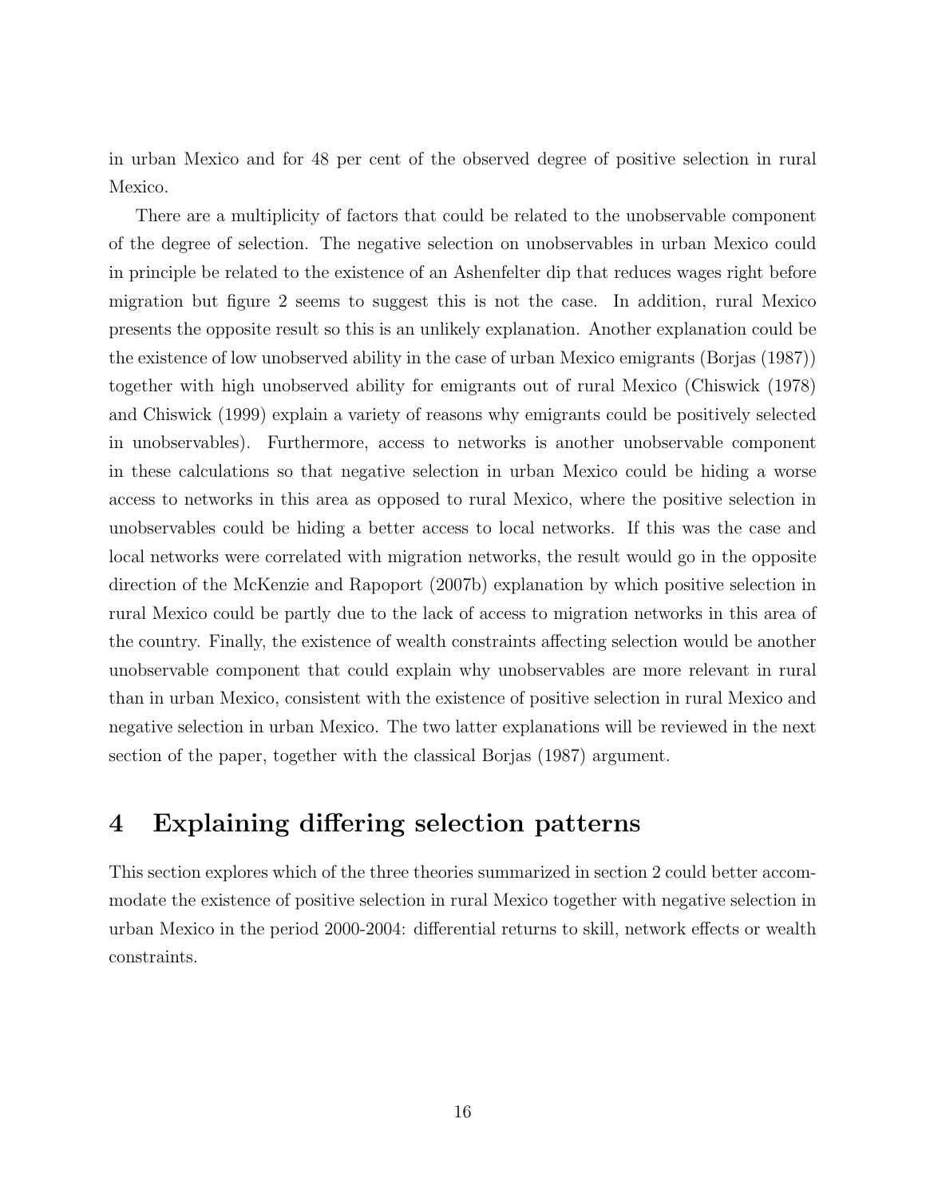in urban Mexico and for 48 per cent of the observed degree of positive selection in rural Mexico.

There are a multiplicity of factors that could be related to the unobservable component of the degree of selection. The negative selection on unobservables in urban Mexico could in principle be related to the existence of an Ashenfelter dip that reduces wages right before migration but figure 2 seems to suggest this is not the case. In addition, rural Mexico presents the opposite result so this is an unlikely explanation. Another explanation could be the existence of low unobserved ability in the case of urban Mexico emigrants (Borjas (1987)) together with high unobserved ability for emigrants out of rural Mexico (Chiswick (1978) and Chiswick (1999) explain a variety of reasons why emigrants could be positively selected in unobservables). Furthermore, access to networks is another unobservable component in these calculations so that negative selection in urban Mexico could be hiding a worse access to networks in this area as opposed to rural Mexico, where the positive selection in unobservables could be hiding a better access to local networks. If this was the case and local networks were correlated with migration networks, the result would go in the opposite direction of the McKenzie and Rapoport (2007b) explanation by which positive selection in rural Mexico could be partly due to the lack of access to migration networks in this area of the country. Finally, the existence of wealth constraints affecting selection would be another unobservable component that could explain why unobservables are more relevant in rural than in urban Mexico, consistent with the existence of positive selection in rural Mexico and negative selection in urban Mexico. The two latter explanations will be reviewed in the next section of the paper, together with the classical Borjas (1987) argument.

# 4 Explaining differing selection patterns

This section explores which of the three theories summarized in section 2 could better accommodate the existence of positive selection in rural Mexico together with negative selection in urban Mexico in the period 2000-2004: differential returns to skill, network effects or wealth constraints.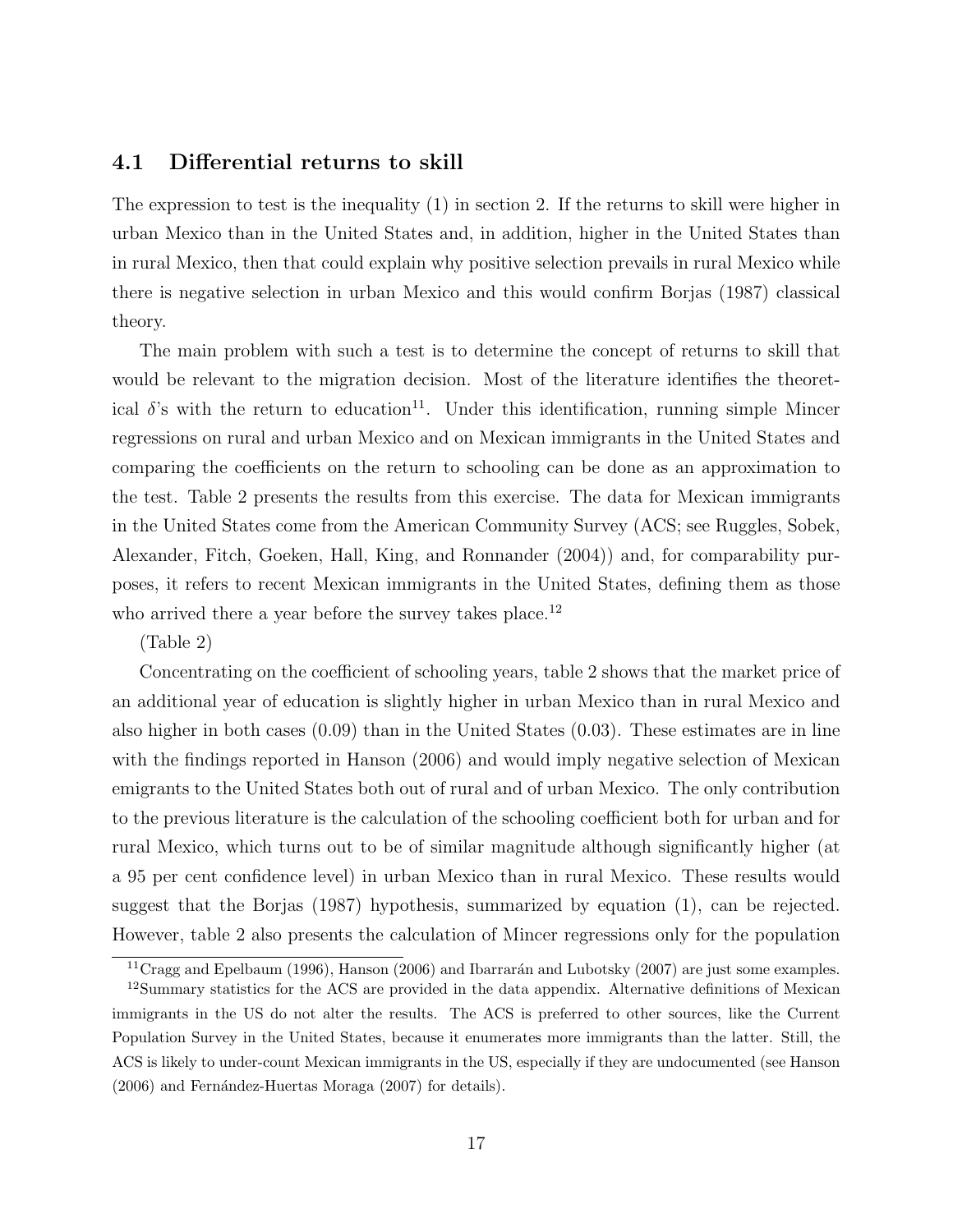## 4.1 Differential returns to skill

The expression to test is the inequality (1) in section 2. If the returns to skill were higher in urban Mexico than in the United States and, in addition, higher in the United States than in rural Mexico, then that could explain why positive selection prevails in rural Mexico while there is negative selection in urban Mexico and this would confirm Borjas (1987) classical theory.

The main problem with such a test is to determine the concept of returns to skill that would be relevant to the migration decision. Most of the literature identifies the theoretical $\delta$'s with the return to education[11]. Under this identification, running simple Mincer regressions on rural and urban Mexico and on Mexican immigrants in the United States and comparing the coefficients on the return to schooling can be done as an approximation to the test. Table 2 presents the results from this exercise. The data for Mexican immigrants in the United States come from the American Community Survey (ACS; see Ruggles, Sobek, Alexander, Fitch, Goeken, Hall, King, and Ronnander (2004)) and, for comparability purposes, it refers to recent Mexican immigrants in the United States, defining them as those who arrived there a year before the survey takes place.[12]

(Table 2)

Concentrating on the coefficient of schooling years, table 2 shows that the market price of an additional year of education is slightly higher in urban Mexico than in rural Mexico and also higher in both cases (0.09) than in the United States (0.03). These estimates are in line with the findings reported in Hanson (2006) and would imply negative selection of Mexican emigrants to the United States both out of rural and of urban Mexico. The only contribution to the previous literature is the calculation of the schooling coefficient both for urban and for rural Mexico, which turns out to be of similar magnitude although significantly higher (at a 95 per cent confidence level) in urban Mexico than in rural Mexico. These results would suggest that the Borjas (1987) hypothesis, summarized by equation (1), can be rejected. However, table 2 also presents the calculation of Mincer regressions only for the population

[11] Cragg and Epelbaum (1996), Hanson (2006) and Ibarrarán and Lubotsky (2007) are just some examples.

[12] Summary statistics for the ACS are provided in the data appendix. Alternative definitions of Mexican immigrants in the US do not alter the results. The ACS is preferred to other sources, like the Current Population Survey in the United States, because it enumerates more immigrants than the latter. Still, the ACS is likely to under-count Mexican immigrants in the US, especially if they are undocumented (see Hanson (2006) and Fernández-Huertas Moraga (2007) for details).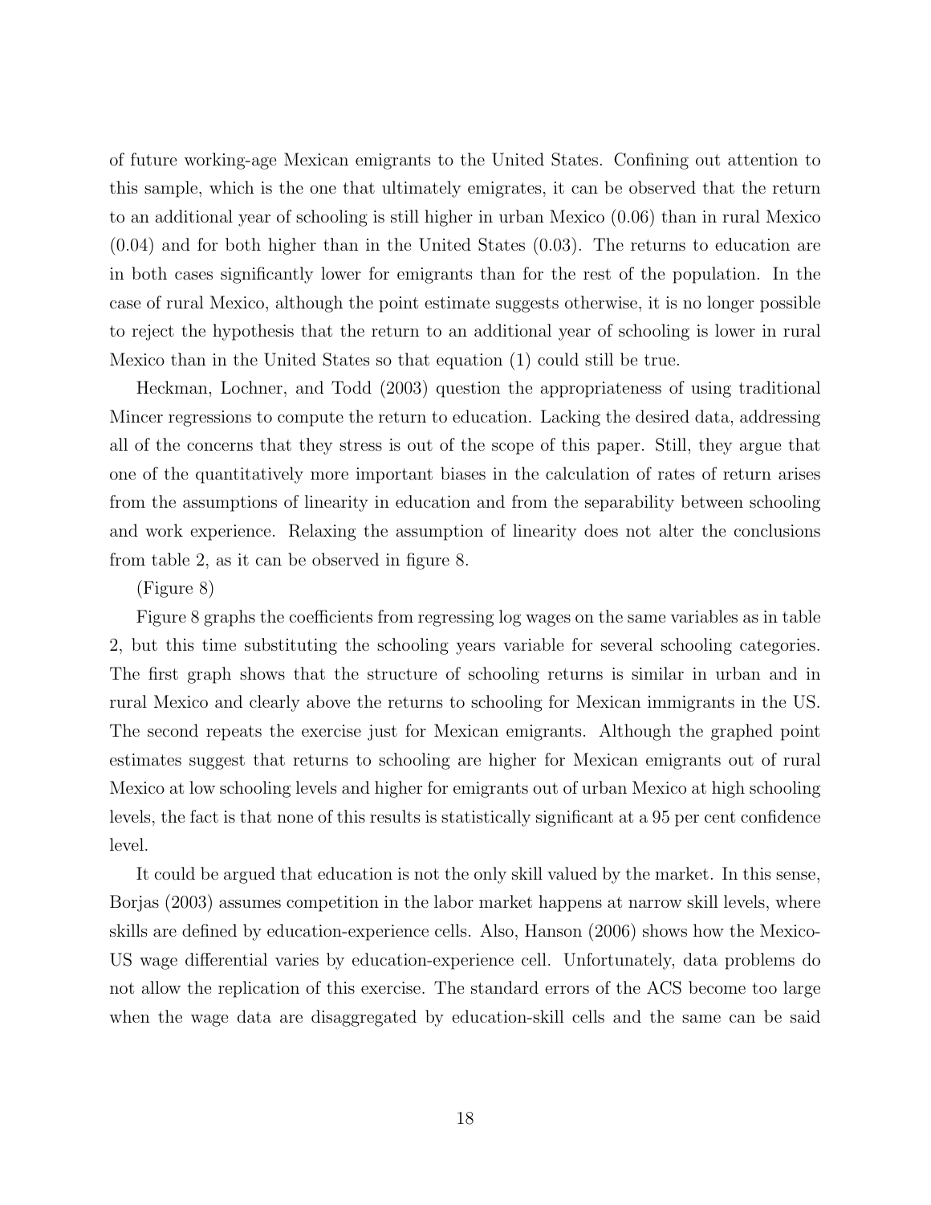of future working-age Mexican emigrants to the United States. Confining out attention to this sample, which is the one that ultimately emigrates, it can be observed that the return to an additional year of schooling is still higher in urban Mexico (0.06) than in rural Mexico (0.04) and for both higher than in the United States (0.03). The returns to education are in both cases significantly lower for emigrants than for the rest of the population. In the case of rural Mexico, although the point estimate suggests otherwise, it is no longer possible to reject the hypothesis that the return to an additional year of schooling is lower in rural Mexico than in the United States so that equation (1) could still be true.

Heckman, Lochner, and Todd (2003) question the appropriateness of using traditional Mincer regressions to compute the return to education. Lacking the desired data, addressing all of the concerns that they stress is out of the scope of this paper. Still, they argue that one of the quantitatively more important biases in the calculation of rates of return arises from the assumptions of linearity in education and from the separability between schooling and work experience. Relaxing the assumption of linearity does not alter the conclusions from table 2, as it can be observed in figure 8.

(Figure 8)

Figure 8 graphs the coefficients from regressing log wages on the same variables as in table 2, but this time substituting the schooling years variable for several schooling categories. The first graph shows that the structure of schooling returns is similar in urban and in rural Mexico and clearly above the returns to schooling for Mexican immigrants in the US. The second repeats the exercise just for Mexican emigrants. Although the graphed point estimates suggest that returns to schooling are higher for Mexican emigrants out of rural Mexico at low schooling levels and higher for emigrants out of urban Mexico at high schooling levels, the fact is that none of this results is statistically significant at a 95 per cent confidence level.

It could be argued that education is not the only skill valued by the market. In this sense, Borjas (2003) assumes competition in the labor market happens at narrow skill levels, where skills are defined by education-experience cells. Also, Hanson (2006) shows how the Mexico-US wage differential varies by education-experience cell. Unfortunately, data problems do not allow the replication of this exercise. The standard errors of the ACS become too large when the wage data are disaggregated by education-skill cells and the same can be said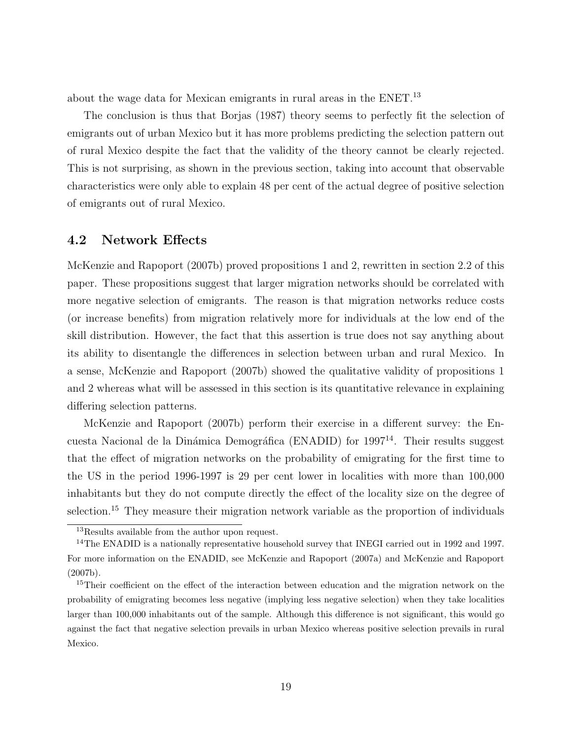about the wage data for Mexican emigrants in rural areas in the ENET.[13]

The conclusion is thus that Borjas (1987) theory seems to perfectly fit the selection of emigrants out of urban Mexico but it has more problems predicting the selection pattern out of rural Mexico despite the fact that the validity of the theory cannot be clearly rejected. This is not surprising, as shown in the previous section, taking into account that observable characteristics were only able to explain 48 per cent of the actual degree of positive selection of emigrants out of rural Mexico.

### 4.2 Network Effects

McKenzie and Rapoport (2007b) proved propositions 1 and 2, rewritten in section 2.2 of this paper. These propositions suggest that larger migration networks should be correlated with more negative selection of emigrants. The reason is that migration networks reduce costs (or increase benefits) from migration relatively more for individuals at the low end of the skill distribution. However, the fact that this assertion is true does not say anything about its ability to disentangle the differences in selection between urban and rural Mexico. In a sense, McKenzie and Rapoport (2007b) showed the qualitative validity of propositions 1 and 2 whereas what will be assessed in this section is its quantitative relevance in explaining differing selection patterns.

McKenzie and Rapoport (2007b) perform their exercise in a different survey: the Encuesta Nacional de la Dinámica Demográfica (ENADID) for 1997[14]. Their results suggest that the effect of migration networks on the probability of emigrating for the first time to the US in the period 1996-1997 is 29 per cent lower in localities with more than 100,000 inhabitants but they do not compute directly the effect of the locality size on the degree of selection.[15] They measure their migration network variable as the proportion of individuals

[13] Results available from the author upon request.

[14] The ENADID is a nationally representative household survey that INEGI carried out in 1992 and 1997. For more information on the ENADID, see McKenzie and Rapoport (2007a) and McKenzie and Rapoport (2007b).

[15] Their coefficient on the effect of the interaction between education and the migration network on the probability of emigrating becomes less negative (implying less negative selection) when they take localities larger than 100,000 inhabitants out of the sample. Although this difference is not significant, this would go against the fact that negative selection prevails in urban Mexico whereas positive selection prevails in rural Mexico.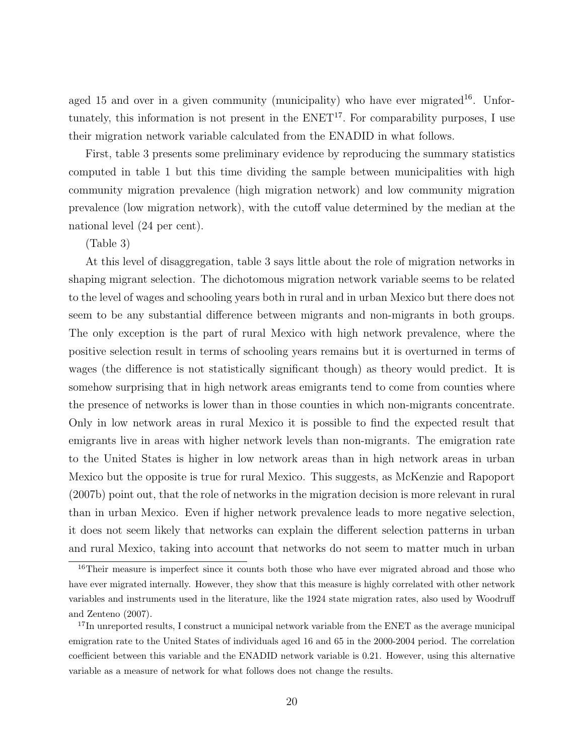aged 15 and over in a given community (municipality) who have ever migrated[16]. Unfortunately, this information is not present in the ENET[17]. For comparability purposes, I use their migration network variable calculated from the ENADID in what follows.

First, table 3 presents some preliminary evidence by reproducing the summary statistics computed in table 1 but this time dividing the sample between municipalities with high community migration prevalence (high migration network) and low community migration prevalence (low migration network), with the cutoff value determined by the median at the national level (24 per cent).

(Table 3)

At this level of disaggregation, table 3 says little about the role of migration networks in shaping migrant selection. The dichotomous migration network variable seems to be related to the level of wages and schooling years both in rural and in urban Mexico but there does not seem to be any substantial difference between migrants and non-migrants in both groups. The only exception is the part of rural Mexico with high network prevalence, where the positive selection result in terms of schooling years remains but it is overturned in terms of wages (the difference is not statistically significant though) as theory would predict. It is somehow surprising that in high network areas emigrants tend to come from counties where the presence of networks is lower than in those counties in which non-migrants concentrate. Only in low network areas in rural Mexico it is possible to find the expected result that emigrants live in areas with higher network levels than non-migrants. The emigration rate to the United States is higher in low network areas than in high network areas in urban Mexico but the opposite is true for rural Mexico. This suggests, as McKenzie and Rapoport (2007b) point out, that the role of networks in the migration decision is more relevant in rural than in urban Mexico. Even if higher network prevalence leads to more negative selection, it does not seem likely that networks can explain the different selection patterns in urban and rural Mexico, taking into account that networks do not seem to matter much in urban

[16] Their measure is imperfect since it counts both those who have ever migrated abroad and those who have ever migrated internally. However, they show that this measure is highly correlated with other network variables and instruments used in the literature, like the 1924 state migration rates, also used by Woodruff and Zenteno (2007).

[17] In unreported results, I construct a municipal network variable from the ENET as the average municipal emigration rate to the United States of individuals aged 16 and 65 in the 2000-2004 period. The correlation coefficient between this variable and the ENADID network variable is 0.21. However, using this alternative variable as a measure of network for what follows does not change the results.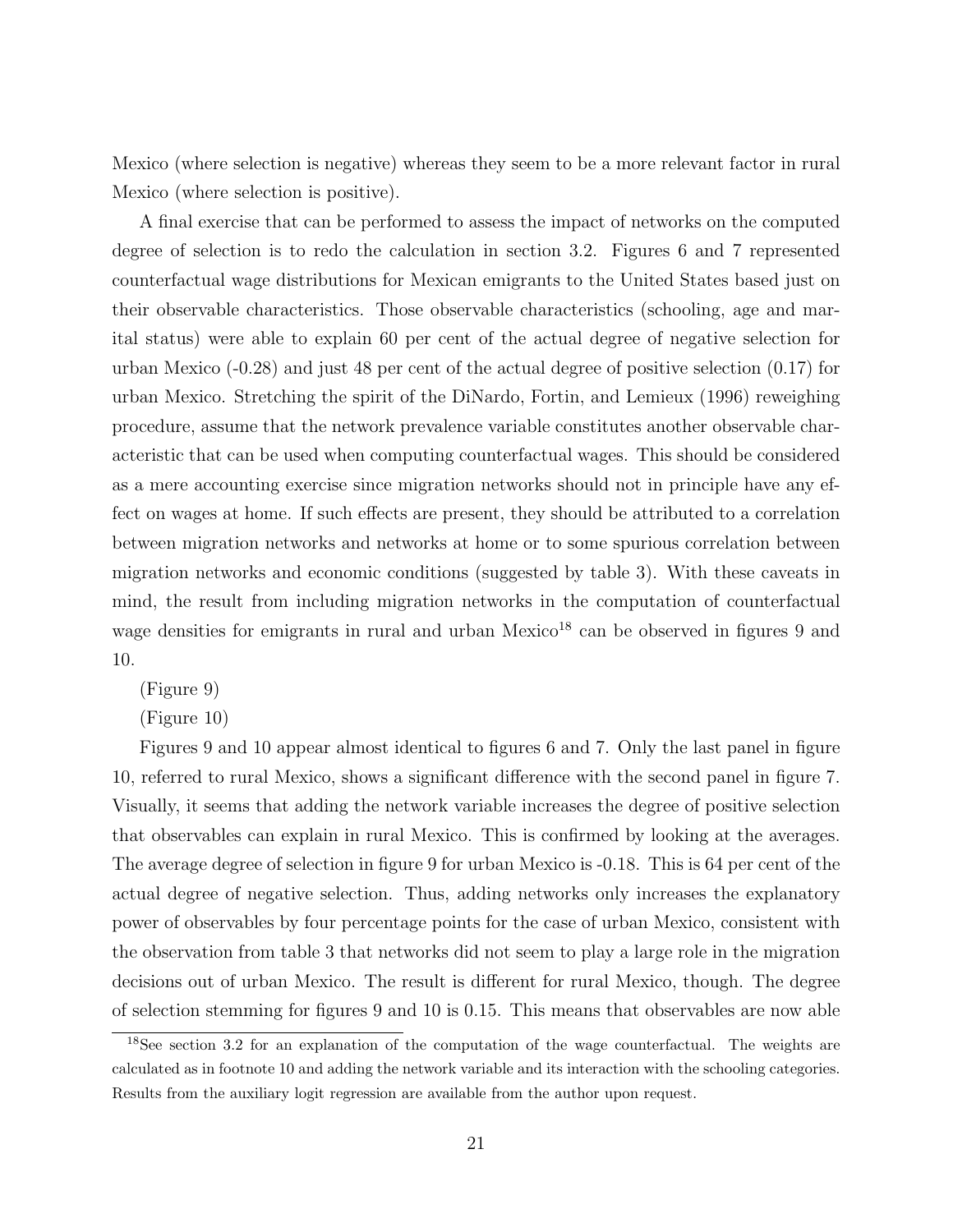Mexico (where selection is negative) whereas they seem to be a more relevant factor in rural Mexico (where selection is positive).

A final exercise that can be performed to assess the impact of networks on the computed degree of selection is to redo the calculation in section 3.2. Figures 6 and 7 represented counterfactual wage distributions for Mexican emigrants to the United States based just on their observable characteristics. Those observable characteristics (schooling, age and marital status) were able to explain 60 per cent of the actual degree of negative selection for urban Mexico (-0.28) and just 48 per cent of the actual degree of positive selection (0.17) for urban Mexico. Stretching the spirit of the DiNardo, Fortin, and Lemieux (1996) reweighing procedure, assume that the network prevalence variable constitutes another observable characteristic that can be used when computing counterfactual wages. This should be considered as a mere accounting exercise since migration networks should not in principle have any effect on wages at home. If such effects are present, they should be attributed to a correlation between migration networks and networks at home or to some spurious correlation between migration networks and economic conditions (suggested by table 3). With these caveats in mind, the result from including migration networks in the computation of counterfactual wage densities for emigrants in rural and urban Mexico[18] can be observed in figures 9 and 10.

(Figure 9)

(Figure 10)

Figures 9 and 10 appear almost identical to figures 6 and 7. Only the last panel in figure 10, referred to rural Mexico, shows a significant difference with the second panel in figure 7. Visually, it seems that adding the network variable increases the degree of positive selection that observables can explain in rural Mexico. This is confirmed by looking at the averages. The average degree of selection in figure 9 for urban Mexico is -0.18. This is 64 per cent of the actual degree of negative selection. Thus, adding networks only increases the explanatory power of observables by four percentage points for the case of urban Mexico, consistent with the observation from table 3 that networks did not seem to play a large role in the migration decisions out of urban Mexico. The result is different for rural Mexico, though. The degree of selection stemming for figures 9 and 10 is 0.15. This means that observables are now able

[18] See section 3.2 for an explanation of the computation of the wage counterfactual. The weights are calculated as in footnote 10 and adding the network variable and its interaction with the schooling categories. Results from the auxiliary logit regression are available from the author upon request.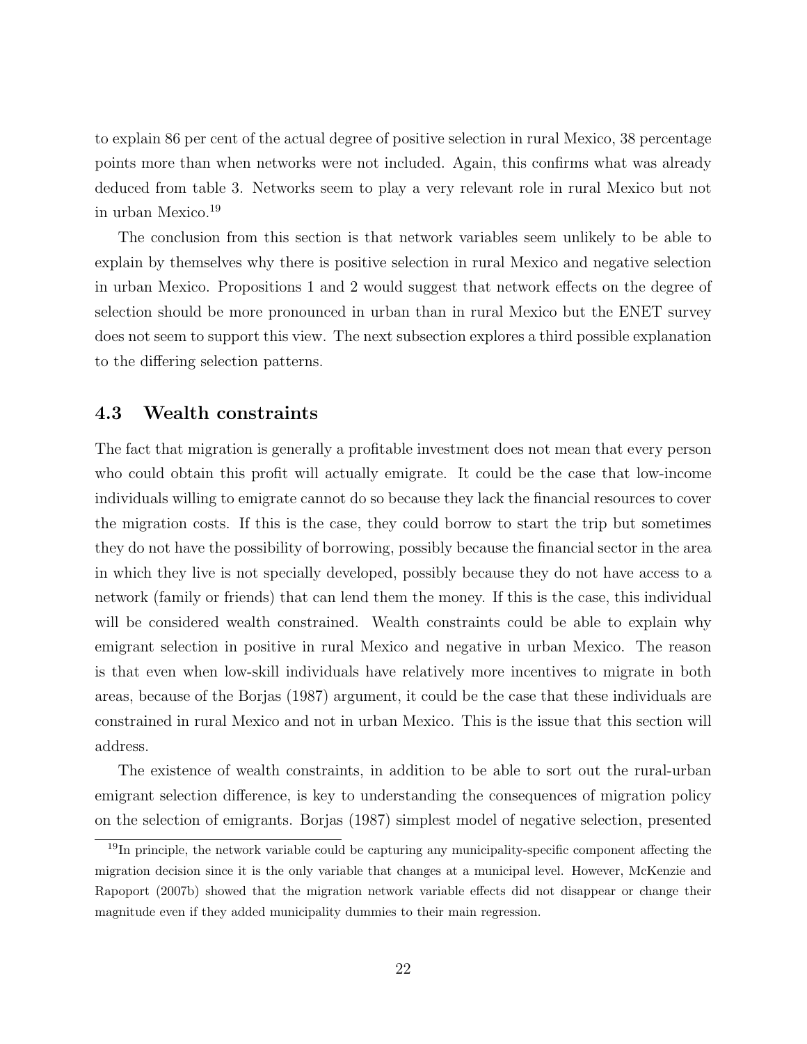to explain 86 per cent of the actual degree of positive selection in rural Mexico, 38 percentage points more than when networks were not included. Again, this confirms what was already deduced from table 3. Networks seem to play a very relevant role in rural Mexico but not in urban Mexico.[19]

The conclusion from this section is that network variables seem unlikely to be able to explain by themselves why there is positive selection in rural Mexico and negative selection in urban Mexico. Propositions 1 and 2 would suggest that network effects on the degree of selection should be more pronounced in urban than in rural Mexico but the ENET survey does not seem to support this view. The next subsection explores a third possible explanation to the differing selection patterns.

### 4.3 Wealth constraints

The fact that migration is generally a profitable investment does not mean that every person who could obtain this profit will actually emigrate. It could be the case that low-income individuals willing to emigrate cannot do so because they lack the financial resources to cover the migration costs. If this is the case, they could borrow to start the trip but sometimes they do not have the possibility of borrowing, possibly because the financial sector in the area in which they live is not specially developed, possibly because they do not have access to a network (family or friends) that can lend them the money. If this is the case, this individual will be considered wealth constrained. Wealth constraints could be able to explain why emigrant selection in positive in rural Mexico and negative in urban Mexico. The reason is that even when low-skill individuals have relatively more incentives to migrate in both areas, because of the Borjas (1987) argument, it could be the case that these individuals are constrained in rural Mexico and not in urban Mexico. This is the issue that this section will address.

The existence of wealth constraints, in addition to be able to sort out the rural-urban emigrant selection difference, is key to understanding the consequences of migration policy on the selection of emigrants. Borjas (1987) simplest model of negative selection, presented

[19] In principle, the network variable could be capturing any municipality-specific component affecting the migration decision since it is the only variable that changes at a municipal level. However, McKenzie and Rapoport (2007b) showed that the migration network variable effects did not disappear or change their magnitude even if they added municipality dummies to their main regression.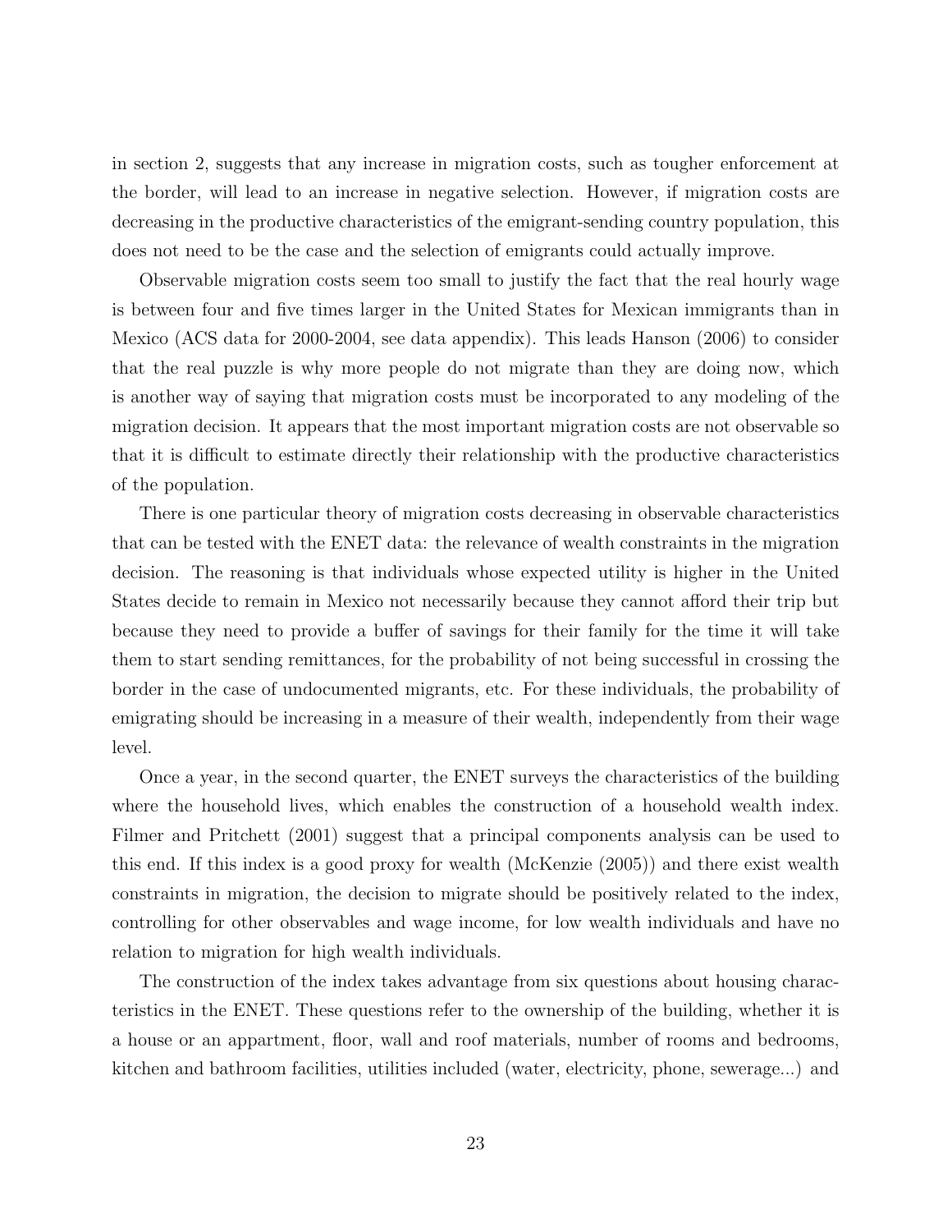in section 2, suggests that any increase in migration costs, such as tougher enforcement at the border, will lead to an increase in negative selection. However, if migration costs are decreasing in the productive characteristics of the emigrant-sending country population, this does not need to be the case and the selection of emigrants could actually improve.

Observable migration costs seem too small to justify the fact that the real hourly wage is between four and five times larger in the United States for Mexican immigrants than in Mexico (ACS data for 2000-2004, see data appendix). This leads Hanson (2006) to consider that the real puzzle is why more people do not migrate than they are doing now, which is another way of saying that migration costs must be incorporated to any modeling of the migration decision. It appears that the most important migration costs are not observable so that it is difficult to estimate directly their relationship with the productive characteristics of the population.

There is one particular theory of migration costs decreasing in observable characteristics that can be tested with the ENET data: the relevance of wealth constraints in the migration decision. The reasoning is that individuals whose expected utility is higher in the United States decide to remain in Mexico not necessarily because they cannot afford their trip but because they need to provide a buffer of savings for their family for the time it will take them to start sending remittances, for the probability of not being successful in crossing the border in the case of undocumented migrants, etc. For these individuals, the probability of emigrating should be increasing in a measure of their wealth, independently from their wage level.

Once a year, in the second quarter, the ENET surveys the characteristics of the building where the household lives, which enables the construction of a household wealth index. Filmer and Pritchett (2001) suggest that a principal components analysis can be used to this end. If this index is a good proxy for wealth (McKenzie (2005)) and there exist wealth constraints in migration, the decision to migrate should be positively related to the index, controlling for other observables and wage income, for low wealth individuals and have no relation to migration for high wealth individuals.

The construction of the index takes advantage from six questions about housing characteristics in the ENET. These questions refer to the ownership of the building, whether it is a house or an appartment, floor, wall and roof materials, number of rooms and bedrooms, kitchen and bathroom facilities, utilities included (water, electricity, phone, sewerage...) and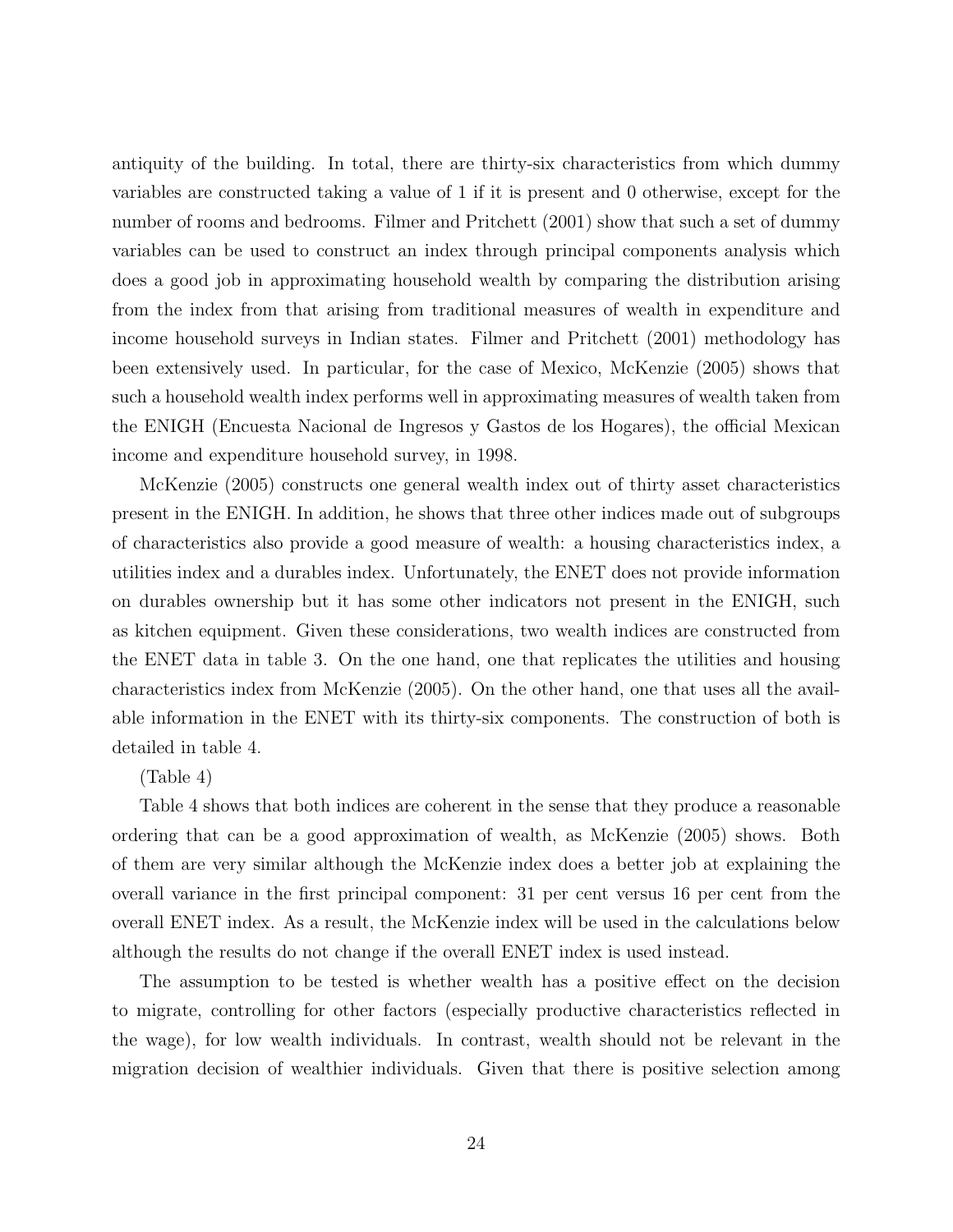antiquity of the building. In total, there are thirty-six characteristics from which dummy variables are constructed taking a value of 1 if it is present and 0 otherwise, except for the number of rooms and bedrooms. Filmer and Pritchett (2001) show that such a set of dummy variables can be used to construct an index through principal components analysis which does a good job in approximating household wealth by comparing the distribution arising from the index from that arising from traditional measures of wealth in expenditure and income household surveys in Indian states. Filmer and Pritchett (2001) methodology has been extensively used. In particular, for the case of Mexico, McKenzie (2005) shows that such a household wealth index performs well in approximating measures of wealth taken from the ENIGH (Encuesta Nacional de Ingresos y Gastos de los Hogares), the official Mexican income and expenditure household survey, in 1998.

McKenzie (2005) constructs one general wealth index out of thirty asset characteristics present in the ENIGH. In addition, he shows that three other indices made out of subgroups of characteristics also provide a good measure of wealth: a housing characteristics index, a utilities index and a durables index. Unfortunately, the ENET does not provide information on durables ownership but it has some other indicators not present in the ENIGH, such as kitchen equipment. Given these considerations, two wealth indices are constructed from the ENET data in table 3. On the one hand, one that replicates the utilities and housing characteristics index from McKenzie (2005). On the other hand, one that uses all the available information in the ENET with its thirty-six components. The construction of both is detailed in table 4.

(Table 4)

Table 4 shows that both indices are coherent in the sense that they produce a reasonable ordering that can be a good approximation of wealth, as McKenzie (2005) shows. Both of them are very similar although the McKenzie index does a better job at explaining the overall variance in the first principal component: 31 per cent versus 16 per cent from the overall ENET index. As a result, the McKenzie index will be used in the calculations below although the results do not change if the overall ENET index is used instead.

The assumption to be tested is whether wealth has a positive effect on the decision to migrate, controlling for other factors (especially productive characteristics reflected in the wage), for low wealth individuals. In contrast, wealth should not be relevant in the migration decision of wealthier individuals. Given that there is positive selection among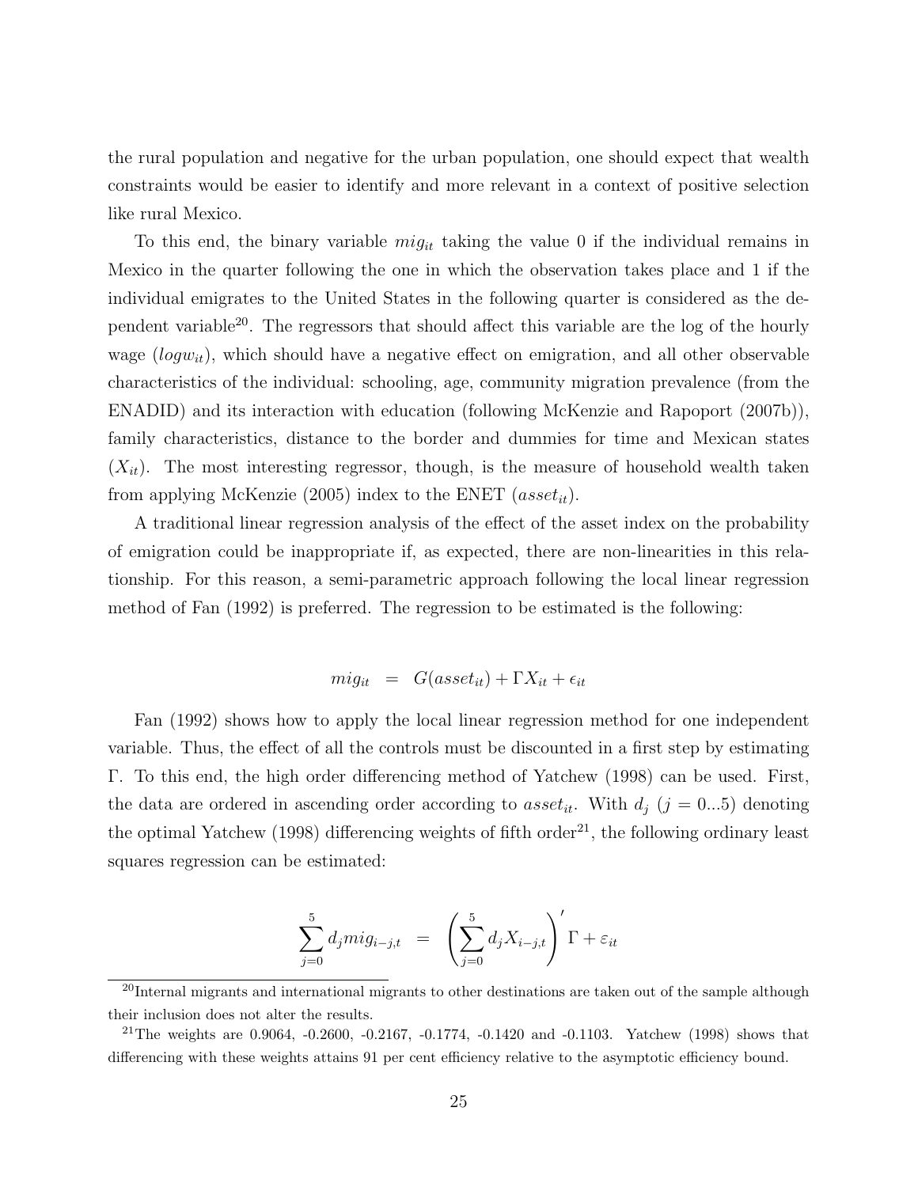the rural population and negative for the urban population, one should expect that wealth constraints would be easier to identify and more relevant in a context of positive selection like rural Mexico.

To this end, the binary variable $mig_{it}$ taking the value 0 if the individual remains in Mexico in the quarter following the one in which the observation takes place and 1 if the individual emigrates to the United States in the following quarter is considered as the dependent variable[20]. The regressors that should affect this variable are the log of the hourly wage ($logw_{it}$), which should have a negative effect on emigration, and all other observable characteristics of the individual: schooling, age, community migration prevalence (from the ENADID) and its interaction with education (following McKenzie and Rapoport (2007b)), family characteristics, distance to the border and dummies for time and Mexican states ($X_{it}$). The most interesting regressor, though, is the measure of household wealth taken from applying McKenzie (2005) index to the ENET ($asset_{it}$).

A traditional linear regression analysis of the effect of the asset index on the probability of emigration could be inappropriate if, as expected, there are non-linearities in this relationship. For this reason, a semi-parametric approach following the local linear regression method of Fan (1992) is preferred. The regression to be estimated is the following:

$$mig_{it} = G(asset_{it}) + \Gamma X_{it} + \epsilon_{it}$$

Fan (1992) shows how to apply the local linear regression method for one independent variable. Thus, the effect of all the controls must be discounted in a first step by estimating $\Gamma$. To this end, the high order differencing method of Yatchew (1998) can be used. First, the data are ordered in ascending order according to $asset_{it}$. With $d_j$ ($j = 0...5$) denoting the optimal Yatchew (1998) differencing weights of fifth order[21], the following ordinary least squares regression can be estimated:

$$\sum_{j=0}^{5} d_j mig_{i-j,t} = \left( \sum_{j=0}^{5} d_j X_{i-j,t} \right)' \Gamma + \varepsilon_{it}$$

[20] Internal migrants and international migrants to other destinations are taken out of the sample although their inclusion does not alter the results.

[21] The weights are 0.9064, -0.2600, -0.2167, -0.1774, -0.1420 and -0.1103. Yatchew (1998) shows that differencing with these weights attains 91 per cent efficiency relative to the asymptotic efficiency bound.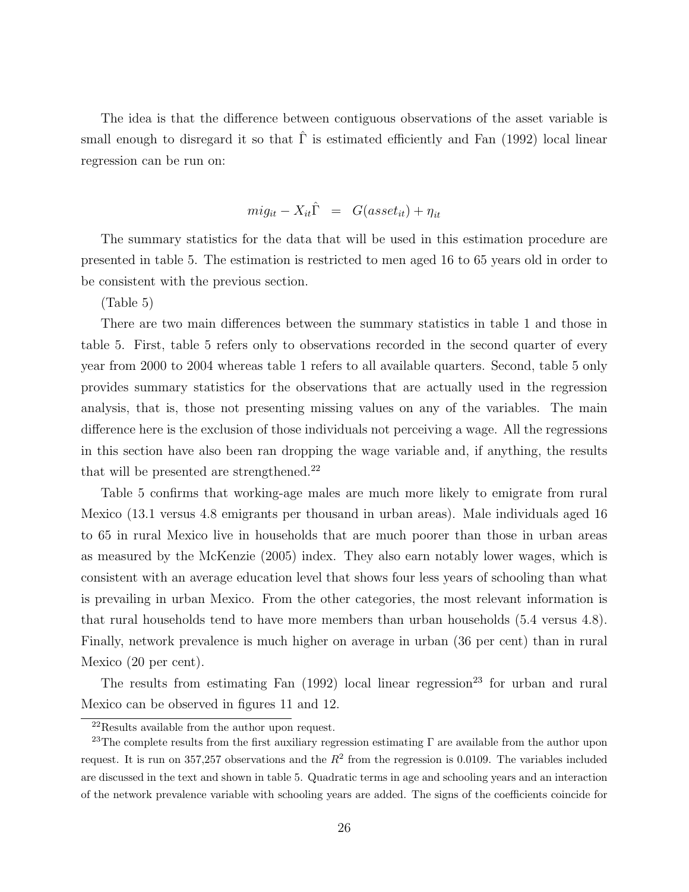The idea is that the difference between contiguous observations of the asset variable is small enough to disregard it so that $\hat{\Gamma}$ is estimated efficiently and Fan (1992) local linear regression can be run on:

$$mig_{it} - X_{it}\hat{\Gamma} \;\; = \;\; G(asset_{it}) + \eta_{it}$$

The summary statistics for the data that will be used in this estimation procedure are presented in table 5. The estimation is restricted to men aged 16 to 65 years old in order to be consistent with the previous section.

(Table 5)

There are two main differences between the summary statistics in table 1 and those in table 5. First, table 5 refers only to observations recorded in the second quarter of every year from 2000 to 2004 whereas table 1 refers to all available quarters. Second, table 5 only provides summary statistics for the observations that are actually used in the regression analysis, that is, those not presenting missing values on any of the variables. The main difference here is the exclusion of those individuals not perceiving a wage. All the regressions in this section have also been ran dropping the wage variable and, if anything, the results that will be presented are strengthened.[22]

Table 5 confirms that working-age males are much more likely to emigrate from rural Mexico (13.1 versus 4.8 emigrants per thousand in urban areas). Male individuals aged 16 to 65 in rural Mexico live in households that are much poorer than those in urban areas as measured by the McKenzie (2005) index. They also earn notably lower wages, which is consistent with an average education level that shows four less years of schooling than what is prevailing in urban Mexico. From the other categories, the most relevant information is that rural households tend to have more members than urban households (5.4 versus 4.8). Finally, network prevalence is much higher on average in urban (36 per cent) than in rural Mexico (20 per cent).

The results from estimating Fan (1992) local linear regression[23] for urban and rural Mexico can be observed in figures 11 and 12.

[22] Results available from the author upon request.

[23] The complete results from the first auxiliary regression estimating $\Gamma$ are available from the author upon request. It is run on 357,257 observations and the $R^2$ from the regression is 0.0109. The variables included are discussed in the text and shown in table 5. Quadratic terms in age and schooling years and an interaction of the network prevalence variable with schooling years are added. The signs of the coefficients coincide for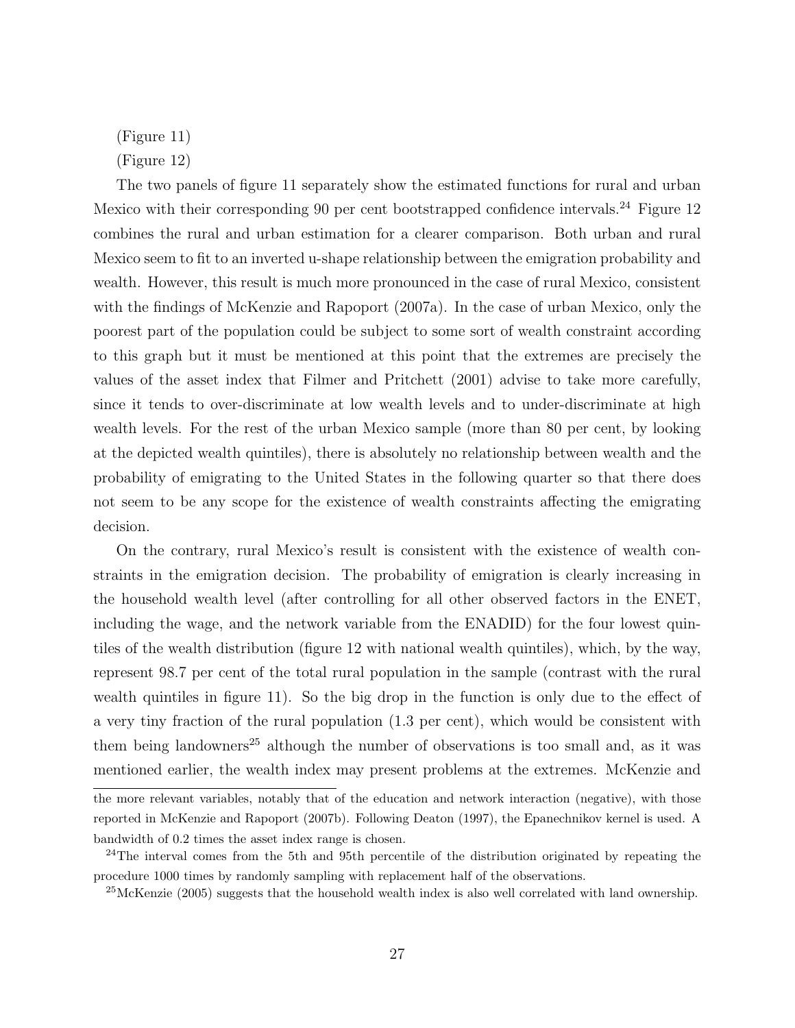(Figure 11)

(Figure 12)

The two panels of figure 11 separately show the estimated functions for rural and urban Mexico with their corresponding 90 per cent bootstrapped confidence intervals.[24] Figure 12 combines the rural and urban estimation for a clearer comparison. Both urban and rural Mexico seem to fit to an inverted u-shape relationship between the emigration probability and wealth. However, this result is much more pronounced in the case of rural Mexico, consistent with the findings of McKenzie and Rapoport (2007a). In the case of urban Mexico, only the poorest part of the population could be subject to some sort of wealth constraint according to this graph but it must be mentioned at this point that the extremes are precisely the values of the asset index that Filmer and Pritchett (2001) advise to take more carefully, since it tends to over-discriminate at low wealth levels and to under-discriminate at high wealth levels. For the rest of the urban Mexico sample (more than 80 per cent, by looking at the depicted wealth quintiles), there is absolutely no relationship between wealth and the probability of emigrating to the United States in the following quarter so that there does not seem to be any scope for the existence of wealth constraints affecting the emigrating decision.

On the contrary, rural Mexico's result is consistent with the existence of wealth constraints in the emigration decision. The probability of emigration is clearly increasing in the household wealth level (after controlling for all other observed factors in the ENET, including the wage, and the network variable from the ENADID) for the four lowest quintiles of the wealth distribution (figure 12 with national wealth quintiles), which, by the way, represent 98.7 per cent of the total rural population in the sample (contrast with the rural wealth quintiles in figure 11). So the big drop in the function is only due to the effect of a very tiny fraction of the rural population (1.3 per cent), which would be consistent with them being landowners[25] although the number of observations is too small and, as it was mentioned earlier, the wealth index may present problems at the extremes. McKenzie and

---

the more relevant variables, notably that of the education and network interaction (negative), with those reported in McKenzie and Rapoport (2007b). Following Deaton (1997), the Epanechnikov kernel is used. A bandwidth of 0.2 times the asset index range is chosen.

[24]The interval comes from the 5th and 95th percentile of the distribution originated by repeating the procedure 1000 times by randomly sampling with replacement half of the observations.

[25]McKenzie (2005) suggests that the household wealth index is also well correlated with land ownership.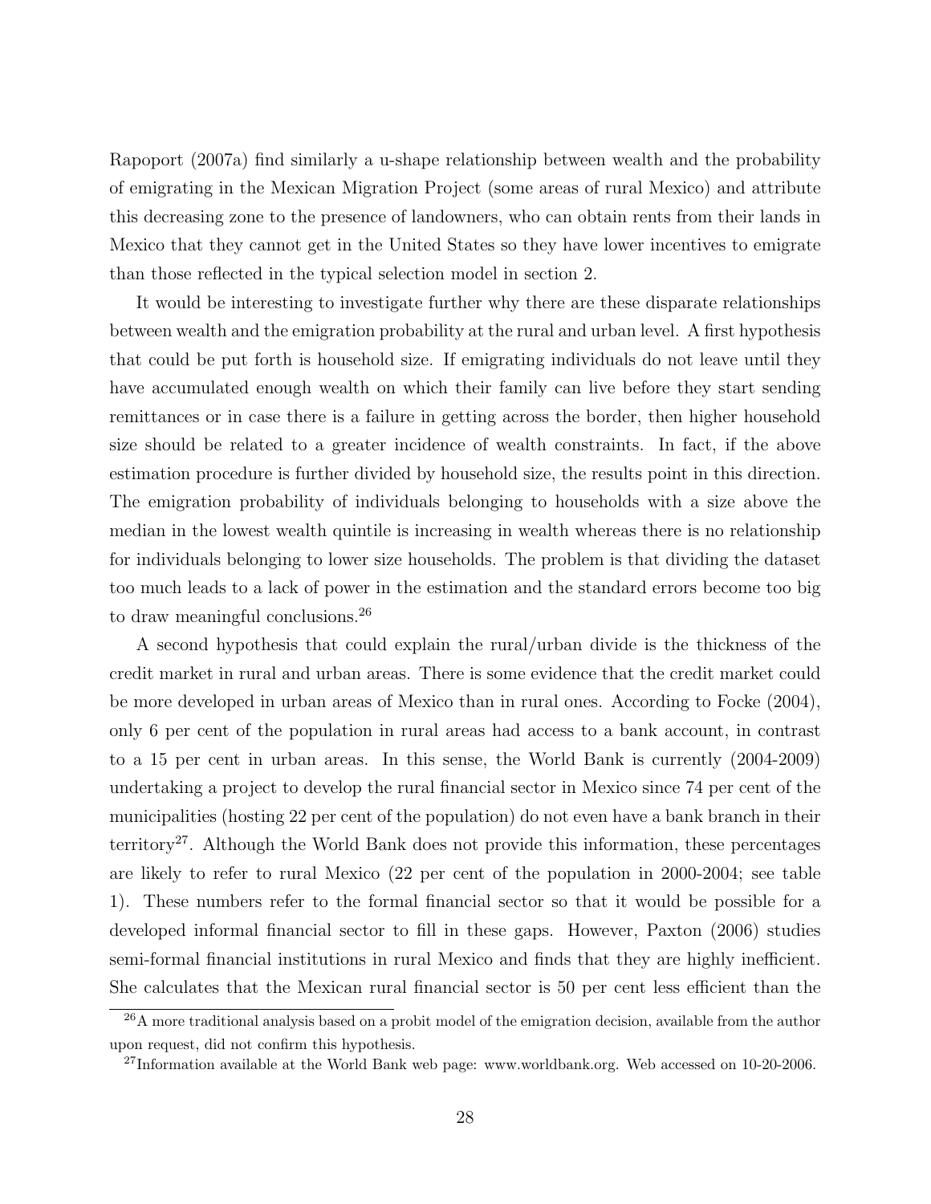Rapoport (2007a) find similarly a u-shape relationship between wealth and the probability of emigrating in the Mexican Migration Project (some areas of rural Mexico) and attribute this decreasing zone to the presence of landowners, who can obtain rents from their lands in Mexico that they cannot get in the United States so they have lower incentives to emigrate than those reflected in the typical selection model in section 2.

It would be interesting to investigate further why there are these disparate relationships between wealth and the emigration probability at the rural and urban level. A first hypothesis that could be put forth is household size. If emigrating individuals do not leave until they have accumulated enough wealth on which their family can live before they start sending remittances or in case there is a failure in getting across the border, then higher household size should be related to a greater incidence of wealth constraints. In fact, if the above estimation procedure is further divided by household size, the results point in this direction. The emigration probability of individuals belonging to households with a size above the median in the lowest wealth quintile is increasing in wealth whereas there is no relationship for individuals belonging to lower size households. The problem is that dividing the dataset too much leads to a lack of power in the estimation and the standard errors become too big to draw meaningful conclusions.[26]

A second hypothesis that could explain the rural/urban divide is the thickness of the credit market in rural and urban areas. There is some evidence that the credit market could be more developed in urban areas of Mexico than in rural ones. According to Focke (2004), only 6 per cent of the population in rural areas had access to a bank account, in contrast to a 15 per cent in urban areas. In this sense, the World Bank is currently (2004-2009) undertaking a project to develop the rural financial sector in Mexico since 74 per cent of the municipalities (hosting 22 per cent of the population) do not even have a bank branch in their territory[27]. Although the World Bank does not provide this information, these percentages are likely to refer to rural Mexico (22 per cent of the population in 2000-2004; see table 1). These numbers refer to the formal financial sector so that it would be possible for a developed informal financial sector to fill in these gaps. However, Paxton (2006) studies semi-formal financial institutions in rural Mexico and finds that they are highly inefficient. She calculates that the Mexican rural financial sector is 50 per cent less efficient than the

[26] A more traditional analysis based on a probit model of the emigration decision, available from the author upon request, did not confirm this hypothesis.

[27] Information available at the World Bank web page: www.worldbank.org. Web accessed on 10-20-2006.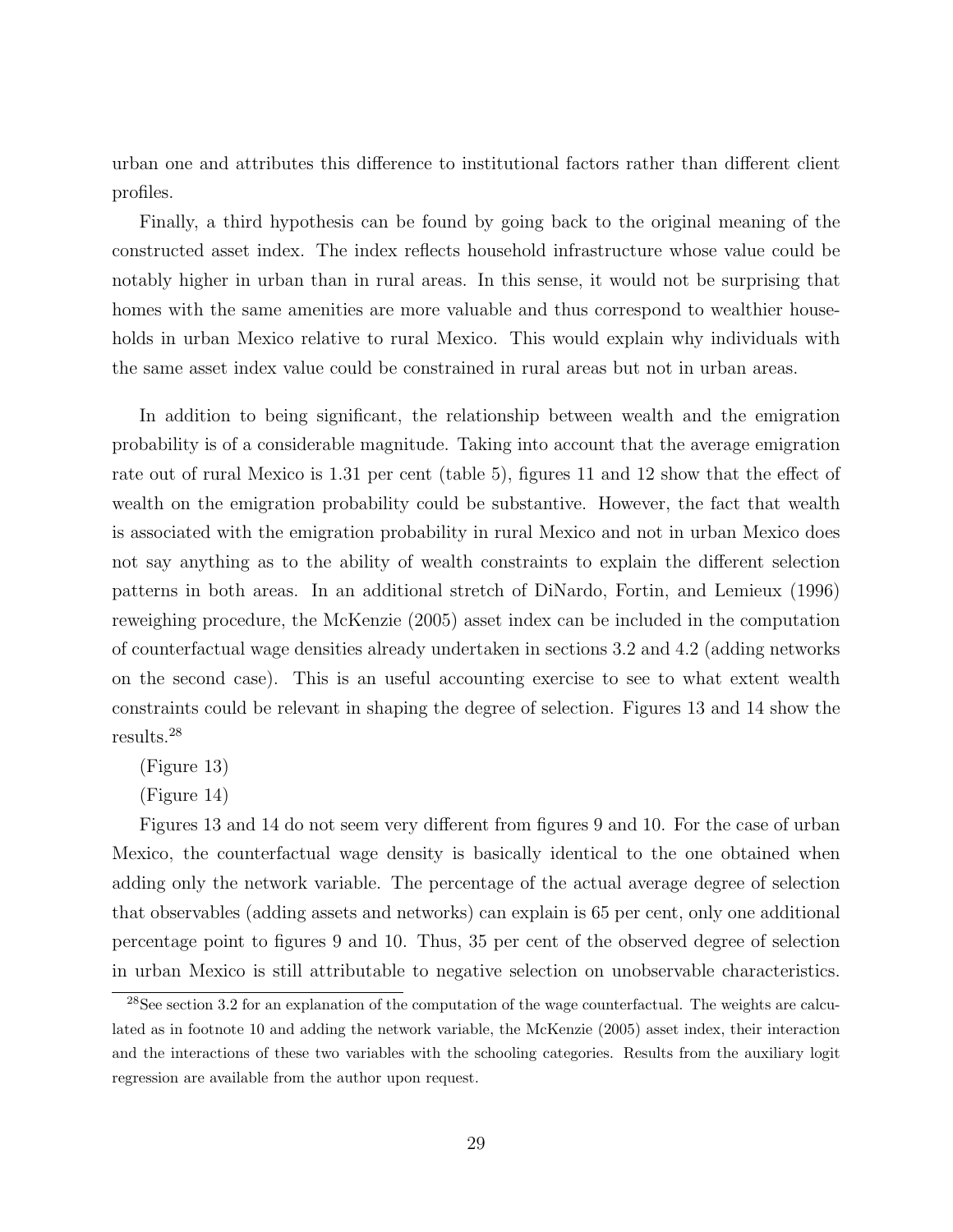urban one and attributes this difference to institutional factors rather than different client profiles.

Finally, a third hypothesis can be found by going back to the original meaning of the constructed asset index. The index reflects household infrastructure whose value could be notably higher in urban than in rural areas. In this sense, it would not be surprising that homes with the same amenities are more valuable and thus correspond to wealthier households in urban Mexico relative to rural Mexico. This would explain why individuals with the same asset index value could be constrained in rural areas but not in urban areas.

In addition to being significant, the relationship between wealth and the emigration probability is of a considerable magnitude. Taking into account that the average emigration rate out of rural Mexico is 1.31 per cent (table 5), figures 11 and 12 show that the effect of wealth on the emigration probability could be substantive. However, the fact that wealth is associated with the emigration probability in rural Mexico and not in urban Mexico does not say anything as to the ability of wealth constraints to explain the different selection patterns in both areas. In an additional stretch of DiNardo, Fortin, and Lemieux (1996) reweighing procedure, the McKenzie (2005) asset index can be included in the computation of counterfactual wage densities already undertaken in sections 3.2 and 4.2 (adding networks on the second case). This is an useful accounting exercise to see to what extent wealth constraints could be relevant in shaping the degree of selection. Figures 13 and 14 show the results.[28]

(Figure 13)

(Figure 14)

Figures 13 and 14 do not seem very different from figures 9 and 10. For the case of urban Mexico, the counterfactual wage density is basically identical to the one obtained when adding only the network variable. The percentage of the actual average degree of selection that observables (adding assets and networks) can explain is 65 per cent, only one additional percentage point to figures 9 and 10. Thus, 35 per cent of the observed degree of selection in urban Mexico is still attributable to negative selection on unobservable characteristics.

[28]See section 3.2 for an explanation of the computation of the wage counterfactual. The weights are calculated as in footnote 10 and adding the network variable, the McKenzie (2005) asset index, their interaction and the interactions of these two variables with the schooling categories. Results from the auxiliary logit regression are available from the author upon request.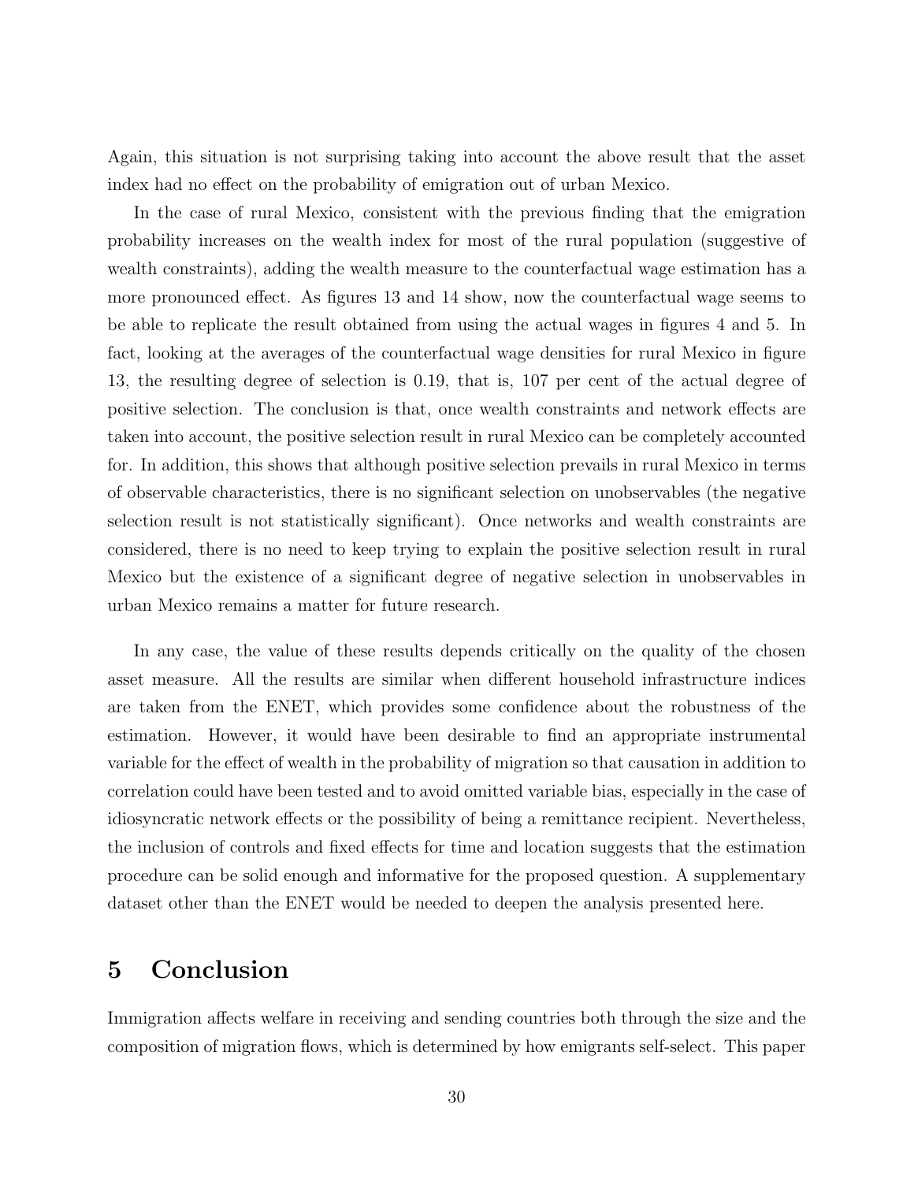Again, this situation is not surprising taking into account the above result that the asset index had no effect on the probability of emigration out of urban Mexico.

In the case of rural Mexico, consistent with the previous finding that the emigration probability increases on the wealth index for most of the rural population (suggestive of wealth constraints), adding the wealth measure to the counterfactual wage estimation has a more pronounced effect. As figures 13 and 14 show, now the counterfactual wage seems to be able to replicate the result obtained from using the actual wages in figures 4 and 5. In fact, looking at the averages of the counterfactual wage densities for rural Mexico in figure 13, the resulting degree of selection is 0.19, that is, 107 per cent of the actual degree of positive selection. The conclusion is that, once wealth constraints and network effects are taken into account, the positive selection result in rural Mexico can be completely accounted for. In addition, this shows that although positive selection prevails in rural Mexico in terms of observable characteristics, there is no significant selection on unobservables (the negative selection result is not statistically significant). Once networks and wealth constraints are considered, there is no need to keep trying to explain the positive selection result in rural Mexico but the existence of a significant degree of negative selection in unobservables in urban Mexico remains a matter for future research.

In any case, the value of these results depends critically on the quality of the chosen asset measure. All the results are similar when different household infrastructure indices are taken from the ENET, which provides some confidence about the robustness of the estimation. However, it would have been desirable to find an appropriate instrumental variable for the effect of wealth in the probability of migration so that causation in addition to correlation could have been tested and to avoid omitted variable bias, especially in the case of idiosyncratic network effects or the possibility of being a remittance recipient. Nevertheless, the inclusion of controls and fixed effects for time and location suggests that the estimation procedure can be solid enough and informative for the proposed question. A supplementary dataset other than the ENET would be needed to deepen the analysis presented here.

# 5 Conclusion

Immigration affects welfare in receiving and sending countries both through the size and the composition of migration flows, which is determined by how emigrants self-select. This paper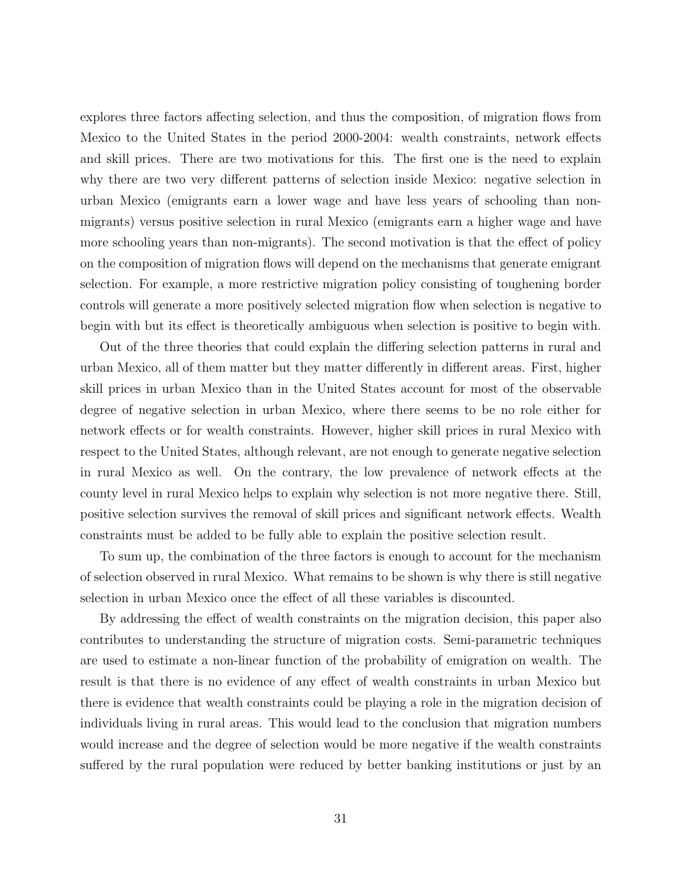explores three factors affecting selection, and thus the composition, of migration flows from Mexico to the United States in the period 2000-2004: wealth constraints, network effects and skill prices. There are two motivations for this. The first one is the need to explain why there are two very different patterns of selection inside Mexico: negative selection in urban Mexico (emigrants earn a lower wage and have less years of schooling than non-migrants) versus positive selection in rural Mexico (emigrants earn a higher wage and have more schooling years than non-migrants). The second motivation is that the effect of policy on the composition of migration flows will depend on the mechanisms that generate emigrant selection. For example, a more restrictive migration policy consisting of toughening border controls will generate a more positively selected migration flow when selection is negative to begin with but its effect is theoretically ambiguous when selection is positive to begin with.

Out of the three theories that could explain the differing selection patterns in rural and urban Mexico, all of them matter but they matter differently in different areas. First, higher skill prices in urban Mexico than in the United States account for most of the observable degree of negative selection in urban Mexico, where there seems to be no role either for network effects or for wealth constraints. However, higher skill prices in rural Mexico with respect to the United States, although relevant, are not enough to generate negative selection in rural Mexico as well. On the contrary, the low prevalence of network effects at the county level in rural Mexico helps to explain why selection is not more negative there. Still, positive selection survives the removal of skill prices and significant network effects. Wealth constraints must be added to be fully able to explain the positive selection result.

To sum up, the combination of the three factors is enough to account for the mechanism of selection observed in rural Mexico. What remains to be shown is why there is still negative selection in urban Mexico once the effect of all these variables is discounted.

By addressing the effect of wealth constraints on the migration decision, this paper also contributes to understanding the structure of migration costs. Semi-parametric techniques are used to estimate a non-linear function of the probability of emigration on wealth. The result is that there is no evidence of any effect of wealth constraints in urban Mexico but there is evidence that wealth constraints could be playing a role in the migration decision of individuals living in rural areas. This would lead to the conclusion that migration numbers would increase and the degree of selection would be more negative if the wealth constraints suffered by the rural population were reduced by better banking institutions or just by an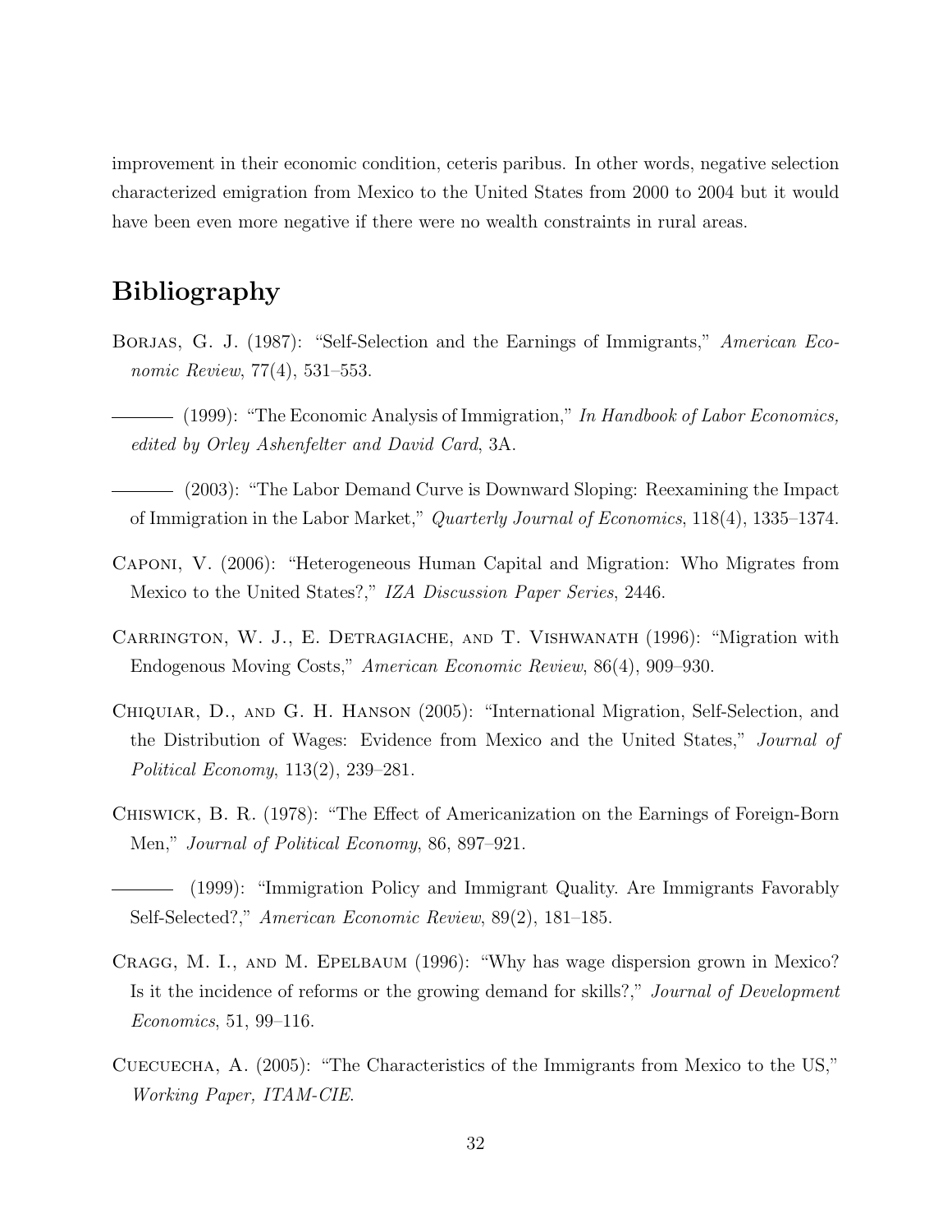improvement in their economic condition, ceteris paribus. In other words, negative selection characterized emigration from Mexico to the United States from 2000 to 2004 but it would have been even more negative if there were no wealth constraints in rural areas.

# Bibliography

Borjas, G. J. (1987): "Self-Selection and the Earnings of Immigrants," *American Economic Review*, 77(4), 531–553.

——— (1999): "The Economic Analysis of Immigration," *In Handbook of Labor Economics, edited by Orley Ashenfelter and David Card*, 3A.

——— (2003): "The Labor Demand Curve is Downward Sloping: Reexamining the Impact of Immigration in the Labor Market," *Quarterly Journal of Economics*, 118(4), 1335–1374.

Caponi, V. (2006): "Heterogeneous Human Capital and Migration: Who Migrates from Mexico to the United States?," *IZA Discussion Paper Series*, 2446.

Carrington, W. J., E. Detragiache, and T. Vishwanath (1996): "Migration with Endogenous Moving Costs," *American Economic Review*, 86(4), 909–930.

Chiquiar, D., and G. H. Hanson (2005): "International Migration, Self-Selection, and the Distribution of Wages: Evidence from Mexico and the United States," *Journal of Political Economy*, 113(2), 239–281.

Chiswick, B. R. (1978): "The Effect of Americanization on the Earnings of Foreign-Born Men," *Journal of Political Economy*, 86, 897–921.

——— (1999): "Immigration Policy and Immigrant Quality. Are Immigrants Favorably Self-Selected?," *American Economic Review*, 89(2), 181–185.

Cragg, M. I., and M. Epelbaum (1996): "Why has wage dispersion grown in Mexico? Is it the incidence of reforms or the growing demand for skills?," *Journal of Development Economics*, 51, 99–116.

Cuecuecha, A. (2005): "The Characteristics of the Immigrants from Mexico to the US," *Working Paper, ITAM-CIE*.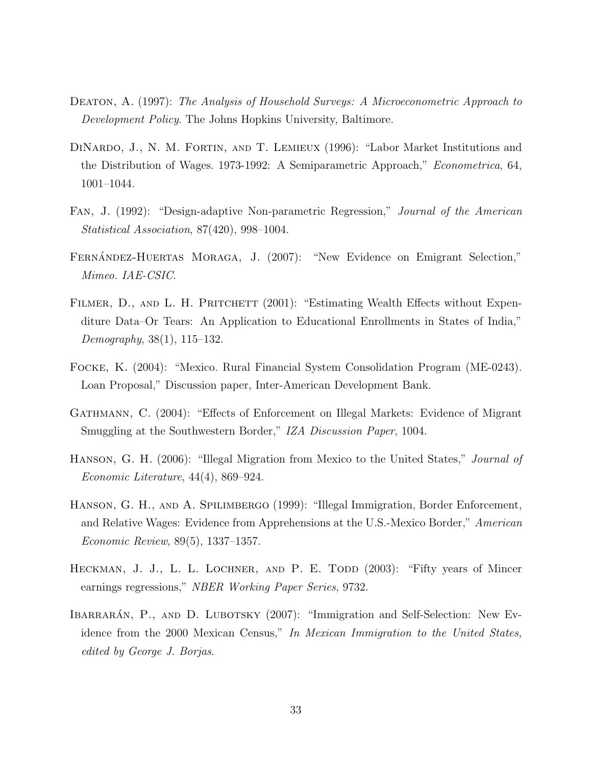Deaton, A. (1997): *The Analysis of Household Surveys: A Microeconometric Approach to Development Policy*. The Johns Hopkins University, Baltimore.

DiNardo, J., N. M. Fortin, and T. Lemieux (1996): "Labor Market Institutions and the Distribution of Wages. 1973-1992: A Semiparametric Approach," *Econometrica*, 64, 1001–1044.

Fan, J. (1992): "Design-adaptive Non-parametric Regression," *Journal of the American Statistical Association*, 87(420), 998–1004.

Fernández-Huertas Moraga, J. (2007): "New Evidence on Emigrant Selection," *Mimeo. IAE-CSIC*.

Filmer, D., and L. H. Pritchett (2001): "Estimating Wealth Effects without Expenditure Data–Or Tears: An Application to Educational Enrollments in States of India," *Demography*, 38(1), 115–132.

Focke, K. (2004): "Mexico. Rural Financial System Consolidation Program (ME-0243). Loan Proposal," Discussion paper, Inter-American Development Bank.

Gathmann, C. (2004): "Effects of Enforcement on Illegal Markets: Evidence of Migrant Smuggling at the Southwestern Border," *IZA Discussion Paper*, 1004.

Hanson, G. H. (2006): "Illegal Migration from Mexico to the United States," *Journal of Economic Literature*, 44(4), 869–924.

Hanson, G. H., and A. Spilimbergo (1999): "Illegal Immigration, Border Enforcement, and Relative Wages: Evidence from Apprehensions at the U.S.-Mexico Border," *American Economic Review*, 89(5), 1337–1357.

Heckman, J. J., L. L. Lochner, and P. E. Todd (2003): "Fifty years of Mincer earnings regressions," *NBER Working Paper Series*, 9732.

Ibarrarán, P., and D. Lubotsky (2007): "Immigration and Self-Selection: New Evidence from the 2000 Mexican Census," *In Mexican Immigration to the United States, edited by George J. Borjas*.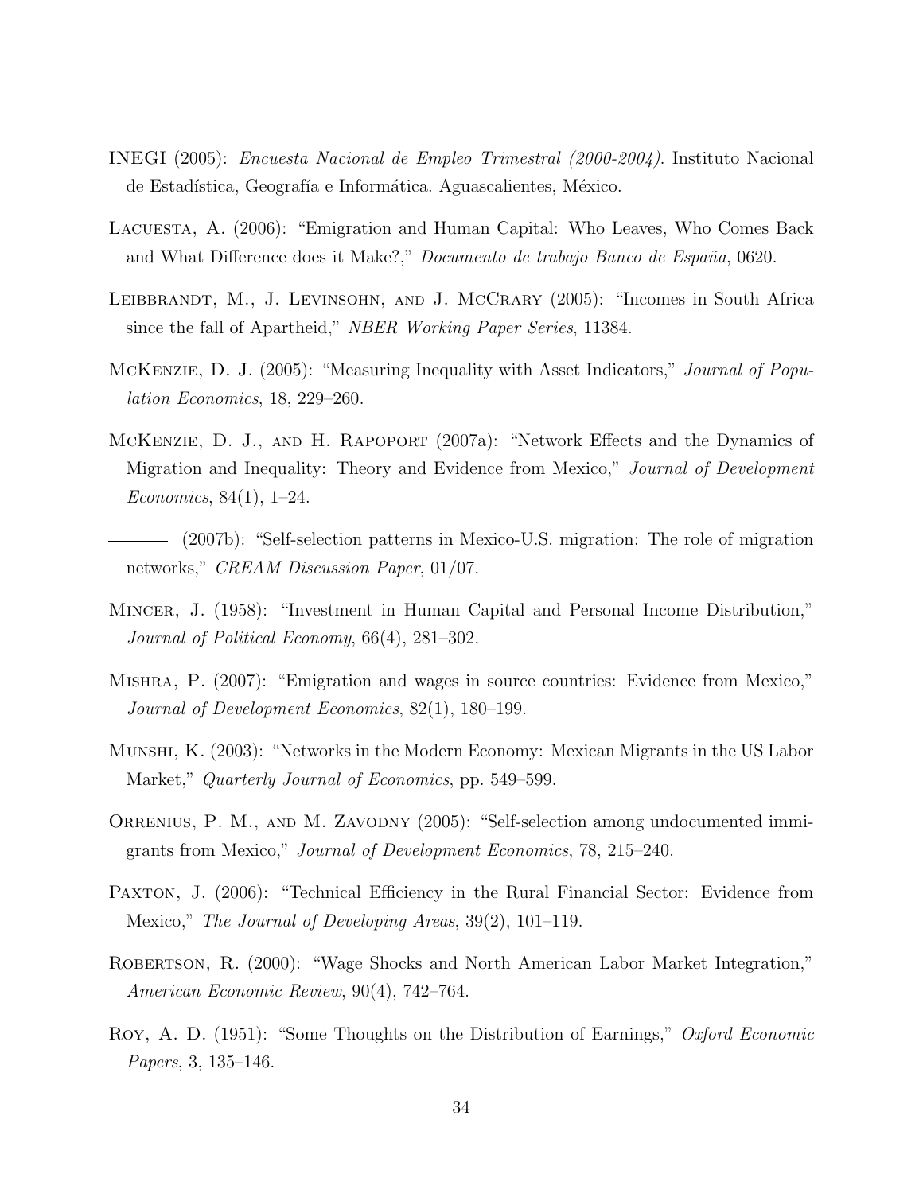INEGI (2005): *Encuesta Nacional de Empleo Trimestral (2000-2004)*. Instituto Nacional de Estadística, Geografía e Informática. Aguascalientes, México.

Lacuesta, A. (2006): "Emigration and Human Capital: Who Leaves, Who Comes Back and What Difference does it Make?," *Documento de trabajo Banco de España*, 0620.

Leibbrandt, M., J. Levinsohn, and J. McCrary (2005): "Incomes in South Africa since the fall of Apartheid," *NBER Working Paper Series*, 11384.

McKenzie, D. J. (2005): "Measuring Inequality with Asset Indicators," *Journal of Population Economics*, 18, 229–260.

McKenzie, D. J., and H. Rapoport (2007a): "Network Effects and the Dynamics of Migration and Inequality: Theory and Evidence from Mexico," *Journal of Development Economics*, 84(1), 1–24.

——— (2007b): "Self-selection patterns in Mexico-U.S. migration: The role of migration networks," *CREAM Discussion Paper*, 01/07.

Mincer, J. (1958): "Investment in Human Capital and Personal Income Distribution," *Journal of Political Economy*, 66(4), 281–302.

Mishra, P. (2007): "Emigration and wages in source countries: Evidence from Mexico," *Journal of Development Economics*, 82(1), 180–199.

Munshi, K. (2003): "Networks in the Modern Economy: Mexican Migrants in the US Labor Market," *Quarterly Journal of Economics*, pp. 549–599.

Orrenius, P. M., and M. Zavodny (2005): "Self-selection among undocumented immigrants from Mexico," *Journal of Development Economics*, 78, 215–240.

Paxton, J. (2006): "Technical Efficiency in the Rural Financial Sector: Evidence from Mexico," *The Journal of Developing Areas*, 39(2), 101–119.

Robertson, R. (2000): "Wage Shocks and North American Labor Market Integration," *American Economic Review*, 90(4), 742–764.

Roy, A. D. (1951): "Some Thoughts on the Distribution of Earnings," *Oxford Economic Papers*, 3, 135–146.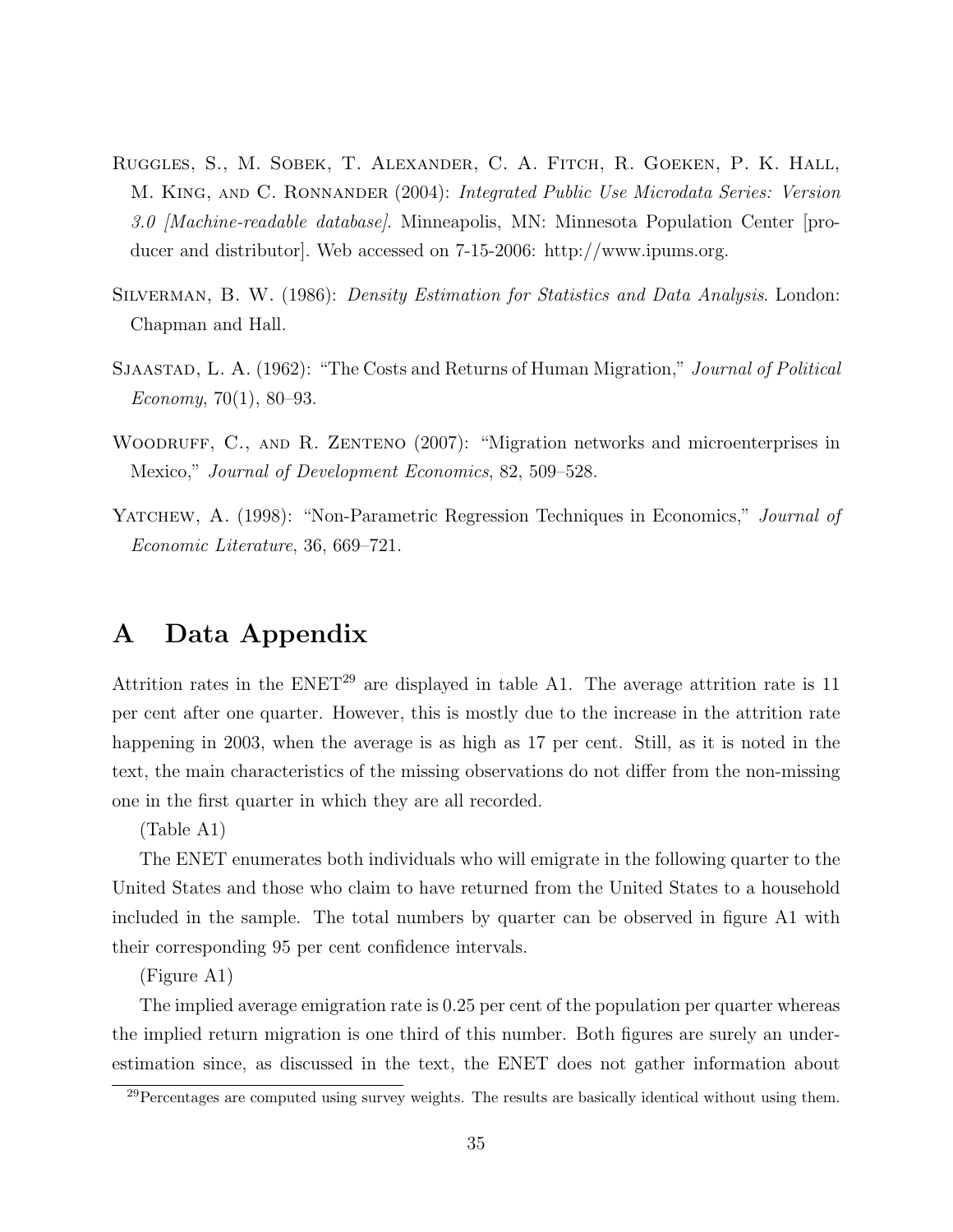RUGGLES, S., M. SOBEK, T. ALEXANDER, C. A. FITCH, R. GOEKEN, P. K. HALL, M. KING, AND C. RONNANDER (2004): *Integrated Public Use Microdata Series: Version 3.0 [Machine-readable database]*. Minneapolis, MN: Minnesota Population Center [producer and distributor]. Web accessed on 7-15-2006: http://www.ipums.org.

SILVERMAN, B. W. (1986): *Density Estimation for Statistics and Data Analysis*. London: Chapman and Hall.

SJAASTAD, L. A. (1962): "The Costs and Returns of Human Migration," *Journal of Political Economy*, 70(1), 80–93.

WOODRUFF, C., AND R. ZENTENO (2007): "Migration networks and microenterprises in Mexico," *Journal of Development Economics*, 82, 509–528.

YATCHEW, A. (1998): "Non-Parametric Regression Techniques in Economics," *Journal of Economic Literature*, 36, 669–721.

# A Data Appendix

Attrition rates in the ENET[29] are displayed in table A1. The average attrition rate is 11 per cent after one quarter. However, this is mostly due to the increase in the attrition rate happening in 2003, when the average is as high as 17 per cent. Still, as it is noted in the text, the main characteristics of the missing observations do not differ from the non-missing one in the first quarter in which they are all recorded.

(Table A1)

The ENET enumerates both individuals who will emigrate in the following quarter to the United States and those who claim to have returned from the United States to a household included in the sample. The total numbers by quarter can be observed in figure A1 with their corresponding 95 per cent confidence intervals.

(Figure A1)

The implied average emigration rate is 0.25 per cent of the population per quarter whereas the implied return migration is one third of this number. Both figures are surely an underestimation since, as discussed in the text, the ENET does not gather information about

[29]Percentages are computed using survey weights. The results are basically identical without using them.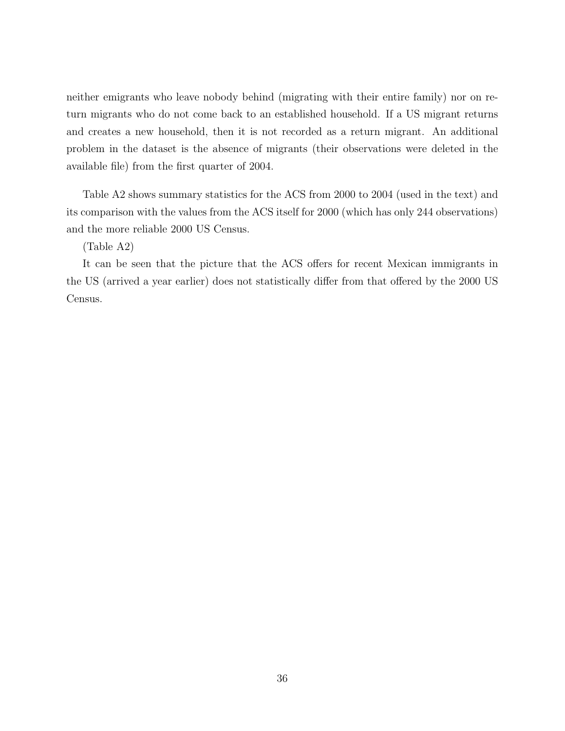neither emigrants who leave nobody behind (migrating with their entire family) nor on return migrants who do not come back to an established household. If a US migrant returns and creates a new household, then it is not recorded as a return migrant. An additional problem in the dataset is the absence of migrants (their observations were deleted in the available file) from the first quarter of 2004.

Table A2 shows summary statistics for the ACS from 2000 to 2004 (used in the text) and its comparison with the values from the ACS itself for 2000 (which has only 244 observations) and the more reliable 2000 US Census.

(Table A2)

It can be seen that the picture that the ACS offers for recent Mexican immigrants in the US (arrived a year earlier) does not statistically differ from that offered by the 2000 US Census.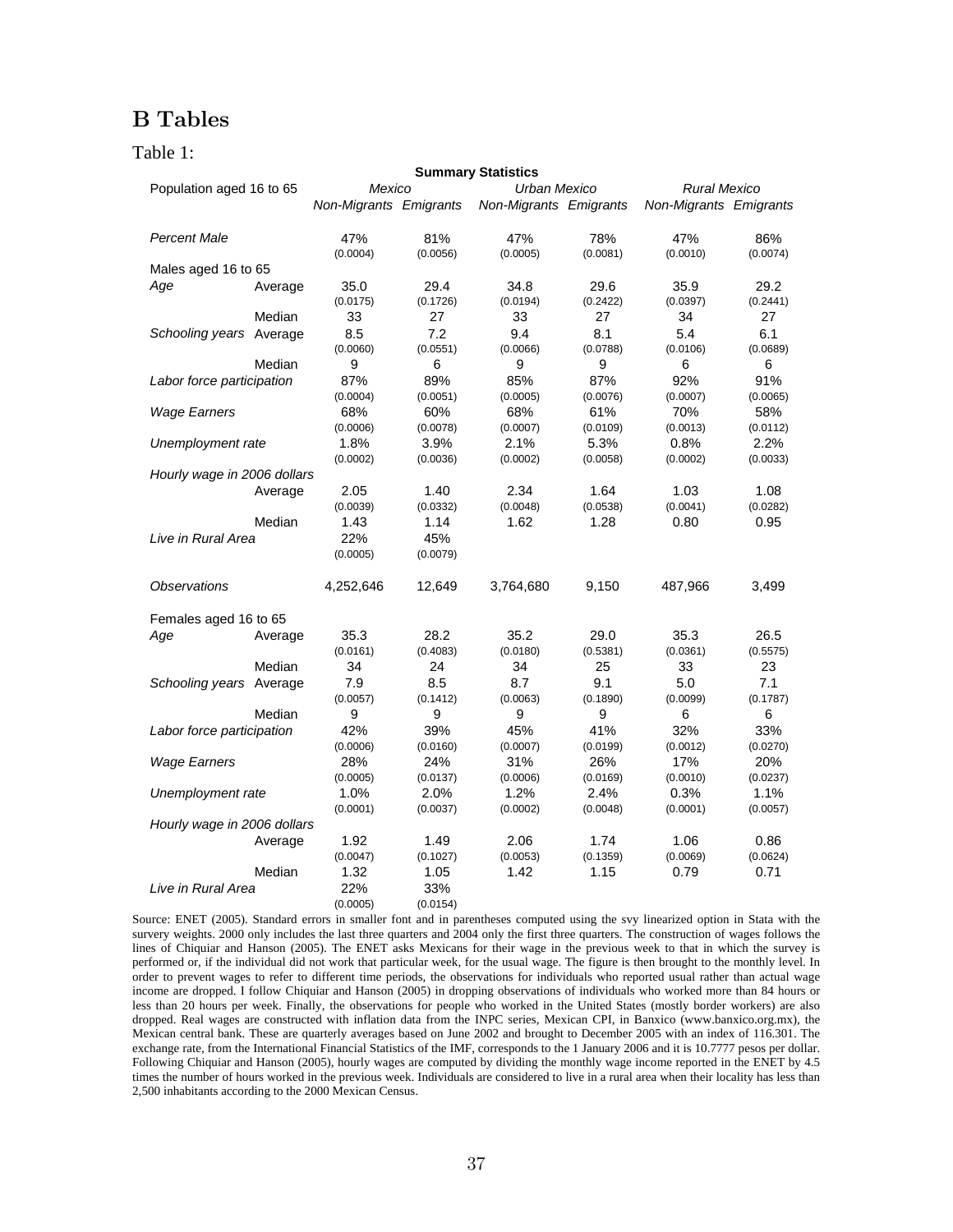# B Tables

Table 1:

**Summary Statistics**

| Population aged 16 to 65 | | *Mexico* | | *Urban Mexico* | | *Rural Mexico* | |
|---|---|---|---|---|---|---|---|
| | | *Non-Migrants* | *Emigrants* | *Non-Migrants* | *Emigrants* | *Non-Migrants* | *Emigrants* |
| *Percent Male* | | 47% | 81% | 47% | 78% | 47% | 86% |
| | | (0.0004) | (0.0056) | (0.0005) | (0.0081) | (0.0010) | (0.0074) |
| Males aged 16 to 65 | | | | | | | |
| *Age* | Average | 35.0 | 29.4 | 34.8 | 29.6 | 35.9 | 29.2 |
| | | (0.0175) | (0.1726) | (0.0194) | (0.2422) | (0.0397) | (0.2441) |
| | Median | 33 | 27 | 33 | 27 | 34 | 27 |
| *Schooling years* | Average | 8.5 | 7.2 | 9.4 | 8.1 | 5.4 | 6.1 |
| | | (0.0060) | (0.0551) | (0.0066) | (0.0788) | (0.0106) | (0.0689) |
| | Median | 9 | 6 | 9 | 9 | 6 | 6 |
| *Labor force participation* | | 87% | 89% | 85% | 87% | 92% | 91% |
| | | (0.0004) | (0.0051) | (0.0005) | (0.0076) | (0.0007) | (0.0065) |
| *Wage Earners* | | 68% | 60% | 68% | 61% | 70% | 58% |
| | | (0.0006) | (0.0078) | (0.0007) | (0.0109) | (0.0013) | (0.0112) |
| *Unemployment rate* | | 1.8% | 3.9% | 2.1% | 5.3% | 0.8% | 2.2% |
| | | (0.0002) | (0.0036) | (0.0002) | (0.0058) | (0.0002) | (0.0033) |
| *Hourly wage in 2006 dollars* | | | | | | | |
| | Average | 2.05 | 1.40 | 2.34 | 1.64 | 1.03 | 1.08 |
| | | (0.0039) | (0.0332) | (0.0048) | (0.0538) | (0.0041) | (0.0282) |
| | Median | 1.43 | 1.14 | 1.62 | 1.28 | 0.80 | 0.95 |
| *Live in Rural Area* | | 22% | 45% | | | | |
| | | (0.0005) | (0.0079) | | | | |
| *Observations* | | 4,252,646 | 12,649 | 3,764,680 | 9,150 | 487,966 | 3,499 |
| Females aged 16 to 65 | | | | | | | |
| *Age* | Average | 35.3 | 28.2 | 35.2 | 29.0 | 35.3 | 26.5 |
| | | (0.0161) | (0.4083) | (0.0180) | (0.5381) | (0.0361) | (0.5575) |
| | Median | 34 | 24 | 34 | 25 | 33 | 23 |
| *Schooling years* | Average | 7.9 | 8.5 | 8.7 | 9.1 | 5.0 | 7.1 |
| | | (0.0057) | (0.1412) | (0.0063) | (0.1890) | (0.0099) | (0.1787) |
| | Median | 9 | 9 | 9 | 9 | 6 | 6 |
| *Labor force participation* | | 42% | 39% | 45% | 41% | 32% | 33% |
| | | (0.0006) | (0.0160) | (0.0007) | (0.0199) | (0.0012) | (0.0270) |
| *Wage Earners* | | 28% | 24% | 31% | 26% | 17% | 20% |
| | | (0.0005) | (0.0137) | (0.0006) | (0.0169) | (0.0010) | (0.0237) |
| *Unemployment rate* | | 1.0% | 2.0% | 1.2% | 2.4% | 0.3% | 1.1% |
| | | (0.0001) | (0.0037) | (0.0002) | (0.0048) | (0.0001) | (0.0057) |
| *Hourly wage in 2006 dollars* | | | | | | | |
| | Average | 1.92 | 1.49 | 2.06 | 1.74 | 1.06 | 0.86 |
| | | (0.0047) | (0.1027) | (0.0053) | (0.1359) | (0.0069) | (0.0624) |
| | Median | 1.32 | 1.05 | 1.42 | 1.15 | 0.79 | 0.71 |
| *Live in Rural Area* | | 22% | 33% | | | | |
| | | (0.0005) | (0.0154) | | | | |

Source: ENET (2005). Standard errors in smaller font and in parentheses computed using the svy linearized option in Stata with the survery weights. 2000 only includes the last three quarters and 2004 only the first three quarters. The construction of wages follows the lines of Chiquiar and Hanson (2005). The ENET asks Mexicans for their wage in the previous week to that in which the survey is performed or, if the individual did not work that particular week, for the usual wage. The figure is then brought to the monthly level. In order to prevent wages to refer to different time periods, the observations for individuals who reported usual rather than actual wage income are dropped. I follow Chiquiar and Hanson (2005) in dropping observations of individuals who worked more than 84 hours or less than 20 hours per week. Finally, the observations for people who worked in the United States (mostly border workers) are also dropped. Real wages are constructed with inflation data from the INPC series, Mexican CPI, in Banxico (www.banxico.org.mx), the Mexican central bank. These are quarterly averages based on June 2002 and brought to December 2005 with an index of 116.301. The exchange rate, from the International Financial Statistics of the IMF, corresponds to the 1 January 2006 and it is 10.7777 pesos per dollar. Following Chiquiar and Hanson (2005), hourly wages are computed by dividing the monthly wage income reported in the ENET by 4.5 times the number of hours worked in the previous week. Individuals are considered to live in a rural area when their locality has less than 2,500 inhabitants according to the 2000 Mexican Census.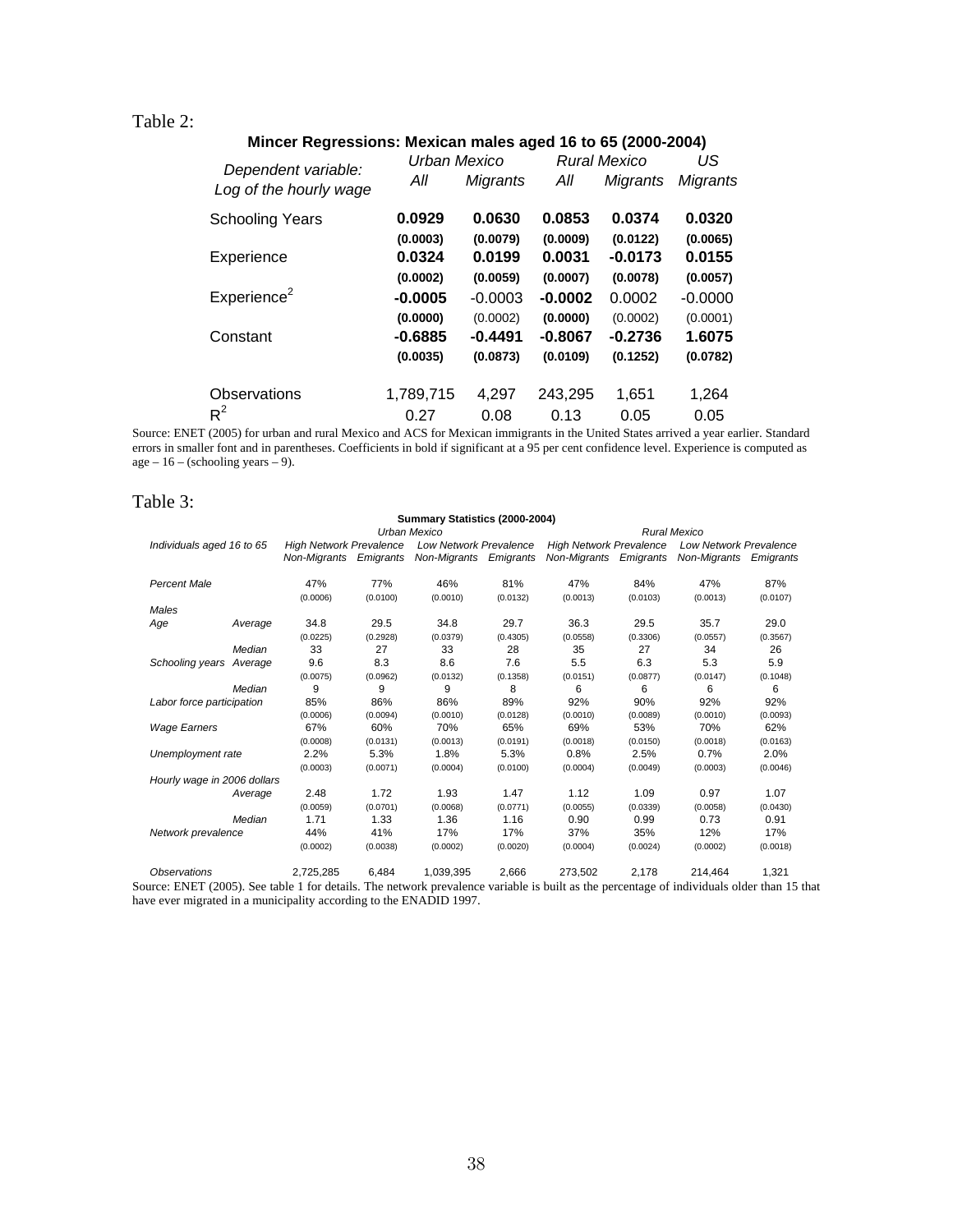Table 2:

**Mincer Regressions: Mexican males aged 16 to 65 (2000-2004)**

| *Dependent variable: Log of the hourly wage* | *Urban Mexico* | | *Rural Mexico* | | *US* |
|---|---|---|---|---|---|
| | *All* | *Migrants* | *All* | *Migrants* | *Migrants* |
| Schooling Years | **0.0929** | **0.0630** | **0.0853** | **0.0374** | **0.0320** |
| | **(0.0003)** | **(0.0079)** | **(0.0009)** | **(0.0122)** | **(0.0065)** |
| Experience | **0.0324** | **0.0199** | **0.0031** | **-0.0173** | **0.0155** |
| | **(0.0002)** | **(0.0059)** | **(0.0007)** | **(0.0078)** | **(0.0057)** |
| Experience$^2$ | **-0.0005** | -0.0003 | **-0.0002** | 0.0002 | -0.0000 |
| | **(0.0000)** | (0.0002) | **(0.0000)** | (0.0002) | (0.0001) |
| Constant | **-0.6885** | **-0.4491** | **-0.8067** | **-0.2736** | **1.6075** |
| | **(0.0035)** | **(0.0873)** | **(0.0109)** | **(0.1252)** | **(0.0782)** |
| Observations | 1,789,715 | 4,297 | 243,295 | 1,651 | 1,264 |
| $R^2$ | 0.27 | 0.08 | 0.13 | 0.05 | 0.05 |

Source: ENET (2005) for urban and rural Mexico and ACS for Mexican immigrants in the United States arrived a year earlier. Standard errors in smaller font and in parentheses. Coefficients in bold if significant at a 95 per cent confidence level. Experience is computed as age – 16 – (schooling years – 9).

Table 3:

**Summary Statistics (2000-2004)**

| *Individuals aged 16 to 65* | | *Urban Mexico* | | | | *Rural Mexico* | | | |
|---|---|---|---|---|---|---|---|---|---|
| | | *High Network Prevalence* | | *Low Network Prevalence* | | *High Network Prevalence* | | *Low Network Prevalence* | |
| | | *Non-Migrants* | *Emigrants* | *Non-Migrants* | *Emigrants* | *Non-Migrants* | *Emigrants* | *Non-Migrants* | *Emigrants* |
| *Percent Male* | | 47% | 77% | 46% | 81% | 47% | 84% | 47% | 87% |
| | | (0.0006) | (0.0100) | (0.0010) | (0.0132) | (0.0013) | (0.0103) | (0.0013) | (0.0107) |
| *Males* | | | | | | | | | |
| *Age* | *Average* | 34.8 | 29.5 | 34.8 | 29.7 | 36.3 | 29.5 | 35.7 | 29.0 |
| | | (0.0225) | (0.2928) | (0.0379) | (0.4305) | (0.0558) | (0.3306) | (0.0557) | (0.3567) |
| | *Median* | 33 | 27 | 33 | 28 | 35 | 27 | 34 | 26 |
| *Schooling years* | *Average* | 9.6 | 8.3 | 8.6 | 7.6 | 5.5 | 6.3 | 5.3 | 5.9 |
| | | (0.0075) | (0.0962) | (0.0132) | (0.1358) | (0.0151) | (0.0877) | (0.0147) | (0.1048) |
| | *Median* | 9 | 9 | 9 | 8 | 6 | 6 | 6 | 6 |
| *Labor force participation* | | 85% | 86% | 86% | 89% | 92% | 90% | 92% | 92% |
| | | (0.0006) | (0.0094) | (0.0010) | (0.0128) | (0.0010) | (0.0089) | (0.0010) | (0.0093) |
| *Wage Earners* | | 67% | 60% | 70% | 65% | 69% | 53% | 70% | 62% |
| | | (0.0008) | (0.0131) | (0.0013) | (0.0191) | (0.0018) | (0.0150) | (0.0018) | (0.0163) |
| *Unemployment rate* | | 2.2% | 5.3% | 1.8% | 5.3% | 0.8% | 2.5% | 0.7% | 2.0% |
| | | (0.0003) | (0.0071) | (0.0004) | (0.0100) | (0.0004) | (0.0049) | (0.0003) | (0.0046) |
| *Hourly wage in 2006 dollars* | | | | | | | | | |
| | *Average* | 2.48 | 1.72 | 1.93 | 1.47 | 1.12 | 1.09 | 0.97 | 1.07 |
| | | (0.0059) | (0.0701) | (0.0068) | (0.0771) | (0.0055) | (0.0339) | (0.0058) | (0.0430) |
| | *Median* | 1.71 | 1.33 | 1.36 | 1.16 | 0.90 | 0.99 | 0.73 | 0.91 |
| *Network prevalence* | | 44% | 41% | 17% | 17% | 37% | 35% | 12% | 17% |
| | | (0.0002) | (0.0038) | (0.0002) | (0.0020) | (0.0004) | (0.0024) | (0.0002) | (0.0018) |
| *Observations* | | 2,725,285 | 6,484 | 1,039,395 | 2,666 | 273,502 | 2,178 | 214,464 | 1,321 |

Source: ENET (2005). See table 1 for details. The network prevalence variable is built as the percentage of individuals older than 15 that have ever migrated in a municipality according to the ENADID 1997.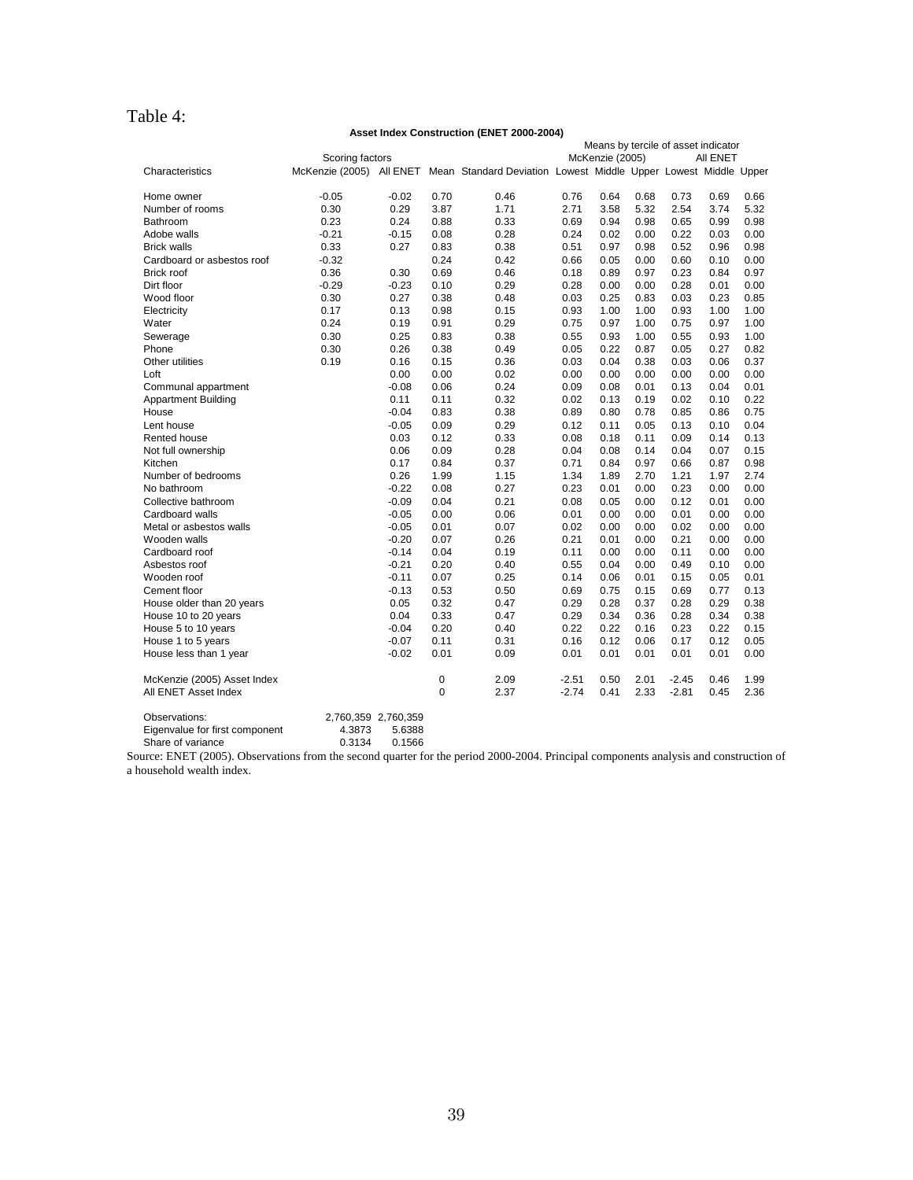Table 4:

**Asset Index Construction (ENET 2000-2004)**

| Characteristics | Scoring factors | | | | Means by tercile of asset indicator | | | | | |
|---|---|---|---|---|---|---|---|---|---|---|
| | | | | | McKenzie (2005) | | | All ENET | | |
| | McKenzie (2005) | All ENET | Mean | Standard Deviation | Lowest | Middle | Upper | Lowest | Middle | Upper |
| Home owner | -0.05 | -0.02 | 0.70 | 0.46 | 0.76 | 0.64 | 0.68 | 0.73 | 0.69 | 0.66 |
| Number of rooms | 0.30 | 0.29 | 3.87 | 1.71 | 2.71 | 3.58 | 5.32 | 2.54 | 3.74 | 5.32 |
| Bathroom | 0.23 | 0.24 | 0.88 | 0.33 | 0.69 | 0.94 | 0.98 | 0.65 | 0.99 | 0.98 |
| Adobe walls | -0.21 | -0.15 | 0.08 | 0.28 | 0.24 | 0.02 | 0.00 | 0.22 | 0.03 | 0.00 |
| Brick walls | 0.33 | 0.27 | 0.83 | 0.38 | 0.51 | 0.97 | 0.98 | 0.52 | 0.96 | 0.98 |
| Cardboard or asbestos roof | -0.32 | | 0.24 | 0.42 | 0.66 | 0.05 | 0.00 | 0.60 | 0.10 | 0.00 |
| Brick roof | 0.36 | 0.30 | 0.69 | 0.46 | 0.18 | 0.89 | 0.97 | 0.23 | 0.84 | 0.97 |
| Dirt floor | -0.29 | -0.23 | 0.10 | 0.29 | 0.28 | 0.00 | 0.00 | 0.28 | 0.01 | 0.00 |
| Wood floor | 0.30 | 0.27 | 0.38 | 0.48 | 0.03 | 0.25 | 0.83 | 0.03 | 0.23 | 0.85 |
| Electricity | 0.17 | 0.13 | 0.98 | 0.15 | 0.93 | 1.00 | 1.00 | 0.93 | 1.00 | 1.00 |
| Water | 0.24 | 0.19 | 0.91 | 0.29 | 0.75 | 0.97 | 1.00 | 0.75 | 0.97 | 1.00 |
| Sewerage | 0.30 | 0.25 | 0.83 | 0.38 | 0.55 | 0.93 | 1.00 | 0.55 | 0.93 | 1.00 |
| Phone | 0.30 | 0.26 | 0.38 | 0.49 | 0.05 | 0.22 | 0.87 | 0.05 | 0.27 | 0.82 |
| Other utilities | 0.19 | 0.16 | 0.15 | 0.36 | 0.03 | 0.04 | 0.38 | 0.03 | 0.06 | 0.37 |
| Loft | | 0.00 | 0.00 | 0.02 | 0.00 | 0.00 | 0.00 | 0.00 | 0.00 | 0.00 |
| Communal appartment | | -0.08 | 0.06 | 0.24 | 0.09 | 0.08 | 0.01 | 0.13 | 0.04 | 0.01 |
| Appartment Building | | 0.11 | 0.11 | 0.32 | 0.02 | 0.13 | 0.19 | 0.02 | 0.10 | 0.22 |
| House | | -0.04 | 0.83 | 0.38 | 0.89 | 0.80 | 0.78 | 0.85 | 0.86 | 0.75 |
| Lent house | | -0.05 | 0.09 | 0.29 | 0.12 | 0.11 | 0.05 | 0.13 | 0.10 | 0.04 |
| Rented house | | 0.03 | 0.12 | 0.33 | 0.08 | 0.18 | 0.11 | 0.09 | 0.14 | 0.13 |
| Not full ownership | | 0.06 | 0.09 | 0.28 | 0.04 | 0.08 | 0.14 | 0.04 | 0.07 | 0.15 |
| Kitchen | | 0.17 | 0.84 | 0.37 | 0.71 | 0.84 | 0.97 | 0.66 | 0.87 | 0.98 |
| Number of bedrooms | | 0.26 | 1.99 | 1.15 | 1.34 | 1.89 | 2.70 | 1.21 | 1.97 | 2.74 |
| No bathroom | | -0.22 | 0.08 | 0.27 | 0.23 | 0.01 | 0.00 | 0.23 | 0.00 | 0.00 |
| Collective bathroom | | -0.09 | 0.04 | 0.21 | 0.08 | 0.05 | 0.00 | 0.12 | 0.01 | 0.00 |
| Cardboard walls | | -0.05 | 0.00 | 0.06 | 0.01 | 0.00 | 0.00 | 0.01 | 0.00 | 0.00 |
| Metal or asbestos walls | | -0.05 | 0.01 | 0.07 | 0.02 | 0.00 | 0.00 | 0.02 | 0.00 | 0.00 |
| Wooden walls | | -0.20 | 0.07 | 0.26 | 0.21 | 0.01 | 0.00 | 0.21 | 0.00 | 0.00 |
| Cardboard roof | | -0.14 | 0.04 | 0.19 | 0.11 | 0.00 | 0.00 | 0.11 | 0.00 | 0.00 |
| Asbestos roof | | -0.21 | 0.20 | 0.40 | 0.55 | 0.04 | 0.00 | 0.49 | 0.10 | 0.00 |
| Wooden roof | | -0.11 | 0.07 | 0.25 | 0.14 | 0.06 | 0.01 | 0.15 | 0.05 | 0.01 |
| Cement floor | | -0.13 | 0.53 | 0.50 | 0.69 | 0.75 | 0.15 | 0.69 | 0.77 | 0.13 |
| House older than 20 years | | 0.05 | 0.32 | 0.47 | 0.29 | 0.28 | 0.37 | 0.28 | 0.29 | 0.38 |
| House 10 to 20 years | | 0.04 | 0.33 | 0.47 | 0.29 | 0.34 | 0.36 | 0.28 | 0.34 | 0.38 |
| House 5 to 10 years | | -0.04 | 0.20 | 0.40 | 0.22 | 0.22 | 0.16 | 0.23 | 0.22 | 0.15 |
| House 1 to 5 years | | -0.07 | 0.11 | 0.31 | 0.16 | 0.12 | 0.06 | 0.17 | 0.12 | 0.05 |
| House less than 1 year | | -0.02 | 0.01 | 0.09 | 0.01 | 0.01 | 0.01 | 0.01 | 0.01 | 0.00 |
| McKenzie (2005) Asset Index | | | 0 | 2.09 | -2.51 | 0.50 | 2.01 | -2.45 | 0.46 | 1.99 |
| All ENET Asset Index | | | 0 | 2.37 | -2.74 | 0.41 | 2.33 | -2.81 | 0.45 | 2.36 |
| Observations: | 2,760,359 | 2,760,359 | | | | | | | | |
| Eigenvalue for first component | 4.3873 | 5.6388 | | | | | | | | |
| Share of variance | 0.3134 | 0.1566 | | | | | | | | |

Source: ENET (2005). Observations from the second quarter for the period 2000-2004. Principal components analysis and construction of a household wealth index.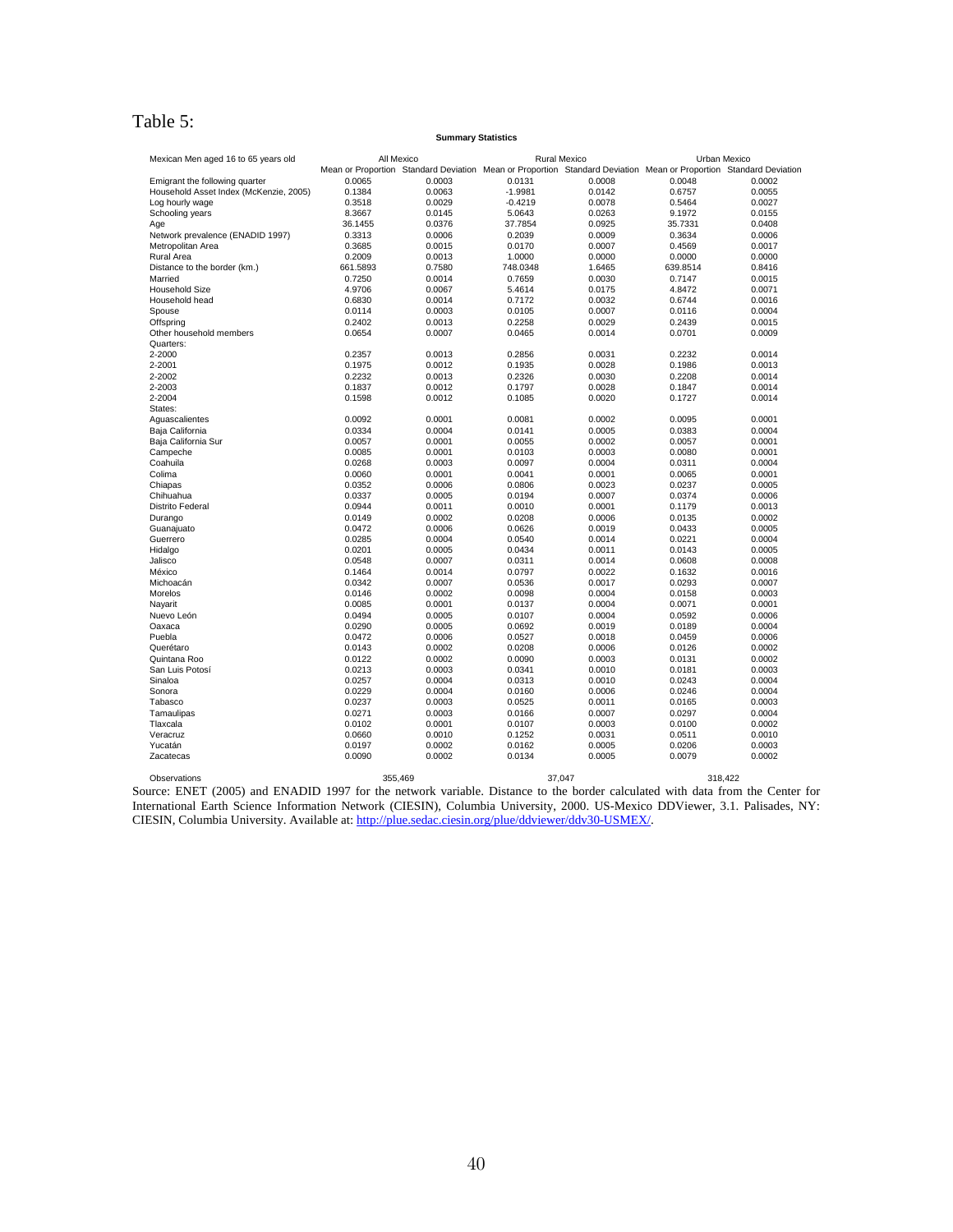# Table 5:

**Summary Statistics**

| Mexican Men aged 16 to 65 years old | All Mexico | | Rural Mexico | | Urban Mexico | |
|---|---|---|---|---|---|---|
| | Mean or Proportion | Standard Deviation | Mean or Proportion | Standard Deviation | Mean or Proportion | Standard Deviation |
| Emigrant the following quarter | 0.0065 | 0.0003 | 0.0131 | 0.0008 | 0.0048 | 0.0002 |
| Household Asset Index (McKenzie, 2005) | 0.1384 | 0.0063 | -1.9981 | 0.0142 | 0.6757 | 0.0055 |
| Log hourly wage | 0.3518 | 0.0029 | -0.4219 | 0.0078 | 0.5464 | 0.0027 |
| Schooling years | 8.3667 | 0.0145 | 5.0643 | 0.0263 | 9.1972 | 0.0155 |
| Age | 36.1455 | 0.0376 | 37.7854 | 0.0925 | 35.7331 | 0.0408 |
| Network prevalence (ENADID 1997) | 0.3313 | 0.0006 | 0.2039 | 0.0009 | 0.3634 | 0.0006 |
| Metropolitan Area | 0.3685 | 0.0015 | 0.0170 | 0.0007 | 0.4569 | 0.0017 |
| Rural Area | 0.2009 | 0.0013 | 1.0000 | 0.0000 | 0.0000 | 0.0000 |
| Distance to the border (km.) | 661.5893 | 0.7580 | 748.0348 | 1.6465 | 639.8514 | 0.8416 |
| Married | 0.7250 | 0.0014 | 0.7659 | 0.0030 | 0.7147 | 0.0015 |
| Household Size | 4.9706 | 0.0067 | 5.4614 | 0.0175 | 4.8472 | 0.0071 |
| Household head | 0.6830 | 0.0014 | 0.7172 | 0.0032 | 0.6744 | 0.0016 |
| Spouse | 0.0114 | 0.0003 | 0.0105 | 0.0007 | 0.0116 | 0.0004 |
| Offspring | 0.2402 | 0.0013 | 0.2258 | 0.0029 | 0.2439 | 0.0015 |
| Other household members | 0.0654 | 0.0007 | 0.0465 | 0.0014 | 0.0701 | 0.0009 |
| Quarters: | | | | | | |
| 2-2000 | 0.2357 | 0.0013 | 0.2856 | 0.0031 | 0.2232 | 0.0014 |
| 2-2001 | 0.1975 | 0.0012 | 0.1935 | 0.0028 | 0.1986 | 0.0013 |
| 2-2002 | 0.2232 | 0.0013 | 0.2326 | 0.0030 | 0.2208 | 0.0014 |
| 2-2003 | 0.1837 | 0.0012 | 0.1797 | 0.0028 | 0.1847 | 0.0014 |
| 2-2004 | 0.1598 | 0.0012 | 0.1085 | 0.0020 | 0.1727 | 0.0014 |
| States: | | | | | | |
| Aguascalientes | 0.0092 | 0.0001 | 0.0081 | 0.0002 | 0.0095 | 0.0001 |
| Baja California | 0.0334 | 0.0004 | 0.0141 | 0.0005 | 0.0383 | 0.0004 |
| Baja California Sur | 0.0057 | 0.0001 | 0.0055 | 0.0002 | 0.0057 | 0.0001 |
| Campeche | 0.0085 | 0.0001 | 0.0103 | 0.0003 | 0.0080 | 0.0001 |
| Coahuila | 0.0268 | 0.0003 | 0.0097 | 0.0004 | 0.0311 | 0.0004 |
| Colima | 0.0060 | 0.0001 | 0.0041 | 0.0001 | 0.0065 | 0.0001 |
| Chiapas | 0.0352 | 0.0006 | 0.0806 | 0.0023 | 0.0237 | 0.0005 |
| Chihuahua | 0.0337 | 0.0005 | 0.0194 | 0.0007 | 0.0374 | 0.0006 |
| Distrito Federal | 0.0944 | 0.0011 | 0.0010 | 0.0001 | 0.1179 | 0.0013 |
| Durango | 0.0149 | 0.0002 | 0.0208 | 0.0006 | 0.0135 | 0.0002 |
| Guanajuato | 0.0472 | 0.0006 | 0.0626 | 0.0019 | 0.0433 | 0.0005 |
| Guerrero | 0.0285 | 0.0004 | 0.0540 | 0.0014 | 0.0221 | 0.0004 |
| Hidalgo | 0.0201 | 0.0005 | 0.0434 | 0.0011 | 0.0143 | 0.0005 |
| Jalisco | 0.0548 | 0.0007 | 0.0311 | 0.0014 | 0.0608 | 0.0008 |
| México | 0.1464 | 0.0014 | 0.0797 | 0.0022 | 0.1632 | 0.0016 |
| Michoacán | 0.0342 | 0.0007 | 0.0536 | 0.0017 | 0.0293 | 0.0007 |
| Morelos | 0.0146 | 0.0002 | 0.0098 | 0.0004 | 0.0158 | 0.0003 |
| Nayarit | 0.0085 | 0.0001 | 0.0137 | 0.0004 | 0.0071 | 0.0001 |
| Nuevo León | 0.0494 | 0.0005 | 0.0107 | 0.0004 | 0.0592 | 0.0006 |
| Oaxaca | 0.0290 | 0.0005 | 0.0692 | 0.0019 | 0.0189 | 0.0004 |
| Puebla | 0.0472 | 0.0006 | 0.0527 | 0.0018 | 0.0459 | 0.0006 |
| Querétaro | 0.0143 | 0.0002 | 0.0208 | 0.0006 | 0.0126 | 0.0002 |
| Quintana Roo | 0.0122 | 0.0002 | 0.0090 | 0.0003 | 0.0131 | 0.0002 |
| San Luis Potosí | 0.0213 | 0.0003 | 0.0341 | 0.0010 | 0.0181 | 0.0003 |
| Sinaloa | 0.0257 | 0.0004 | 0.0313 | 0.0010 | 0.0243 | 0.0004 |
| Sonora | 0.0229 | 0.0004 | 0.0160 | 0.0006 | 0.0246 | 0.0004 |
| Tabasco | 0.0237 | 0.0003 | 0.0525 | 0.0011 | 0.0165 | 0.0003 |
| Tamaulipas | 0.0271 | 0.0003 | 0.0166 | 0.0007 | 0.0297 | 0.0004 |
| Tlaxcala | 0.0102 | 0.0001 | 0.0107 | 0.0003 | 0.0100 | 0.0002 |
| Veracruz | 0.0660 | 0.0010 | 0.1252 | 0.0031 | 0.0511 | 0.0010 |
| Yucatán | 0.0197 | 0.0002 | 0.0162 | 0.0005 | 0.0206 | 0.0003 |
| Zacatecas | 0.0090 | 0.0002 | 0.0134 | 0.0005 | 0.0079 | 0.0002 |
| Observations | 355,469 | | 37,047 | | 318,422 | |

Source: ENET (2005) and ENADID 1997 for the network variable. Distance to the border calculated with data from the Center for International Earth Science Information Network (CIESIN), Columbia University, 2000. US-Mexico DDViewer, 3.1. Palisades, NY: CIESIN, Columbia University. Available at: http://plue.sedac.ciesin.org/plue/ddviewer/ddv30-USMEX/.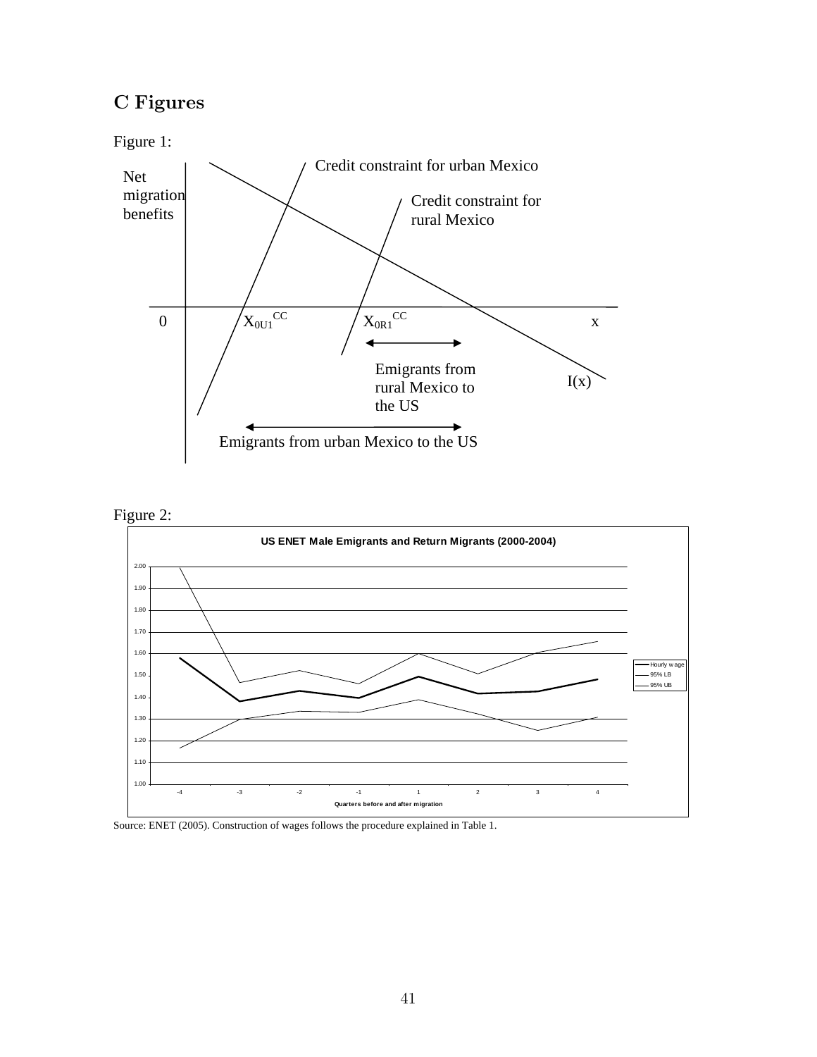## C Figures

Figure 1:

Figure 2:

Source: ENET (2005). Construction of wages follows the procedure explained in Table 1.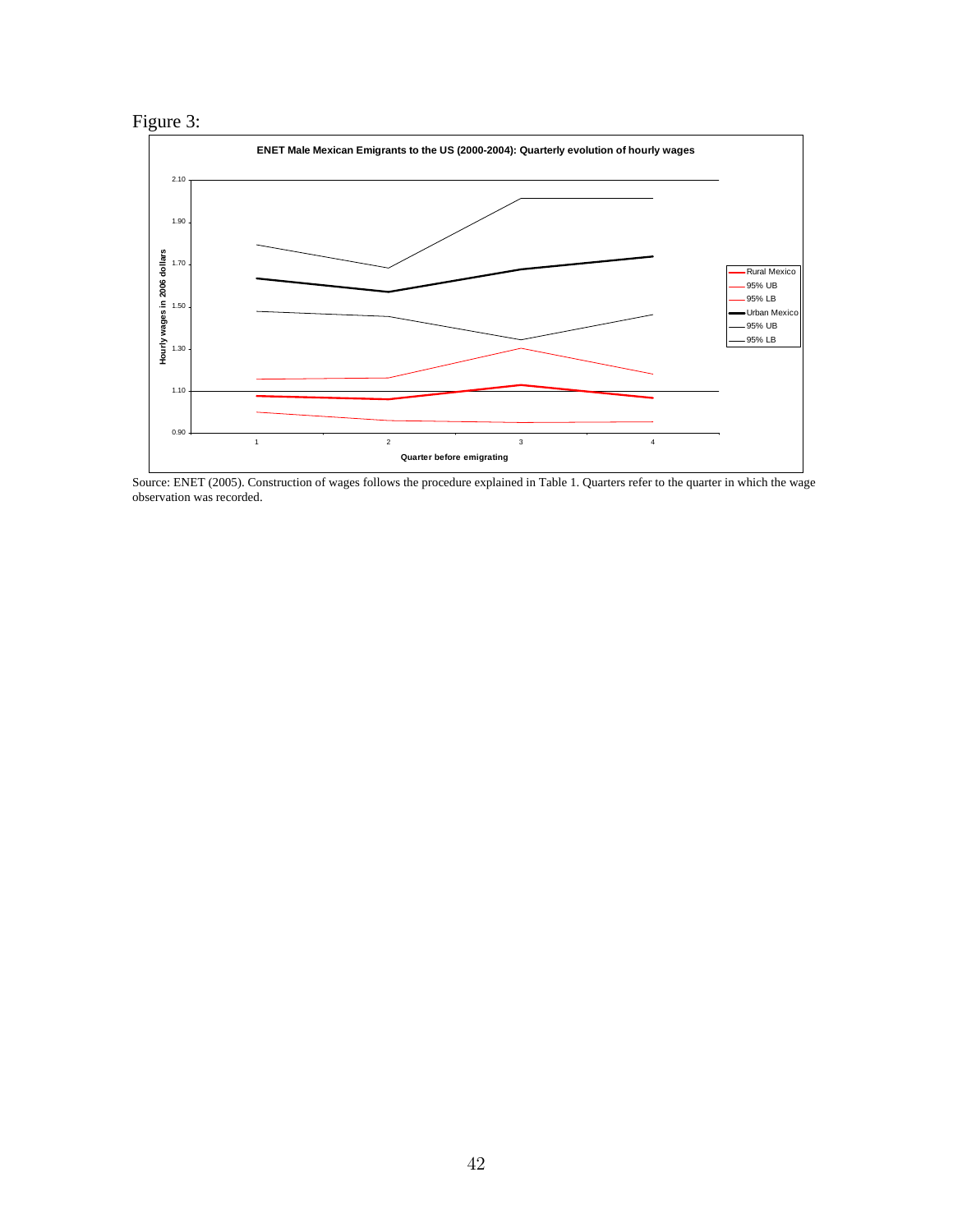Figure 3:

**ENET Male Mexican Emigrants to the US (2000-2004): Quarterly evolution of hourly wages**

Source: ENET (2005). Construction of wages follows the procedure explained in Table 1. Quarters refer to the quarter in which the wage observation was recorded.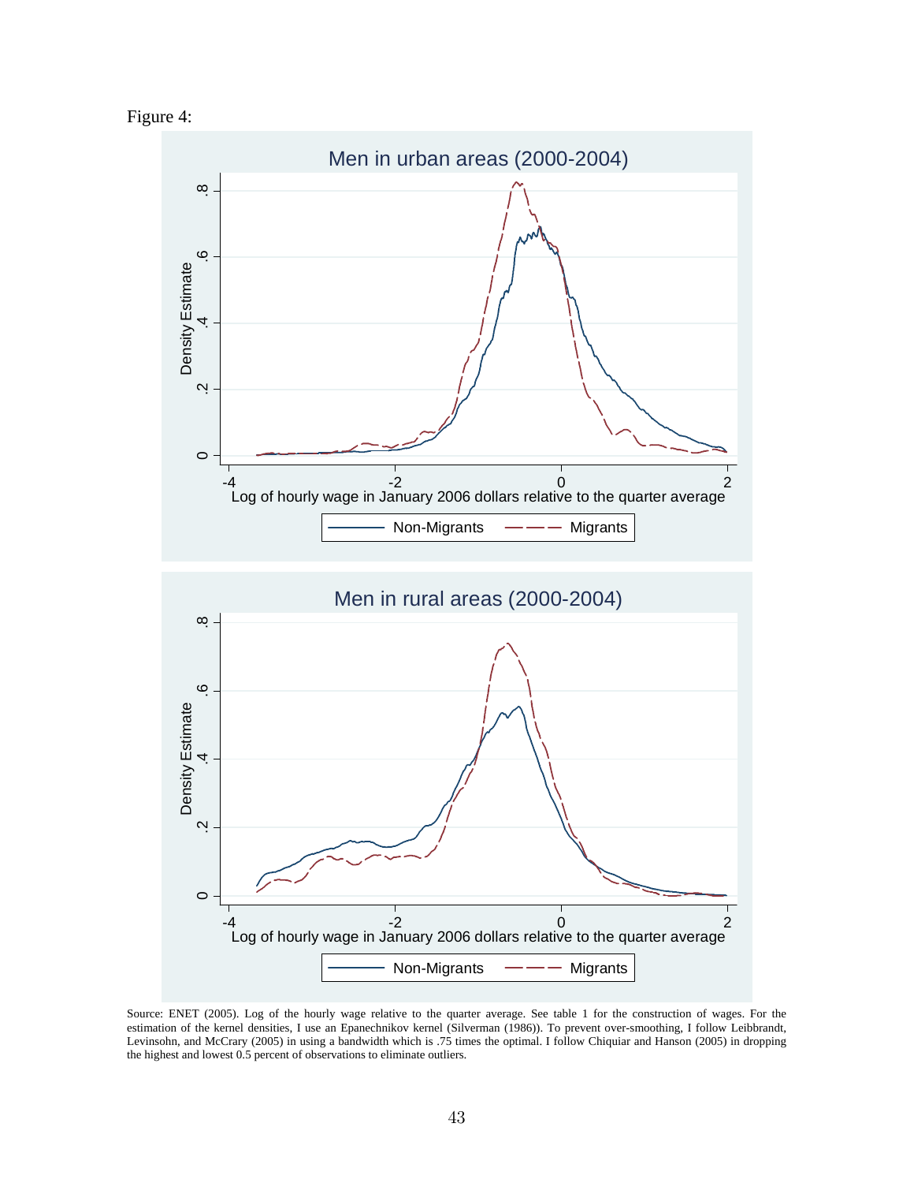Figure 4:

Men in urban areas (2000-2004)

Men in rural areas (2000-2004)

Source: ENET (2005). Log of the hourly wage relative to the quarter average. See table 1 for the construction of wages. For the estimation of the kernel densities, I use an Epanechnikov kernel (Silverman (1986)). To prevent over-smoothing, I follow Leibbrandt, Levinsohn, and McCrary (2005) in using a bandwidth which is .75 times the optimal. I follow Chiquiar and Hanson (2005) in dropping the highest and lowest 0.5 percent of observations to eliminate outliers.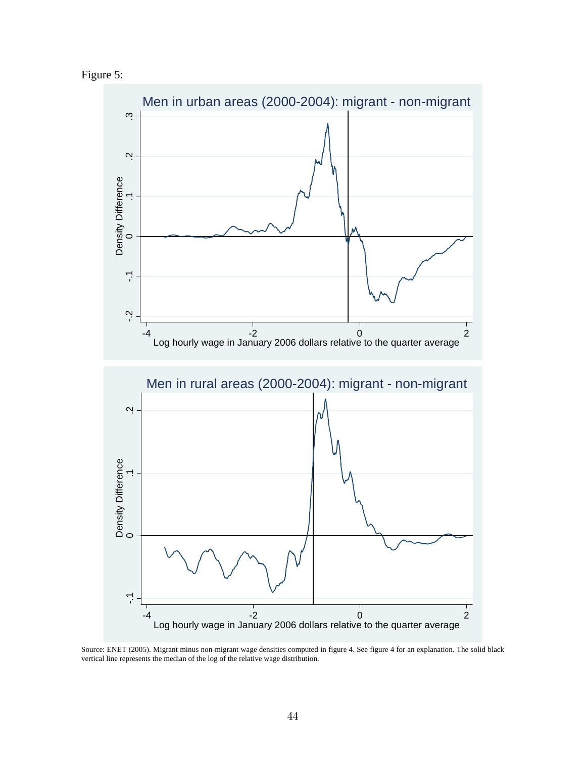Figure 5:

Source: ENET (2005). Migrant minus non-migrant wage densities computed in figure 4. See figure 4 for an explanation. The solid black vertical line represents the median of the log of the relative wage distribution.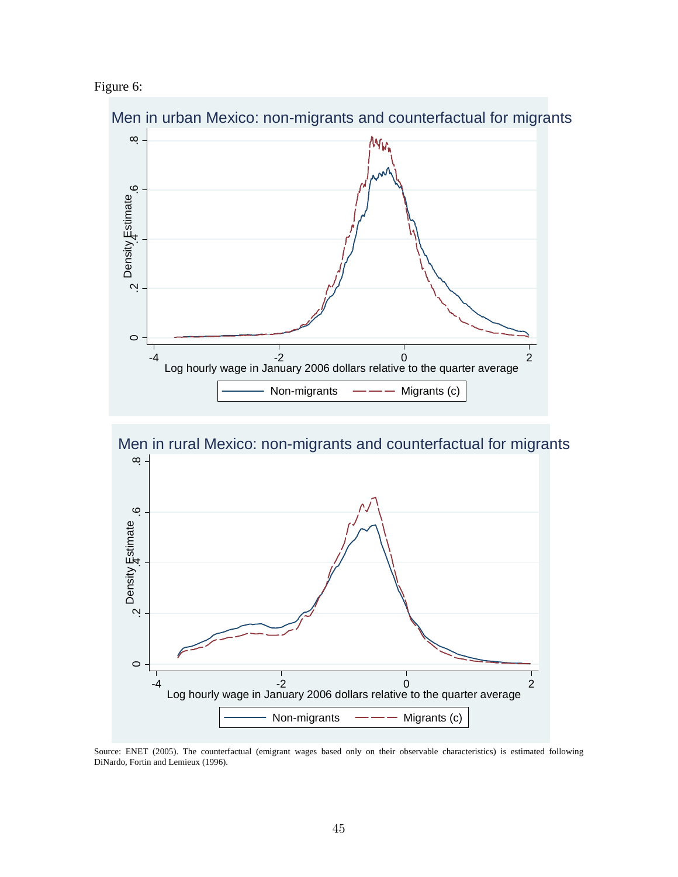Figure 6:

Men in urban Mexico: non-migrants and counterfactual for migrants

Men in rural Mexico: non-migrants and counterfactual for migrants

Source: ENET (2005). The counterfactual (emigrant wages based only on their observable characteristics) is estimated following DiNardo, Fortin and Lemieux (1996).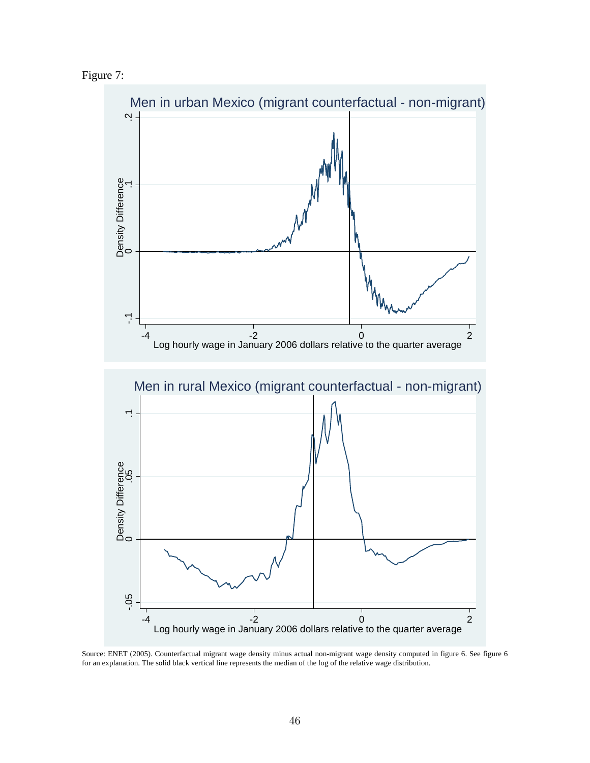Figure 7:

Source: ENET (2005). Counterfactual migrant wage density minus actual non-migrant wage density computed in figure 6. See figure 6 for an explanation. The solid black vertical line represents the median of the log of the relative wage distribution.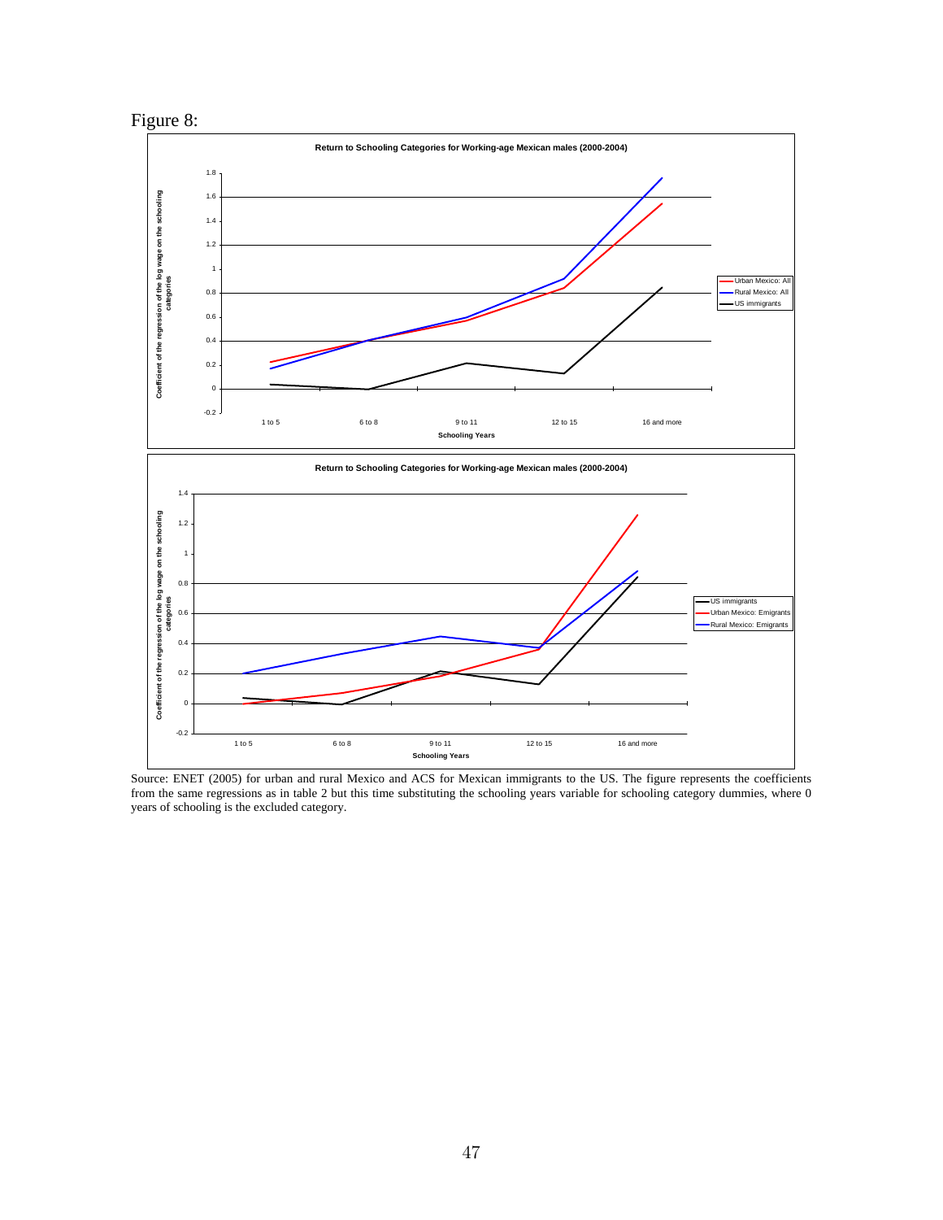Figure 8:

Source: ENET (2005) for urban and rural Mexico and ACS for Mexican immigrants to the US. The figure represents the coefficients from the same regressions as in table 2 but this time substituting the schooling years variable for schooling category dummies, where 0 years of schooling is the excluded category.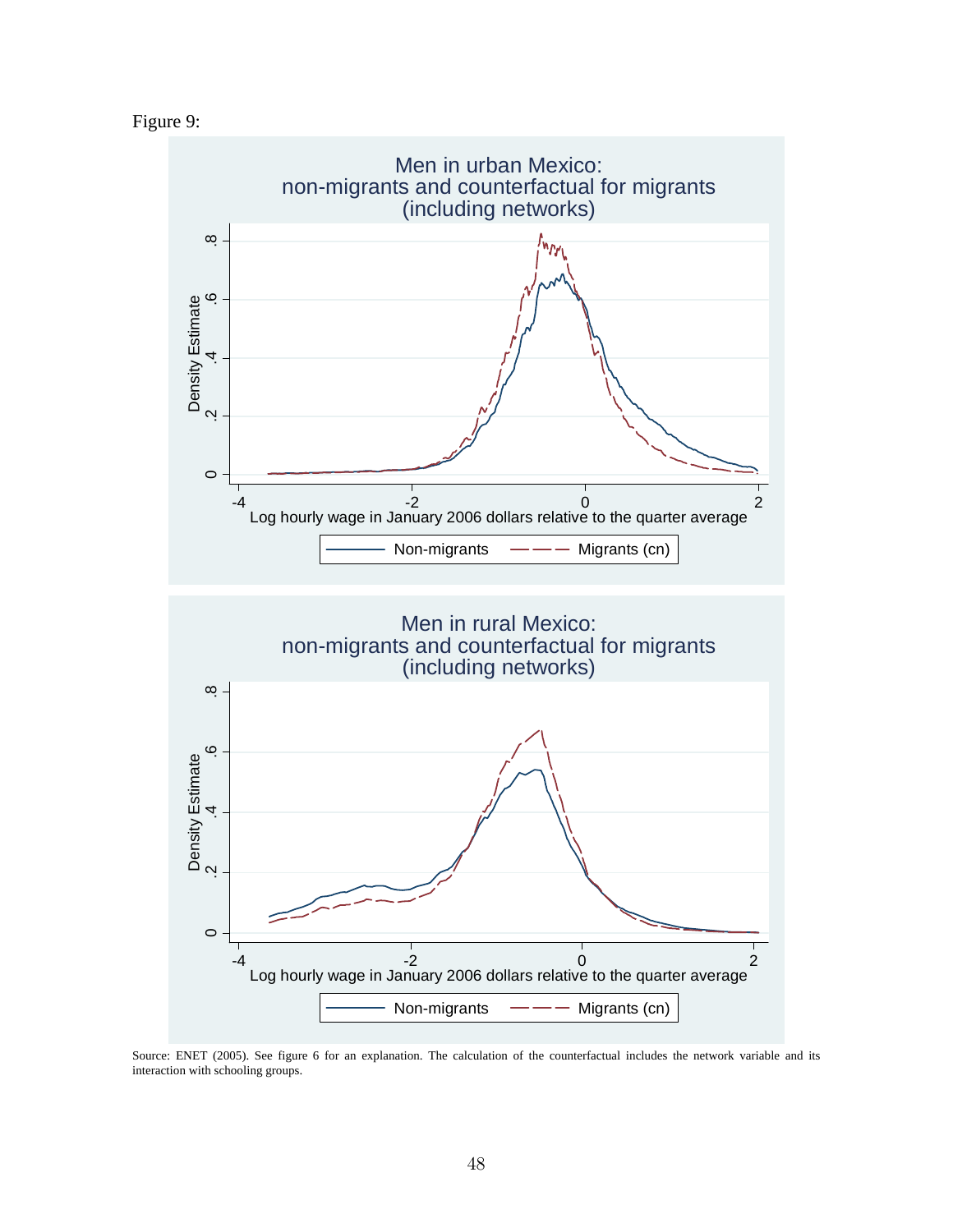Figure 9:

Source: ENET (2005). See figure 6 for an explanation. The calculation of the counterfactual includes the network variable and its interaction with schooling groups.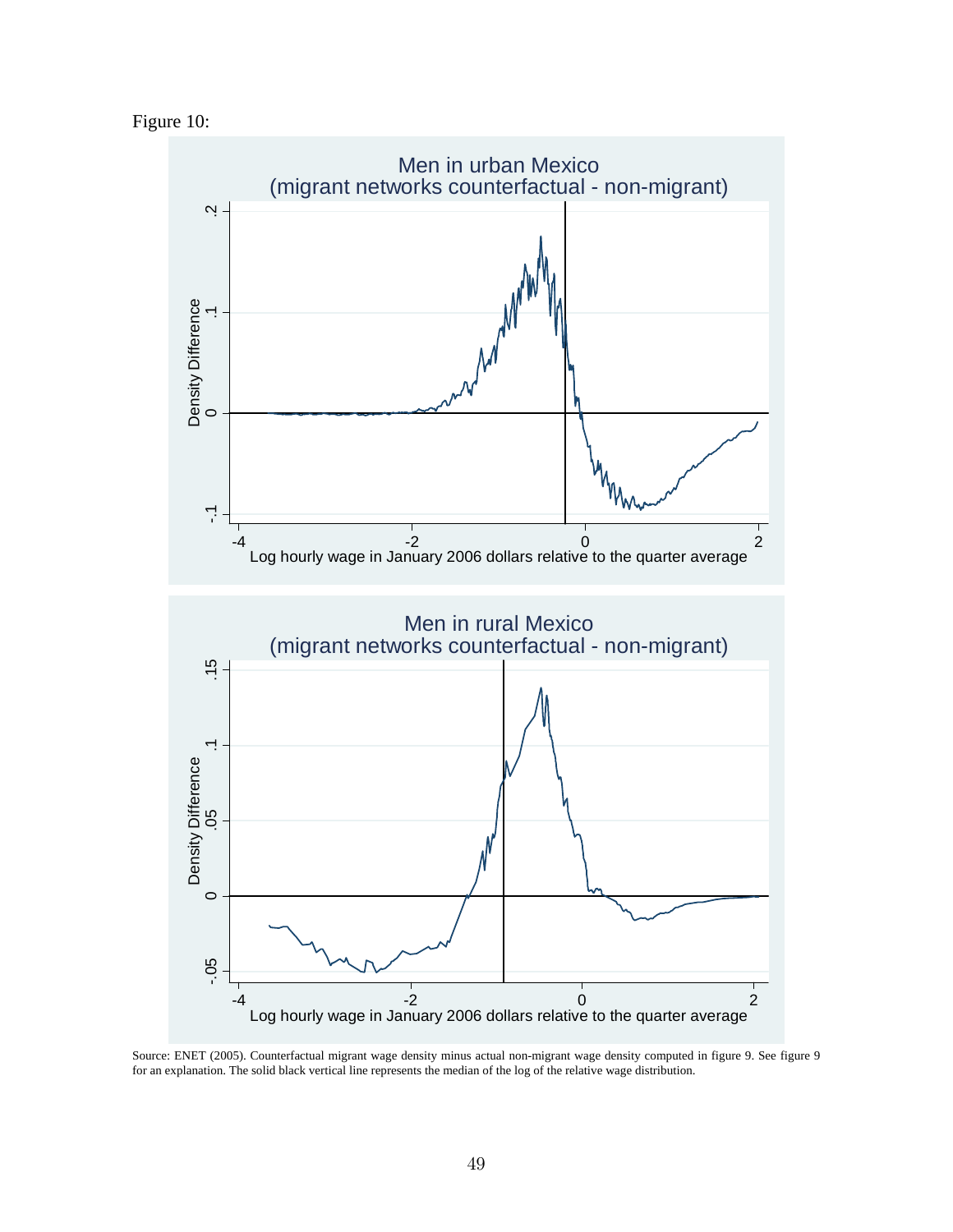Figure 10:

Source: ENET (2005). Counterfactual migrant wage density minus actual non-migrant wage density computed in figure 9. See figure 9 for an explanation. The solid black vertical line represents the median of the log of the relative wage distribution.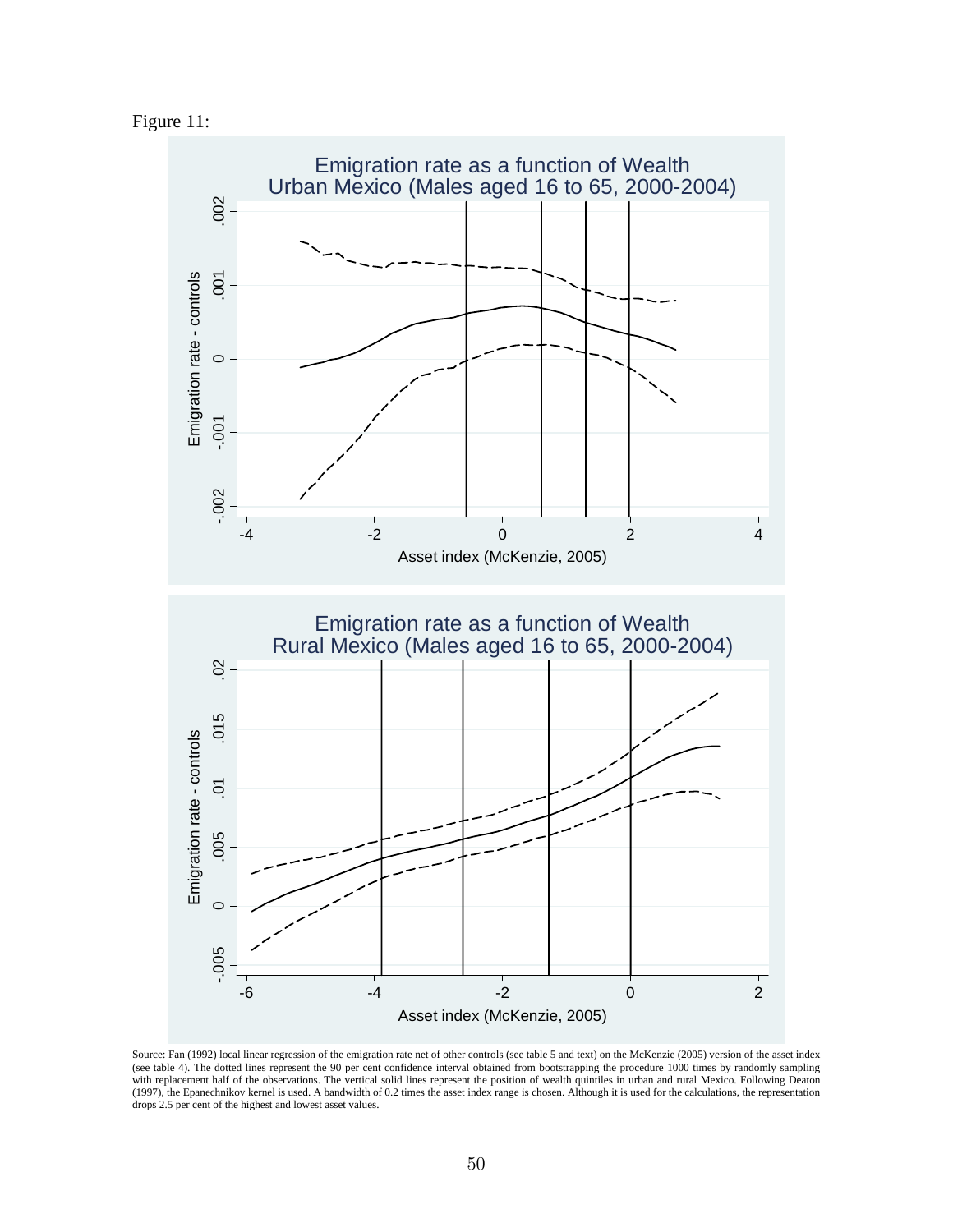Figure 11:

Emigration rate as a function of Wealth
Urban Mexico (Males aged 16 to 65, 2000-2004)

Emigration rate as a function of Wealth
Rural Mexico (Males aged 16 to 65, 2000-2004)

Source: Fan (1992) local linear regression of the emigration rate net of other controls (see table 5 and text) on the McKenzie (2005) version of the asset index (see table 4). The dotted lines represent the 90 per cent confidence interval obtained from bootstrapping the procedure 1000 times by randomly sampling with replacement half of the observations. The vertical solid lines represent the position of wealth quintiles in urban and rural Mexico. Following Deaton (1997), the Epanechnikov kernel is used. A bandwidth of 0.2 times the asset index range is chosen. Although it is used for the calculations, the representation drops 2.5 per cent of the highest and lowest asset values.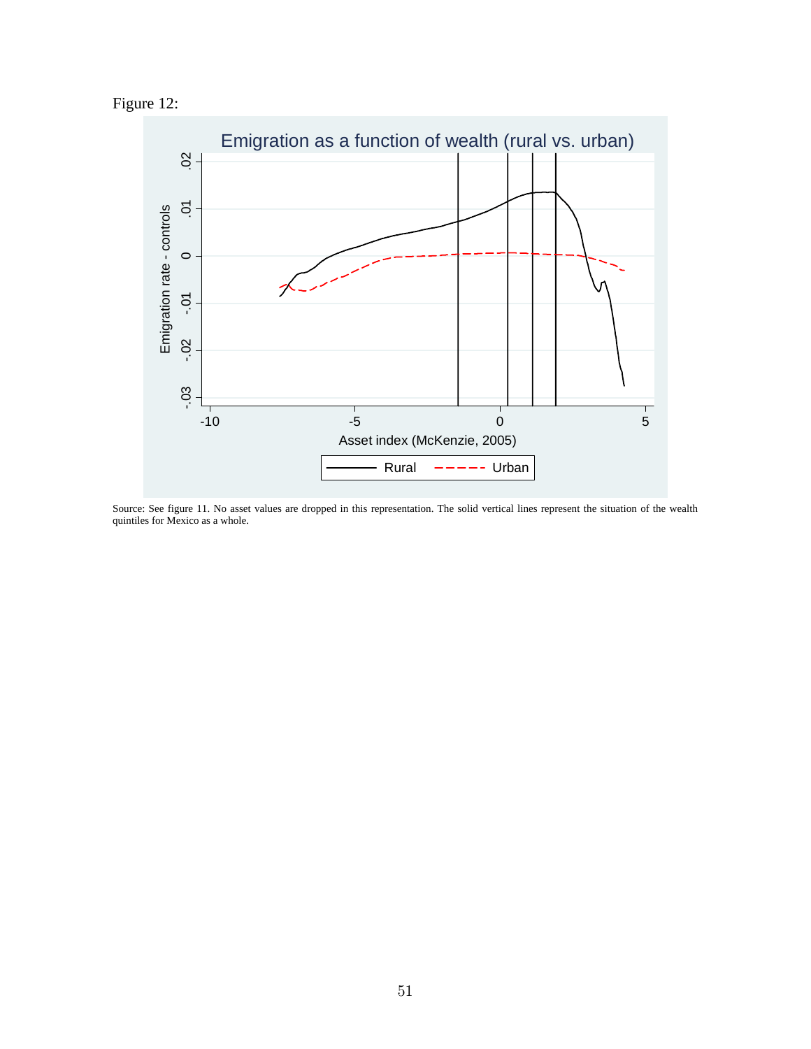Figure 12:

Source: See figure 11. No asset values are dropped in this representation. The solid vertical lines represent the situation of the wealth quintiles for Mexico as a whole.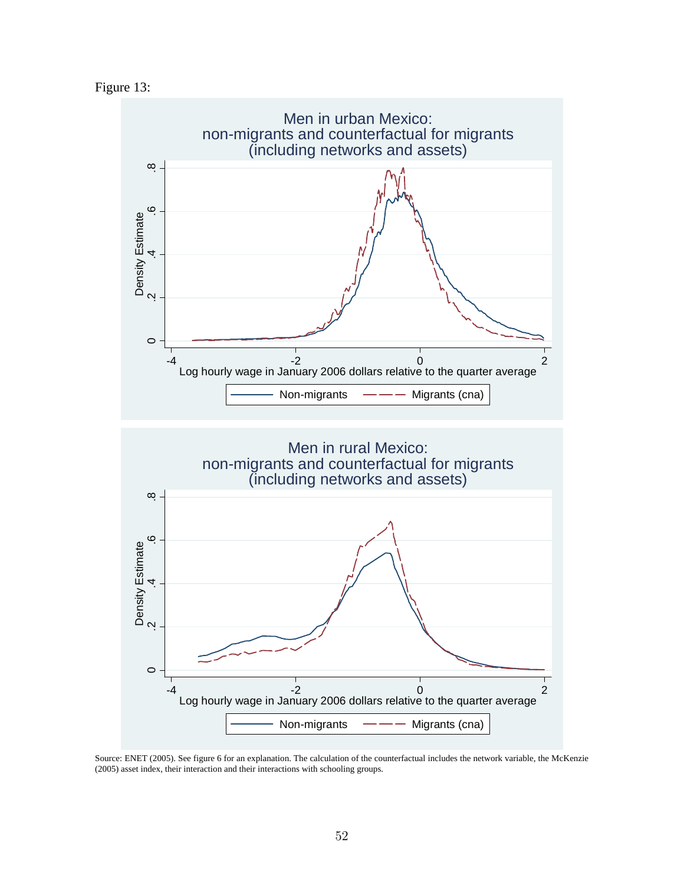Figure 13:

Source: ENET (2005). See figure 6 for an explanation. The calculation of the counterfactual includes the network variable, the McKenzie (2005) asset index, their interaction and their interactions with schooling groups.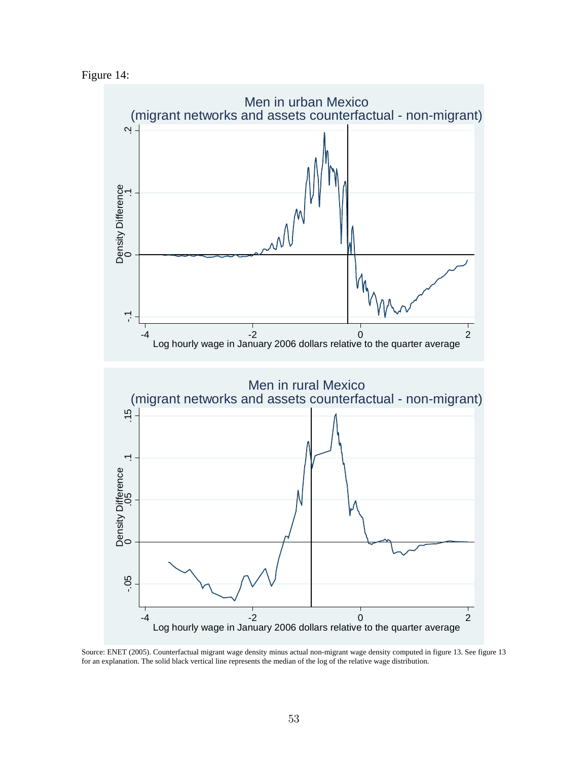Figure 14:

Source: ENET (2005). Counterfactual migrant wage density minus actual non-migrant wage density computed in figure 13. See figure 13 for an explanation. The solid black vertical line represents the median of the log of the relative wage distribution.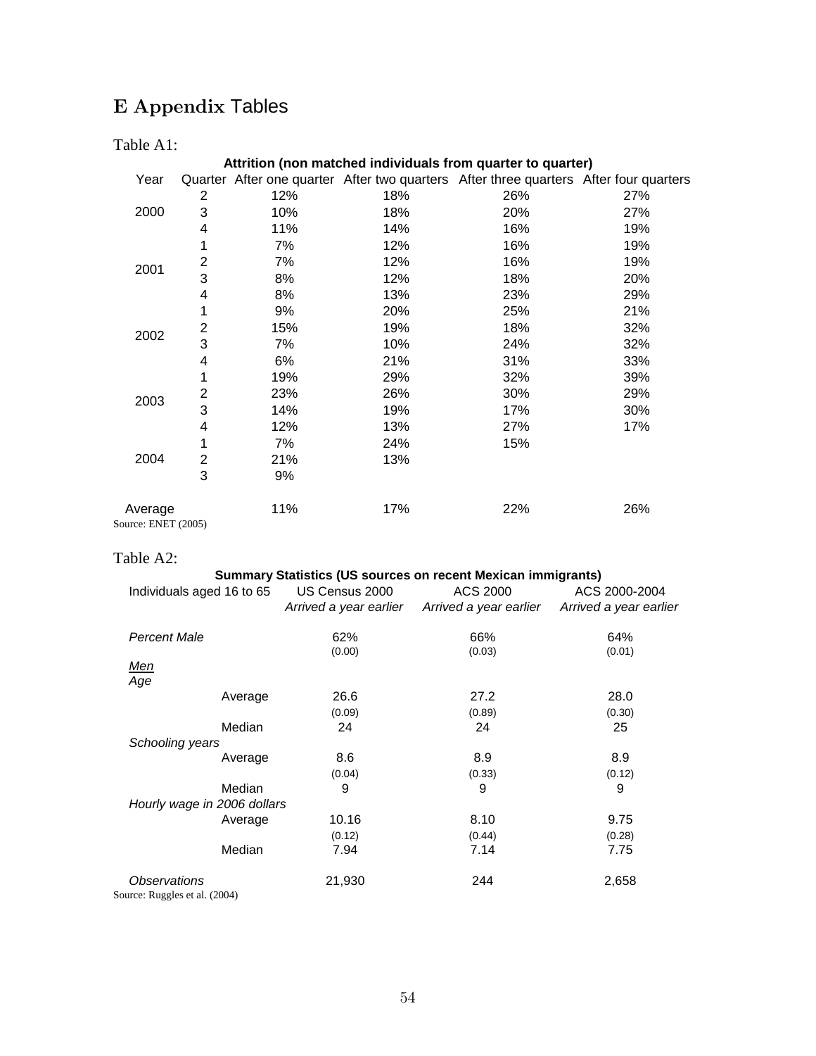# E Appendix Tables

Table A1:

**Attrition (non matched individuals from quarter to quarter)**

| Year | Quarter | After one quarter | After two quarters | After three quarters | After four quarters |
|---|---|---|---|---|---|
| 2000 | 2 | 12% | 18% | 26% | 27% |
| | 3 | 10% | 18% | 20% | 27% |
| | 4 | 11% | 14% | 16% | 19% |
| 2001 | 1 | 7% | 12% | 16% | 19% |
| | 2 | 7% | 12% | 16% | 19% |
| | 3 | 8% | 12% | 18% | 20% |
| | 4 | 8% | 13% | 23% | 29% |
| 2002 | 1 | 9% | 20% | 25% | 21% |
| | 2 | 15% | 19% | 18% | 32% |
| | 3 | 7% | 10% | 24% | 32% |
| | 4 | 6% | 21% | 31% | 33% |
| 2003 | 1 | 19% | 29% | 32% | 39% |
| | 2 | 23% | 26% | 30% | 29% |
| | 3 | 14% | 19% | 17% | 30% |
| | 4 | 12% | 13% | 27% | 17% |
| 2004 | 1 | 7% | 24% | 15% | |
| | 2 | 21% | 13% | | |
| | 3 | 9% | | | |
| Average | | 11% | 17% | 22% | 26% |

Source: ENET (2005)

Table A2:

**Summary Statistics (US sources on recent Mexican immigrants)**

| Individuals aged 16 to 65 | US Census 2000 *Arrived a year earlier* | ACS 2000 *Arrived a year earlier* | ACS 2000-2004 *Arrived a year earlier* |
|---|---|---|---|
| *Percent Male* | 62% | 66% | 64% |
| | (0.00) | (0.03) | (0.01) |
| *Men* | | | |
| *Age* | | | |
| Average | 26.6 | 27.2 | 28.0 |
| | (0.09) | (0.89) | (0.30) |
| Median | 24 | 24 | 25 |
| *Schooling years* | | | |
| Average | 8.6 | 8.9 | 8.9 |
| | (0.04) | (0.33) | (0.12) |
| Median | 9 | 9 | 9 |
| *Hourly wage in 2006 dollars* | | | |
| Average | 10.16 | 8.10 | 9.75 |
| | (0.12) | (0.44) | (0.28) |
| Median | 7.94 | 7.14 | 7.75 |
| *Observations* | 21,930 | 244 | 2,658 |

Source: Ruggles et al. (2004)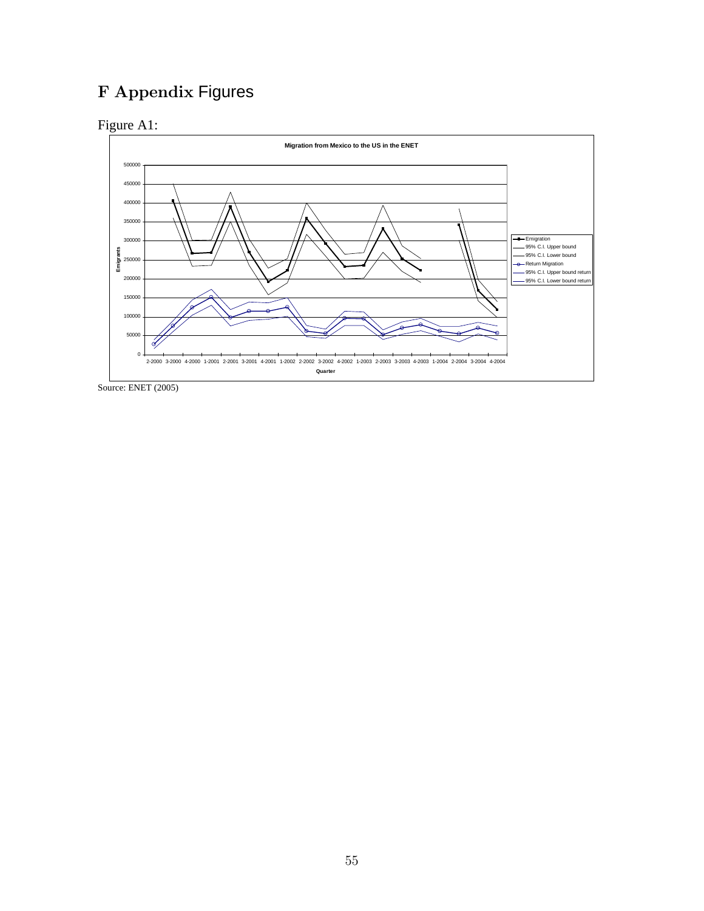# F Appendix Figures

Figure A1:

Migration from Mexico to the US in the ENET

500000
450000
400000
350000
300000
250000
200000
150000
100000
50000
0

Emigrants

2-2000 3-2000 4-2000 1-2001 2-2001 3-2001 4-2001 1-2002 2-2002 3-2002 4-2002 1-2003 2-2003 3-2003 4-2003 1-2004 2-2004 3-2004 4-2004

Quarter

Emigration
95% C.I. Upper bound
95% C.I. Lower bound
Return Migration
95% C.I. Upper bound return
95% C.I. Lower bound return

Source: ENET (2005)